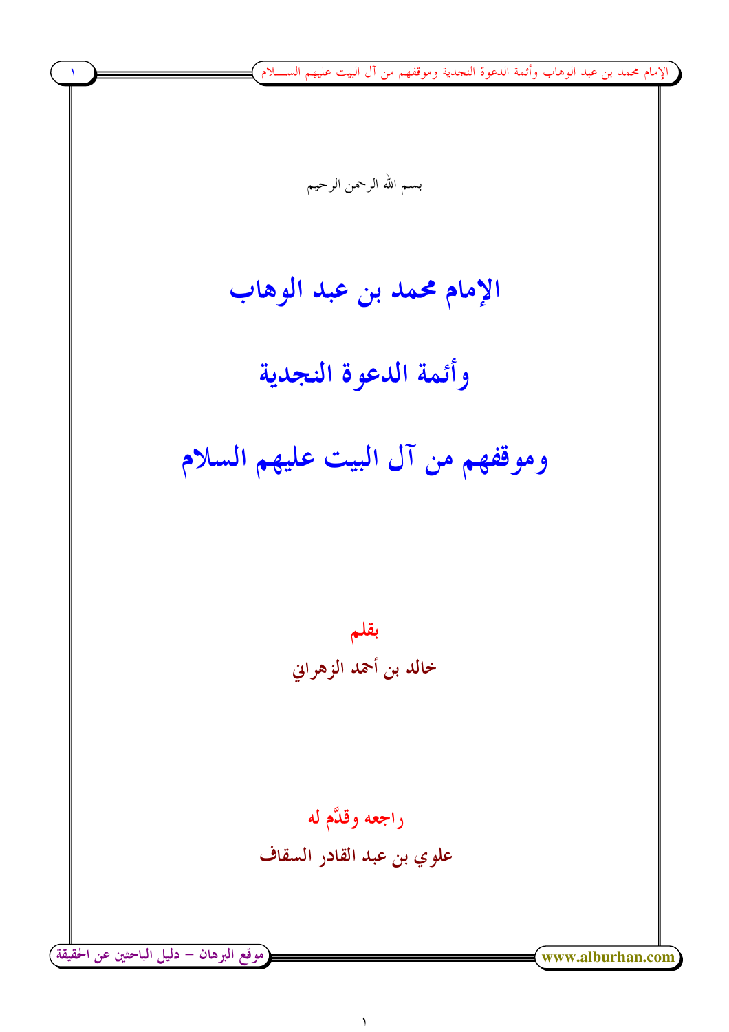بسم الله الرحمن الرحيم

# الإمام محمد بن عبد الوهاب

# وأئمة الدعوة النجدية

# وموقفهم من آل البيت عليهم السلام

**بقلم**

**خالد بن أحمد الزهراني**

**راجعه وقدَّم له**

**علوي بن عبد القادر السقاف**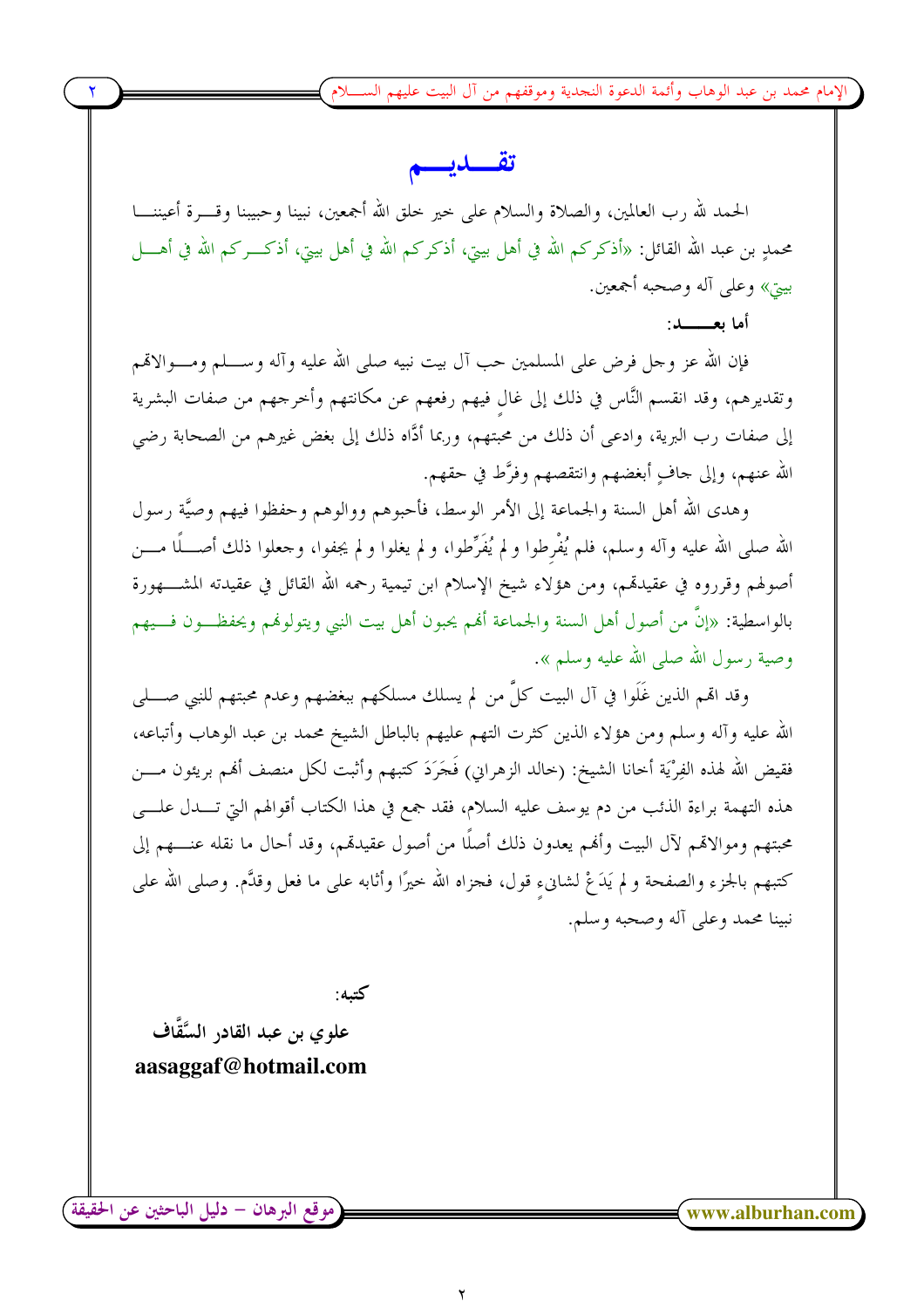# تقـــديـــم

الحمد لله رب العالمين، والصلاة والسلام على خير خلق الله أجمعين، نبينا وحبيبنا وقـــرة أعيننـــا محمدٍ بن عبد الله القائل: «أذكركم الله في أهل بيتي، أذكركم الله في أهل بيتي، أذكـــركم الله في أهـــل بيتي» وعلى آله وصحبه أجمعين.

**أما بعــــــد:**

فإن الله عز وجل فرض على المسلمين حب آل بيت نبيه صلى الله عليه وآله وســـلم ومـــوالاتهم وتقديرهم، وقد انقسم النَّاس في ذلك إلى غالٍ فيهم رفعهم عن مكانتهم وأخرجهم من صفات البشرية إلى صفات رب البرية، وادعى أن ذلك من محبتهم، وربما أدَّاه ذلك إلى بغض غيرهم من الصحابة رضي الله عنهم، وإلى جافٍ أبغضهم وانتقصهم وفرَّط في حقهم.

وهدى الله أهل السنة والجماعة إلى الأمر الوسط، فأحبوهم ووالوهم وحفظوا فيهم وصيَّة رسول الله صلى الله عليه وآله وسلم، فلم يُفْرِطوا ولم يُفَرِّطوا، ولم يغلوا ولم يجفوا، وجعلوا ذلك أصـــلًا مـــن أصولهم وقرروه في عقيدتهم، ومن هؤلاء شيخ الإسلام ابن تيمية رحمه الله القائل في عقيدته المشـــهورة بالواسطية: «إنَّ من أصول أهل السنة والجماعة أنهم يحبون أهل بيت النبي ويتولونهم ويحفظـــون فـــيهم وصية رسول الله صلى الله عليه وسلم ».

وقد اتهم الذين غَلَوا في آل البيت كلَّ من لم يسلك مسلكهم ببغضهم وعدم محبتهم للنبي صـــلى الله عليه وآله وسلم ومن هؤلاء الذين كثرت التهم عليهم بالباطل الشيخ محمد بن عبد الوهاب وأتباعه، فقيض الله لهذه الفِرْيَة أخانا الشيخ: (خالد الزهراني) فَجَرَدَ كتبهم وأثبت لكل منصف أنهم بريئون مـــن هذه التهمة براءة الذئب من دم يوسف عليه السلام، فقد جمع في هذا الكتاب أقوالهم التي تـــدل علـــى محبتهم وموالاتهم لآل البيت وأنهم يعدون ذلك أصلًا من أصول عقيدتهم، وقد أحال ما نقله عنـــهم إلى كتبهم بالجزء والصفحة ولم يَدَعْ لشانئٍ قول، فجزاه الله خيرًا وأثابه على ما فعل وقدَّم. وصلى الله على نبينا محمد وعلى آله وصحبه وسلم.

كتبه:

**علوي بن عبد القادر السَّقَّاف**

**aasaggaf@hotmail.com**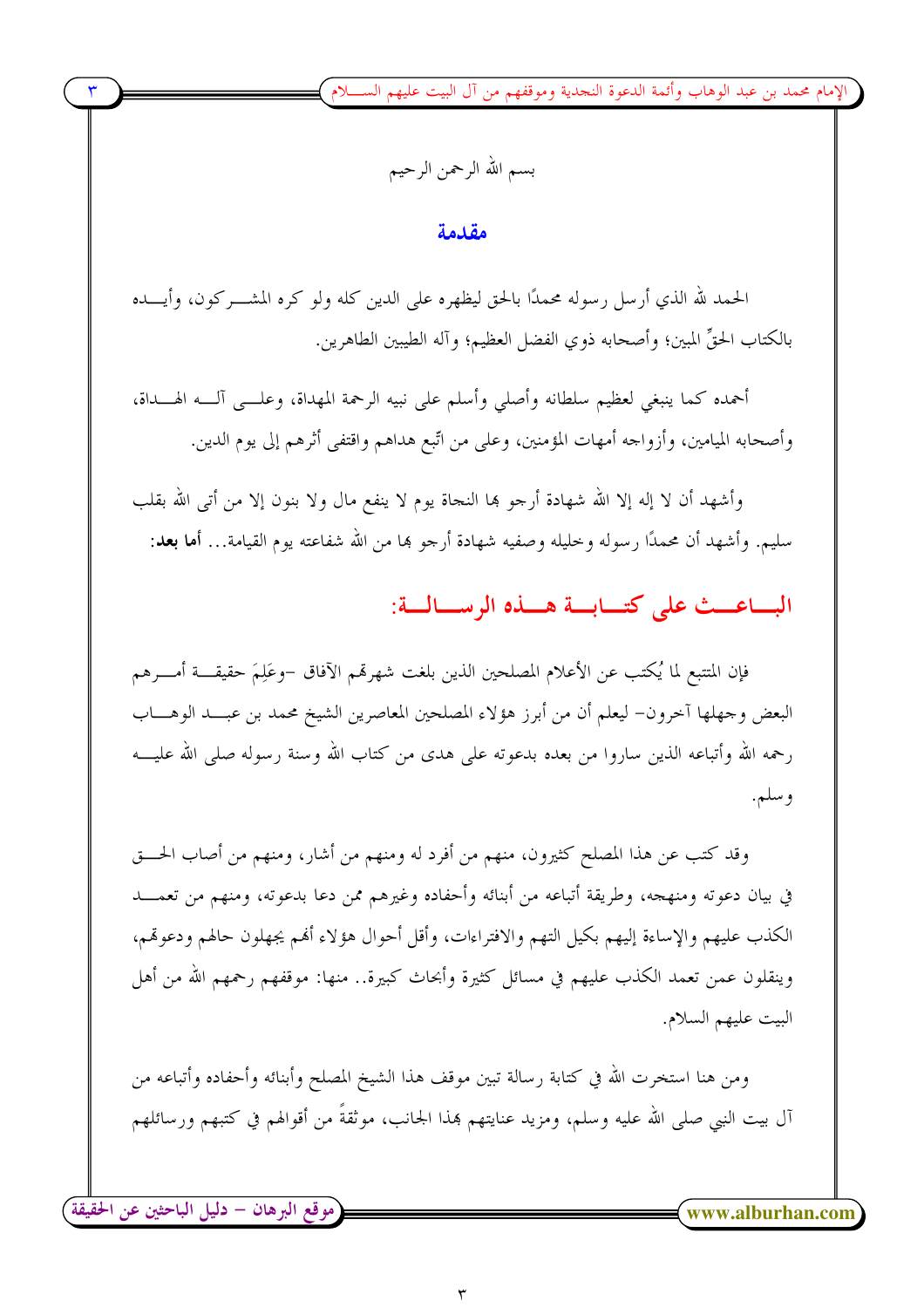بسم الله الرحمن الرحيم

## مقدمة

الحمد لله الذي أرسل رسوله محمدًا بالحق ليظهره على الدين كله ولو كره المشركون، وأيده بالكتاب الحقِّ المبين؛ وأصحابه ذوي الفضل العظيم؛ وآله الطيبين الطاهرين.

أحمده كما ينبغي لعظيم سلطانه وأصلي وأسلم على نبيه الرحمة المهداة، وعلى آله الهداة، وأصحابه الميامين، وأزواجه أمهات المؤمنين، وعلى من اتَّبع هداهم واقتفى أثرهم إلى يوم الدين.

وأشهد أن لا إله إلا الله شهادة أرجو بها النجاة يوم لا ينفع مال ولا بنون إلا من أتى الله بقلب سليم. وأشهد أن محمدًا رسوله وخليله وصفيه شهادة أرجو بها من الله شفاعته يوم القيامة... **أما بعد:**

## الباعث على كتابة هذه الرسالة:

فإن المتتبع لما يُكتب عن الأعلام المصلحين الذين بلغت شهرتهم الآفاق –وعَلِمَ حقيقة أمرهم البعض وجهلها آخرون– ليعلم أن من أبرز هؤلاء المصلحين المعاصرين الشيخ محمد بن عبد الوهاب رحمه الله وأتباعه الذين ساروا من بعده بدعوته على هدى من كتاب الله وسنة رسوله صلى الله عليه وسلم.

وقد كتب عن هذا المصلح كثيرون، منهم من أفرد له ومنهم من أشار، ومنهم من أصاب الحق في بيان دعوته ومنهجه، وطريقة أتباعه من أبنائه وأحفاده وغيرهم ممن دعا بدعوته، ومنهم من تعمد الكذب عليهم والإساءة إليهم بكيل التهم والافتراءات، وأقل أحوال هؤلاء أنهم يجهلون حالهم ودعوتهم، وينقلون عمن تعمد الكذب عليهم في مسائل كثيرة وأبحاث كبيرة.. منها: موقفهم رحمهم الله من أهل البيت عليهم السلام.

ومن هنا استخرت الله في كتابة رسالة تبين موقف هذا الشيخ المصلح وأبنائه وأحفاده وأتباعه من آل بيت النبي صلى الله عليه وسلم، ومزيد عنايتهم بهذا الجانب، موثقةً من أقوالهم في كتبهم ورسائلهم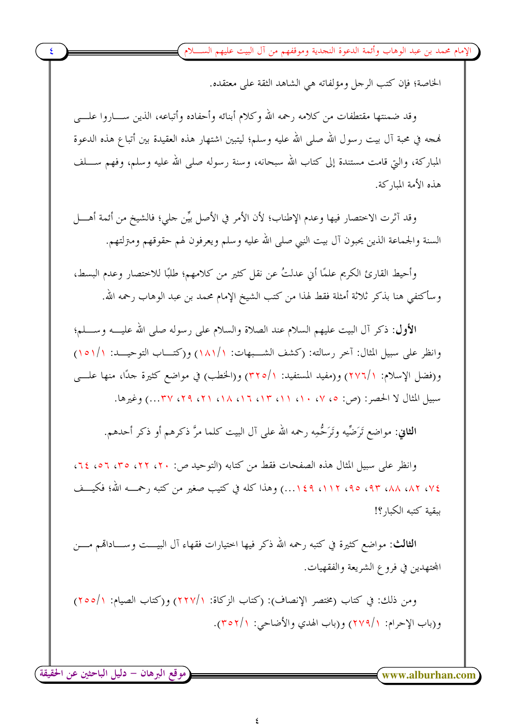الخاصة؛ فإن كتب الرجل ومؤلفاته هي الشاهد الثقة على معتقده.

وقد ضمنتها مقتطفات من كلامه رحمه الله وكلام أبنائه وأحفاده وأتباعه، الذين ساروا على نهجه في محبة آل بيت رسول الله صلى الله عليه وسلم؛ ليتبين اشتهار هذه العقيدة بين أتباع هذه الدعوة المباركة، والتي قامت مستندة إلى كتاب الله سبحانه، وسنة رسوله صلى الله عليه وسلم، وفهم سلف هذه الأمة المباركة.

وقد آثرت الاختصار فيها وعدم الإطناب؛ لأن الأمر في الأصل بيِّن جلي؛ فالشيخ من أئمة أهل السنة والجماعة الذين يحبون آل بيت النبي صلى الله عليه وسلم ويعرفون لهم حقوقهم ومنزلتهم.

وأحيط القارئ الكريم علمًا أني عدلتُ عن نقل كثير من كلامهم؛ طلبًا للاختصار وعدم البسط، وسأكتفي هنا بذكر ثلاثة أمثلة فقط لهذا من كتب الشيخ الإمام محمد بن عبد الوهاب رحمه الله.

**الأول:** ذكر آل البيت عليهم السلام عند الصلاة والسلام على رسوله صلى الله عليه وسلم؛ وانظر على سبيل المثال: آخر رسالته: (كشف الشبهات: ١/١٨١) و(كتاب التوحيد: ١/١٥١) و(فضل الإسلام: ١/٢٧٦) و(مفيد المستفيد: ١/٣٢٥) و(الخطب) في مواضع كثيرة جدًا، منها على سبيل المثال لا الحصر: (ص: ٥، ٧، ١٠، ١١، ١٣، ١٦، ١٨، ٢١، ٢٩، ٣٧...) وغيرها.

**الثاني:** مواضع تَرَضِّيه وتَرَحُّمِه رحمه الله على آل البيت كلما مرَّ ذكرهم أو ذكر أحدهم.

وانظر على سبيل المثال هذه الصفحات فقط من كتابه (التوحيد ص: ٢٠، ٢٢، ٣٥، ٥٦، ٦٤، ٧٤، ٨٢، ٨٨، ٩٣، ٩٥، ١١٢، ١٤٩...) وهذا كله في كتيب صغير من كتبه رحمه الله؛ فكيف ببقية كتبه الكبار؟!

**الثالث:** مواضع كثيرة في كتبه رحمه الله ذكر فيها اختيارات فقهاء آل البيت وسادالهم من المجتهدين في فروع الشريعة والفقهيات.

ومن ذلك: في كتاب (مختصر الإنصاف): (كتاب الزكاة: ١/٢٢٧) و(كتاب الصيام: ١/٢٥٥) و(باب الإحرام: ١/٢٧٩) و(باب الهدي والأضاحي: ١/٣٥٢).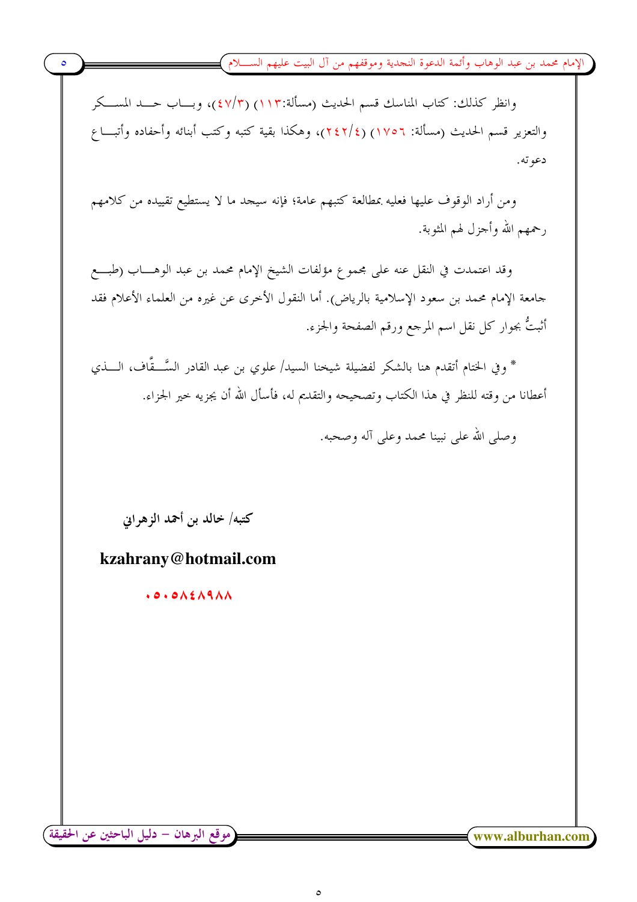وانظر كذلك: كتاب المناسك قسم الحديث (مسألة:١١٣) (٤٧/٣)، وباب حد المسكر والتعزير قسم الحديث (مسألة: ١٧٥٦) (٢٤٢/٤)، وهكذا بقية كتبه وكتب أبنائه وأحفاده وأتباع دعوته.

ومن أراد الوقوف عليها فعليه بمطالعة كتبهم عامة؛ فإنه سيجد ما لا يستطيع تقييده من كلامهم رحمهم الله وأجزل لهم المثوبة.

وقد اعتمدت في النقل عنه على مجموع مؤلفات الشيخ الإمام محمد بن عبد الوهاب (طبع جامعة الإمام محمد بن سعود الإسلامية بالرياض). أما النقول الأخرى عن غيره من العلماء الأعلام فقد أثبتُّ بجوار كل نقل اسم المرجع ورقم الصفحة والجزء.

* وفي الختام أتقدم هنا بالشكر لفضيلة شيخنا السيد/ علوي بن عبد القادر السَّقَّاف، الذي أعطانا من وقته للنظر في هذا الكتاب وتصحيحه والتقديم له، فأسأل الله أن يجزيه خير الجزاء.

وصلى الله على نبينا محمد وعلى آله وصحبه.

**كتبه/ خالد بن أحمد الزهراني**

**kzahrany@hotmail.com**

**٠٥٠٥٨٤٨٩٨٨**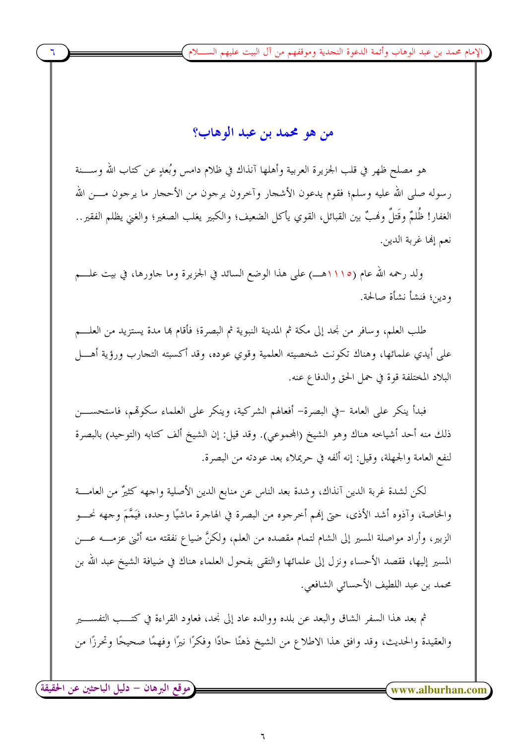## من هو محمد بن عبد الوهاب؟

هو مصلح ظهر في قلب الجزيرة العربية وأهلها آنذاك في ظلام دامس وبُعدٍ عن كتاب الله وسنة رسوله صلى الله عليه وسلم؛ فقوم يدعون الأشجار وآخرون يرجون من الأحجار ما يرجون من الله الغفار! ظُلمٌ وقَتلٌ ونهبٌ بين القبائل، القوي يأكل الضعيف؛ والكبير يغلب الصغير؛ والغني يظلم الفقير.. نعم إنها غربة الدين.

ولد رحمه الله عام (١١١٥هـ) على هذا الوضع السائد في الجزيرة وما جاورها، في بيت علم ودين؛ فنشأ نشأة صالحة.

طلب العلم، وسافر من نجد إلى مكة ثم المدينة النبوية ثم البصرة؛ فأقام بها مدة يستزيد من العلم على أيدي علمائها، وهناك تكونت شخصيته العلمية وقوي عوده، وقد أكسبته التجارب ورؤية أهل البلاد المختلفة قوة في حمل الحق والدفاع عنه.

فبدأ ينكر على العامة –في البصرة– أفعالهم الشركية، وينكر على العلماء سكوتهم، فاستحسن ذلك منه أحد أشياخه هناك وهو الشيخ (المجموعي). وقد قيل: إن الشيخ ألف كتابه (التوحيد) بالبصرة لنفع العامة والجهلة، وقيل: إنه ألفه في حريملاء بعد عودته من البصرة.

لكن لشدة غربة الدين آنذاك، وشدة بعد الناس عن منابع الدين الأصلية واجهه كثيرٌ من العامة والخاصة، وآذوه أشد الأذى، حتى إنهم أخرجوه من البصرة في الهاجرة ماشيًا وحده، فَيَمَّمَ وجهه نحو الزبير، وأراد مواصلة المسير إلى الشام لتمام مقصده من العلم، ولكنَّ ضياع نفقته منه أثنى عزمه عن المسير إليها، فقصد الأحساء ونزل إلى علمائها والتقى بفحول العلماء هناك في ضيافة الشيخ عبد الله بن محمد بن عبد اللطيف الأحسائي الشافعي.

ثم بعد هذا السفر الشاق والبعد عن بلده ووالده عاد إلى نجد، فعاود القراءة في كتب التفسير والعقيدة والحديث، وقد وافق هذا الاطلاع من الشيخ ذهنًا حادًا وفكرًا نيرًا وفهمًا صحيحًا وتحرزًا من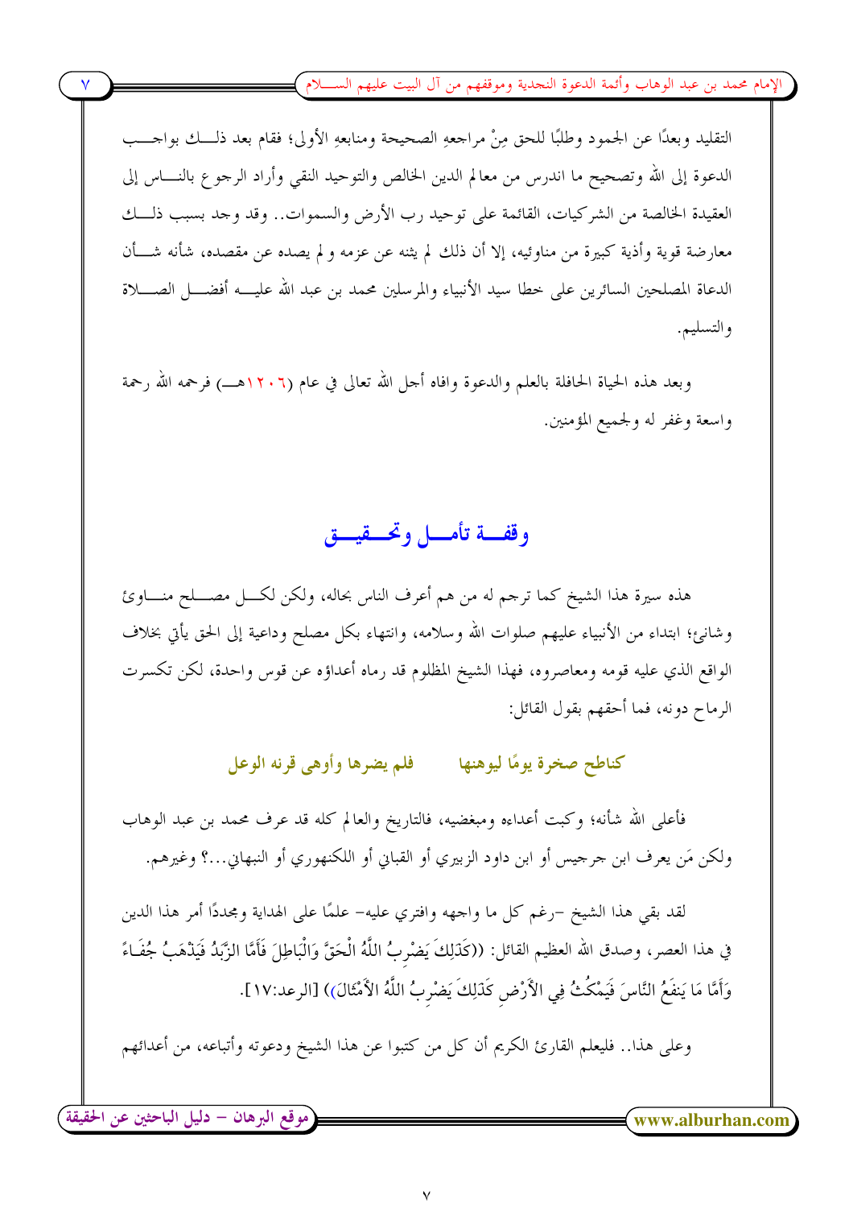التقليد وبعدًا عن الجمود وطلبًا للحق مِنْ مراجعهِ الصحيحة ومنابعهِ الأولى؛ فقام بعد ذلـك بواجـب الدعوة إلى الله وتصحيح ما اندرس من معالم الدين الخالص والتوحيد النقي وأراد الرجوع بالنـاس إلى العقيدة الخالصة من الشركيات، القائمة على توحيد رب الأرض والسموات.. وقد وجد بسبب ذلـك معارضة قوية وأذية كبيرة من مناوئيه، إلا أن ذلك لم يثنه عن عزمه و لم يصده عن مقصده، شأنه شـأن الدعاة المصلحين السائرين على خطا سيد الأنبياء والمرسلين محمد بن عبد الله عليـه أفضـل الصـلاة والتسليم.

وبعد هذه الحياة الحافلة بالعلم والدعوة وافاه أجل الله تعالى في عام (١٢٠٦هـ) فرحمه الله رحمة واسعة وغفر له ولجميع المؤمنين.

## وقفـة تأمـل وتحـقيـق

هذه سيرة هذا الشيخ كما ترجم له من هم أعرف الناس بحاله، ولكن لكـل مصـلح منـاوئ وشانئ؛ ابتداء من الأنبياء عليهم صلوات الله وسلامه، وانتهاء بكل مصلح وداعية إلى الحق يأتي بخلاف الواقع الذي عليه قومه ومعاصروه، فهذا الشيخ المظلوم قد رماه أعداؤه عن قوس واحدة، لكن تكسرت الرماح دونه، فما أحقهم بقول القائل:

كناطح صخرة يومًا ليوهنها فلم يضرها وأوهى قرنه الوعل

فأعلى الله شأنه؛ وكبت أعداءه ومبغضيه، فالتاريخ والعالم كله قد عرف محمد بن عبد الوهاب ولكن مَن يعرف ابن جرجيس أو ابن داود الزبيري أو القباني أو اللكنهوري أو النبهاني...؟ وغيرهم.

لقد بقي هذا الشيخ –رغم كل ما واجهه وافتري عليه– علمًا على الهداية ومجددًا أمر هذا الدين في هذا العصر، وصدق الله العظيم القائل: ((كَذَلِكَ يَضْرِبُ اللَّهُ الْحَقَّ وَالْبَاطِلَ فَأَمَّا الزَّبَدُ فَيَذْهَبُ جُفَاءً وَأَمَّا مَا يَنفَعُ النَّاسَ فَيَمْكُثُ فِي الأَرْضِ كَذَلِكَ يَضْرِبُ اللَّهُ الأَمْثَالَ)) [الرعد:١٧].

وعلى هذا.. فليعلم القارئ الكريم أن كل من كتبوا عن هذا الشيخ ودعوته وأتباعه، من أعدائهم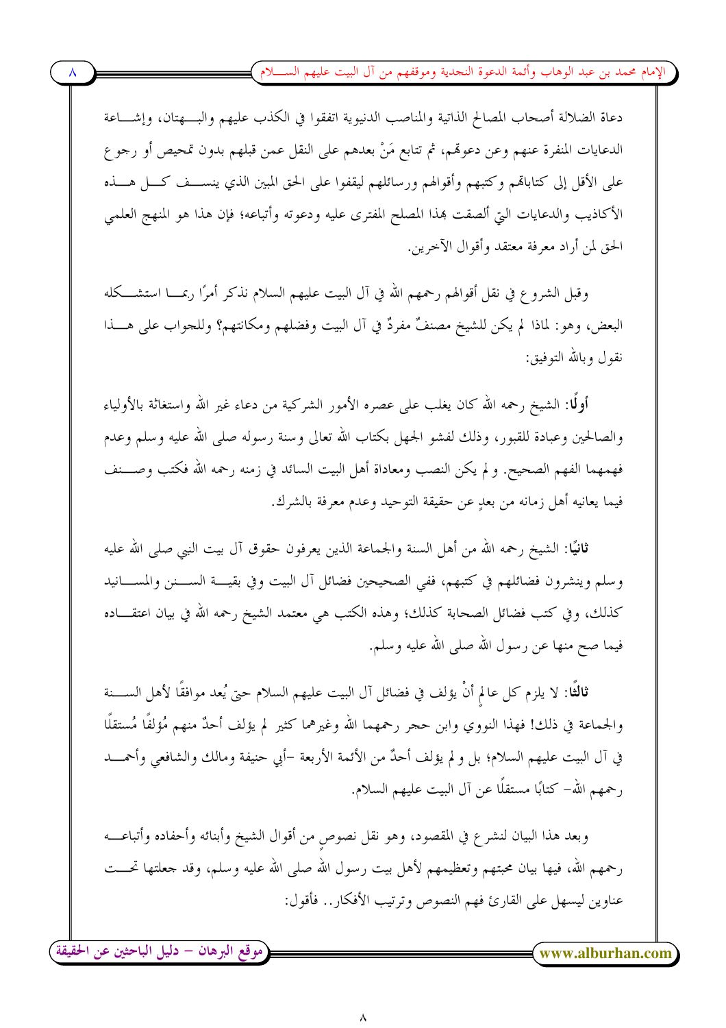دعاة الضلالة أصحاب المصالح الذاتية والمناصب الدنيوية اتفقوا في الكذب عليهم والبهتان، وإشاعة الدعايات المنفرة عنهم وعن دعوتهم، ثم تتابع مَنْ بعدهم على النقل عمن قبلهم بدون تمحيص أو رجوع على الأقل إلى كتاباتهم وكتبهم وأقوالهم ورسائلهم ليقفوا على الحق المبين الذي ينسف كل هذه الأكاذيب والدعايات التي ألصقت بهذا المصلح المفترى عليه ودعوته وأتباعه؛ فإن هذا هو المنهج العلمي الحق لمن أراد معرفة معتقد وأقوال الآخرين.

وقبل الشروع في نقل أقوالهم رحمهم الله في آل البيت عليهم السلام نذكر أمرًا ربما استشكله البعض، وهو: لماذا لم يكن للشيخ مصنفٌ مفردٌ في آل البيت وفضلهم ومكانتهم؟ وللجواب على هذا نقول وبالله التوفيق:

**أولًا**: الشيخ رحمه الله كان يغلب على عصره الأمور الشركية من دعاء غير الله واستغاثة بالأولياء والصالحين وعبادة للقبور، وذلك لفشو الجهل بكتاب الله تعالى وسنة رسوله صلى الله عليه وسلم وعدم فهمهما الفهم الصحيح. ولم يكن النصب ومعاداة أهل البيت السائد في زمنه رحمه الله فكتب وصنف فيما يعانيه أهل زمانه من بعدٍ عن حقيقة التوحيد وعدم معرفة بالشرك.

**ثانيًا**: الشيخ رحمه الله من أهل السنة والجماعة الذين يعرفون حقوق آل بيت النبي صلى الله عليه وسلم وينشرون فضائلهم في كتبهم، ففي الصحيحين فضائل آل البيت وفي بقية السنن والمسانيد كذلك، وفي كتب فضائل الصحابة كذلك؛ وهذه الكتب هي معتمد الشيخ رحمه الله في بيان اعتقاده فيما صح منها عن رسول الله صلى الله عليه وسلم.

**ثالثًا**: لا يلزم كل عالمٍ أنْ يؤلف في فضائل آل البيت عليهم السلام حتى يُعد موافقًا لأهل السنة والجماعة في ذلك! فهذا النووي وابن حجر رحمهما الله وغيرهما كثير لم يؤلف أحدٌ منهم مُؤلفًا مُستقلًا في آل البيت عليهم السلام؛ بل ولم يؤلف أحدٌ من الأئمة الأربعة -أبي حنيفة ومالك والشافعي وأحمد رحمهم الله- كتابًا مستقلًا عن آل البيت عليهم السلام.

وبعد هذا البيان لنشرع في المقصود، وهو نقل نصوصٍ من أقوال الشيخ وأبنائه وأحفاده وأتباعه رحمهم الله، فيها بيان محبتهم وتعظيمهم لأهل بيت رسول الله صلى الله عليه وسلم، وقد جعلتها تحت عناوين ليسهل على القارئ فهم النصوص وترتيب الأفكار.. فأقول: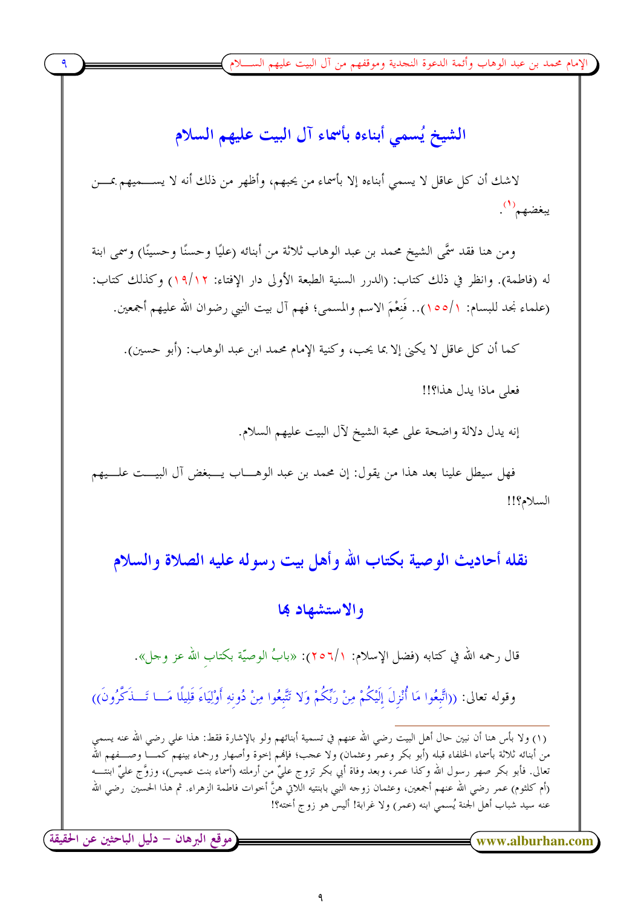## الشيخ يُسمي أبناءه بأسماء آل البيت عليهم السلام

لاشك أن كل عاقل لا يسمي أبناءه إلا بأسماء من يحبهم، وأظهر من ذلك أنه لا يسميهم بمن يبغضهم[1].

ومن هنا فقد سمَّى الشيخ محمد بن عبد الوهاب ثلاثة من أبنائه (عليًا وحسنًا وحسينًا) وسمى ابنة له (فاطمة). وانظر في ذلك كتاب: (الدرر السنية الطبعة الأولى دار الإفتاء: ١٢/١٩) وكذلك كتاب: (علماء نجد للبسام: ١/١٥٥).. فَنِعْمَ الاسم والمسمى؛ فهم آل بيت النبي رضوان الله عليهم أجمعين.

كما أن كل عاقل لا يكنى إلا بما يحب، وكنية الإمام محمد ابن عبد الوهاب: (أبو حسين).

فعلى ماذا يدل هذا؟!!

إنه يدل دلالة واضحة على محبة الشيخ لآل البيت عليهم السلام.

فهل سيطل علينا بعد هذا من يقول: إن محمد بن عبد الوهاب يبغض آل البيت عليهم السلام؟!!

## نقله أحاديث الوصية بكتاب الله وأهل بيت رسوله عليه الصلاة والسلام والاستشهاد بها

قال رحمه الله في كتابه (فضل الإسلام: ١/٢٥٦): «بابُ الوصيّة بكتابِ الله عز وجل».

وقوله تعالى: ((اتَّبِعُوا مَا أُنْزِلَ إِلَيْكُمْ مِنْ رَبِّكُمْ وَلا تَتَّبِعُوا مِنْ دُونِهِ أَوْلِيَاءَ قَلِيلًا مَا تَذَكَّرُونَ))

---

(١) ولا بأس هنا أن نبين حال أهل البيت رضي الله عنهم في تسمية أبنائهم ولو بالإشارة فقط: هذا علي رضي الله عنه يسمي من أبنائه ثلاثة بأسماء الخلفاء قبله (أبو بكر وعمر وعثمان) ولا عجب؛ فإنهم إخوة وأصهار ورحماء بينهم كما وصفهم الله تعالى. فأبو بكر صهر رسول الله وكذا عمر، وبعد وفاة أبي بكر تزوج عليٌّ من أرملته (أسماء بنت عميس)، وزوَّج عليٌّ ابنته (أم كلثوم) عمر رضي الله عنهم أجمعين، وعثمان زوجه النبي بابنتيه اللاتي هنَّ أخوات فاطمة الزهراء. ثم هذا الحسين رضي الله عنه سيد شباب أهل الجنة يُسمي ابنه (عمر) ولا غرابة! أليس هو زوج أخته؟!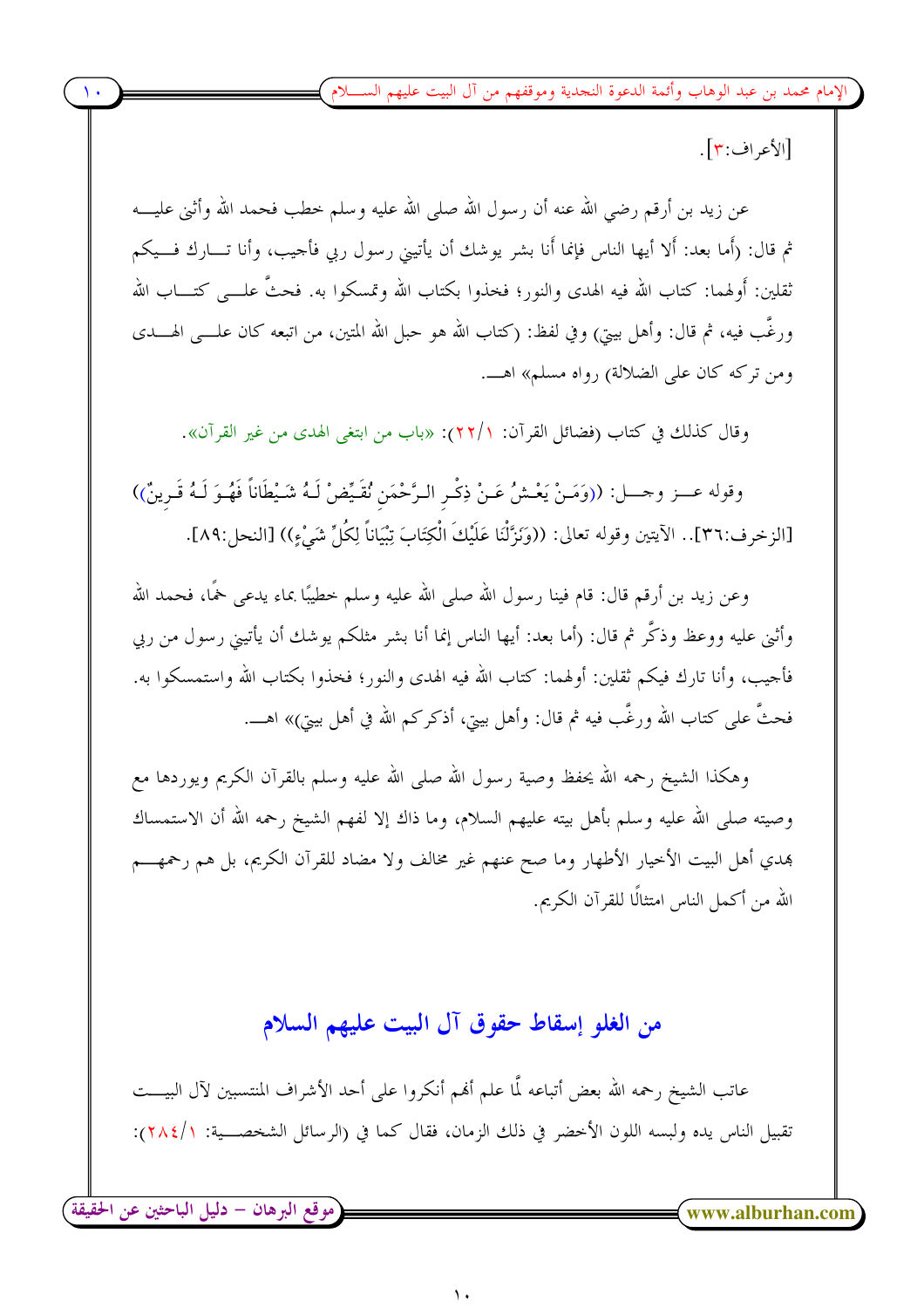[الأعراف:٣].

عن زيد بن أرقم رضي الله عنه أن رسول الله صلى الله عليه وسلم خطب فحمد الله وأثنى عليه ثم قال: (أما بعد: ألا أيها الناس فإنما أنا بشر يوشك أن يأتيني رسول ربي فأجيب، وأنا تارك فيكم ثقلين: أولهما: كتاب الله فيه الهدى والنور؛ فخذوا بكتاب الله وتمسكوا به. فحثَّ على كتاب الله ورغَّب فيه، ثم قال: وأهل بيتي) وفي لفظ: (كتاب الله هو حبل الله المتين، من اتبعه كان على الهدى ومن تركه كان على الضلالة) رواه مسلم» اهـ.

وقال كذلك في كتاب (فضائل القرآن: ١/٢٢): «باب من ابتغى الهدى من غير القرآن».

وقوله عز وجل: ((وَمَنْ يَعْشُ عَنْ ذِكْرِ الرَّحْمَنِ نُقَيِّضْ لَهُ شَيْطَاناً فَهُوَ لَهُ قَرِينٌ)) [الزخرف:٣٦].. الآيتين وقوله تعالى: ((وَنَزَّلْنَا عَلَيْكَ الْكِتَابَ تِبْيَاناً لِكُلِّ شَيْءٍ)) [النحل:٨٩].

وعن زيد بن أرقم قال: قام فينا رسول الله صلى الله عليه وسلم خطيبًا بماء يدعى خمًا، فحمد الله وأثنى عليه ووعظ وذكَّر ثم قال: (أما بعد: أيها الناس إنما أنا بشر مثلكم يوشك أن يأتيني رسول من ربي فأجيب، وأنا تارك فيكم ثقلين: أولهما: كتاب الله فيه الهدى والنور؛ فخذوا بكتاب الله واستمسكوا به. فحثَّ على كتاب الله ورغَّب فيه ثم قال: وأهل بيتي، أذكركم الله في أهل بيتي)» اهـ.

وهكذا الشيخ رحمه الله يحفظ وصية رسول الله صلى الله عليه وسلم بالقرآن الكريم ويوردها مع وصيته صلى الله عليه وسلم بأهل بيته عليهم السلام، وما ذاك إلا لفهم الشيخ رحمه الله أن الاستمساك بهدي أهل البيت الأخيار الأطهار وما صح عنهم غير مخالف ولا مضاد للقرآن الكريم، بل هم رحمهم الله من أكمل الناس امتثالًا للقرآن الكريم.

## من الغلو إسقاط حقوق آل البيت عليهم السلام

عاتب الشيخ رحمه الله بعض أتباعه لَّما علم أنهم أنكروا على أحد الأشراف المنتسبين لآل البيت تقبيل الناس يده ولبسه اللون الأخضر في ذلك الزمان، فقال كما في (الرسائل الشخصية: ١/٢٨٤):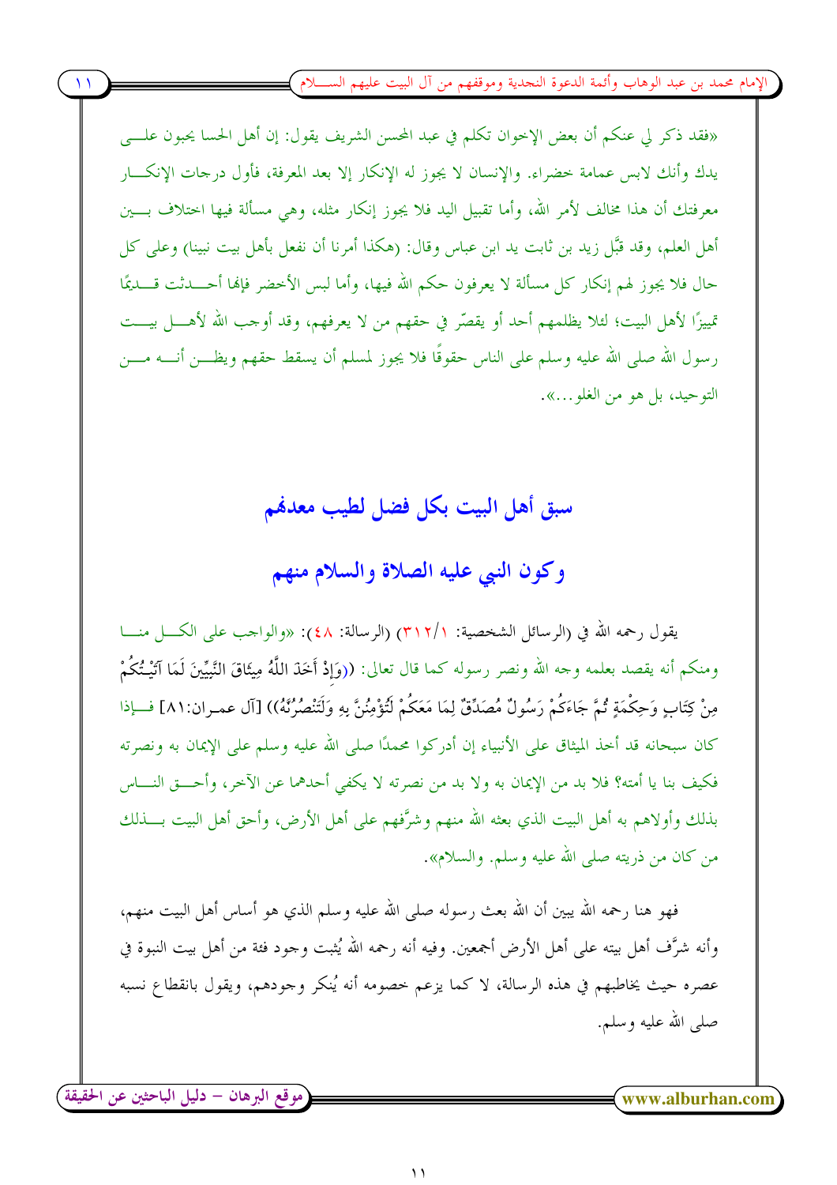«فقد ذكر لي عنكم أن بعض الإخوان تكلم في عبد المحسن الشريف يقول: إن أهل الحسا يحبون على يدك وأنك لابس عمامة خضراء. والإنسان لا يجوز له الإنكار إلا بعد المعرفة، فأول درجات الإنكار معرفتك أن هذا مخالف لأمر الله، وأما تقبيل اليد فلا يجوز إنكار مثله، وهي مسألة فيها اختلاف بين أهل العلم، وقد قبَّل زيد بن ثابت يد ابن عباس وقال: (هكذا أمرنا أن نفعل بأهل بيت نبينا) وعلى كل حال فلا يجوز لهم إنكار كل مسألة لا يعرفون حكم الله فيها، وأما لبس الأخضر فإنها أحدثت قديمًا تمييزًا لأهل البيت؛ لئلا يظلمهم أحد أو يقصّر في حقهم من لا يعرفهم، وقد أوجب الله لأهل بيت رسول الله صلى الله عليه وسلم على الناس حقوقًا فلا يجوز لمسلم أن يسقط حقهم ويظن أنه من التوحيد، بل هو من الغلو...».

## سبق أهل البيت بكل فضل لطيب معدنهم وكون النبي عليه الصلاة والسلام منهم

يقول رحمه الله في (الرسائل الشخصية: ١/٣١٢) (الرسالة: ٤٨): «والواجب على الكل منا ومنكم أنه يقصد بعلمه وجه الله ونصر رسوله كما قال تعالى: ((وَإِذْ أَخَذَ اللَّهُ مِيثَاقَ النَّبِيِّينَ لَمَا آتَيْتُكُمْ مِنْ كِتَابٍ وَحِكْمَةٍ ثُمَّ جَاءَكُمْ رَسُولٌ مُصَدِّقٌ لِمَا مَعَكُمْ لَتُؤْمِنُنَّ بِهِ وَلَتَنْصُرُنَّهُ)) [آل عمران:٨١] فإذا كان سبحانه قد أخذ الميثاق على الأنبياء إن أدركوا محمدًا صلى الله عليه وسلم على الإيمان به ونصرته فكيف بنا يا أمته؟ فلا بد من الإيمان به ولا بد من نصرته لا يكفي أحدهما عن الآخر، وأحق الناس بذلك وأولاهم به أهل البيت الذي بعثه الله منهم وشرَّفهم على أهل الأرض، وأحق أهل البيت بذلك من كان من ذريته صلى الله عليه وسلم. والسلام».

فهو هنا رحمه الله يبين أن الله بعث رسوله صلى الله عليه وسلم الذي هو أساس أهل البيت منهم، وأنه شرَّف أهل بيته على أهل الأرض أجمعين. وفيه أنه رحمه الله يُثبت وجود فئة من أهل بيت النبوة في عصره حيث يخاطبهم في هذه الرسالة، لا كما يزعم خصومه أنه يُنكر وجودهم، ويقول بانقطاع نسبه صلى الله عليه وسلم.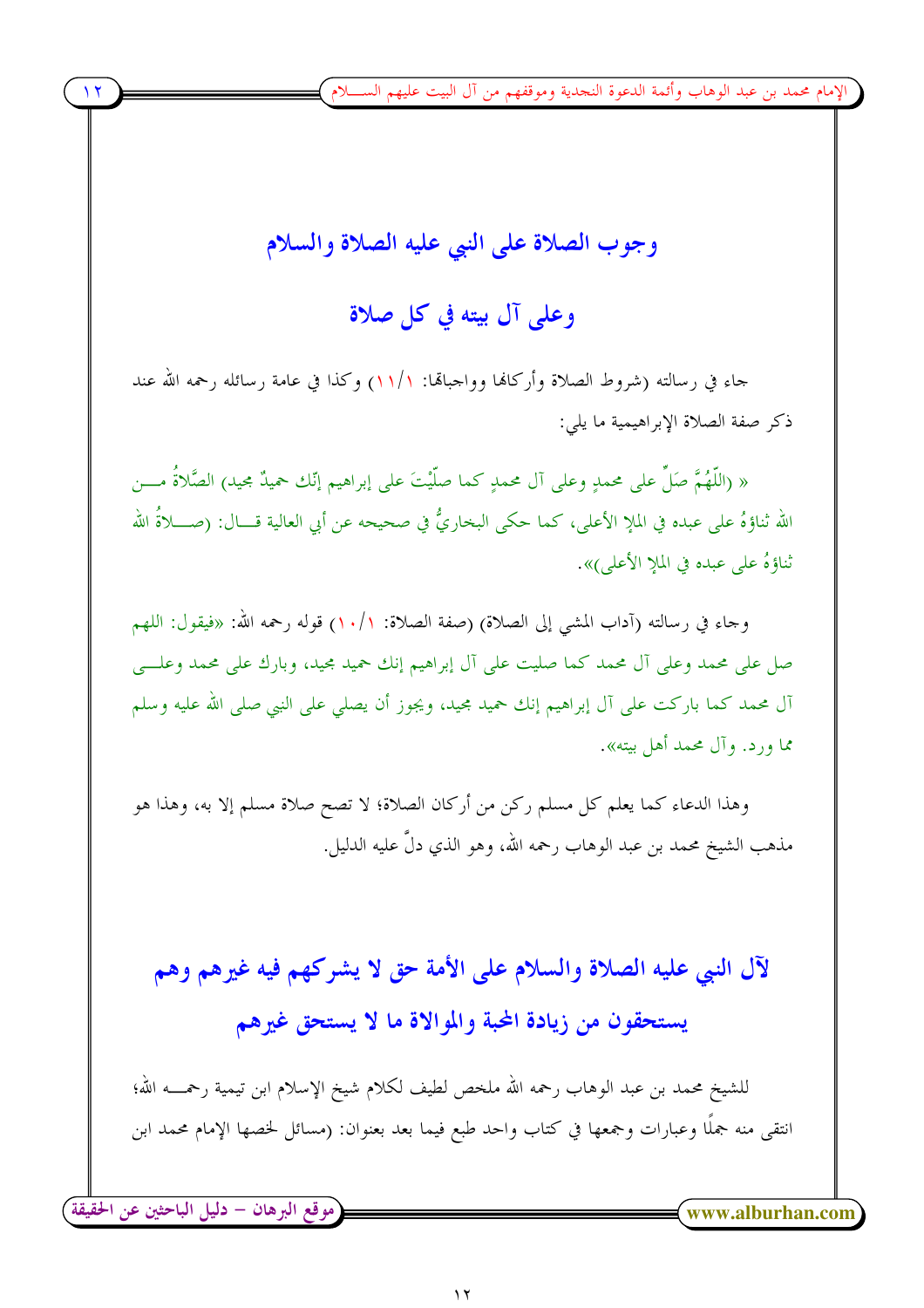## وجوب الصلاة على النبي عليه الصلاة والسلام وعلى آل بيته في كل صلاة

جاء في رسالته (شروط الصلاة وأركانها وواجباتها: ١/١١) وكذا في عامة رسائله رحمه الله عند ذكر صفة الصلاة الإبراهيمية ما يلي:

« (اللّهُمَّ صَلِّ على محمدٍ وعلى آل محمدٍ كما صلّيتَ على إبراهيم إنّك حميدٌ مجيد) الصَّلاةُ من الله ثناؤهُ على عبده في الملإ الأعلى، كما حكى البخاريُّ في صحيحه عن أبي العالية قال: (صلاةُ الله ثناؤهُ على عبده في الملإ الأعلى)».

وجاء في رسالته (آداب المشي إلى الصلاة) (صفة الصلاة: ١/١٠) قوله رحمه الله: «فيقول: اللهم صل على محمد وعلى آل محمد كما صليت على آل إبراهيم إنك حميد مجيد، وبارك على محمد وعلى آل محمد كما باركت على آل إبراهيم إنك حميد مجيد، ويجوز أن يصلي على النبي صلى الله عليه وسلم مما ورد. وآل محمد أهل بيته».

وهذا الدعاء كما يعلم كل مسلم ركن من أركان الصلاة؛ لا تصح صلاة مسلم إلا به، وهذا هو مذهب الشيخ محمد بن عبد الوهاب رحمه الله، وهو الذي دلَّ عليه الدليل.

## لآل النبي عليه الصلاة والسلام على الأمة حق لا يشركهم فيه غيرهم وهم يستحقون من زيادة المحبة والموالاة ما لا يستحق غيرهم

للشيخ محمد بن عبد الوهاب رحمه الله ملخص لطيف لكلام شيخ الإسلام ابن تيمية رحمه الله؛ انتقى منه جملًا وعبارات وجمعها في كتاب واحد طبع فيما بعد بعنوان: (مسائل لخصها الإمام محمد ابن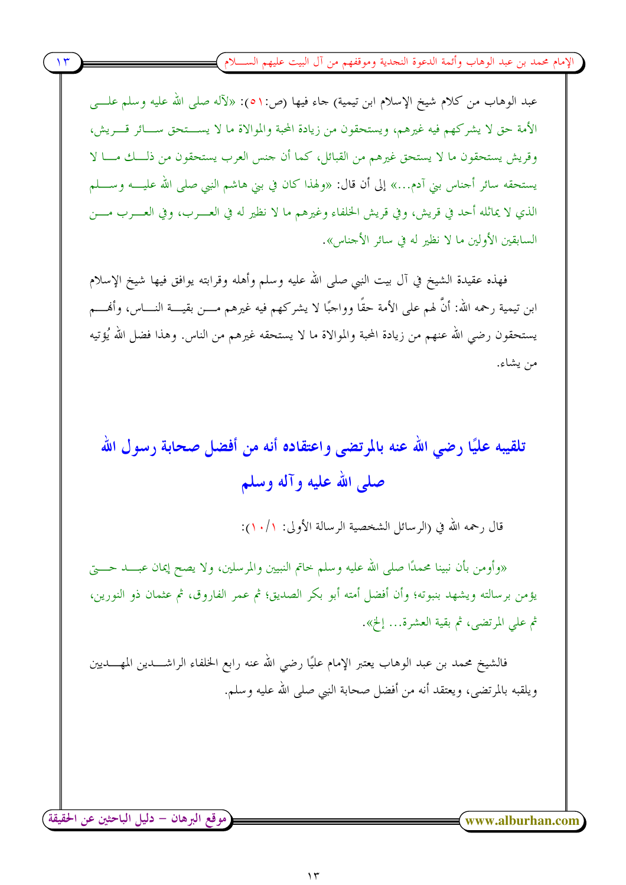عبد الوهاب من كلام شيخ الإسلام ابن تيمية) جاء فيها (ص:٥١): «لآله صلى الله عليه وسلم على الأمة حق لا يشركهم فيه غيرهم، ويستحقون من زيادة المحبة والموالاة ما لا يستحق سائر قريش، وقريش يستحقون ما لا يستحق غيرهم من القبائل، كما أن جنس العرب يستحقون من ذلك ما لا يستحقه سائر أجناس بني آدم...» إلى أن قال: «ولهذا كان في بني هاشم النبي صلى الله عليه وسلم الذي لا يماثله أحد في قريش، وفي قريش الخلفاء وغيرهم ما لا نظير له في العرب، وفي العرب من السابقين الأولين ما لا نظير له في سائر الأجناس».

فهذه عقيدة الشيخ في آل بيت النبي صلى الله عليه وسلم وأهله وقرابته يوافق فيها شيخ الإسلام ابن تيمية رحمه الله: أنَّ لهم على الأمة حقًا وواجبًا لا يشركهم فيه غيرهم من بقية الناس، وأنهم يستحقون رضي الله عنهم من زيادة المحبة والموالاة ما لا يستحقه غيرهم من الناس. وهذا فضل الله يُؤتيه من يشاء.

## تلقيبه عليًا رضي الله عنه بالمرتضى واعتقاده أنه من أفضل صحابة رسول الله صلى الله عليه وآله وسلم

قال رحمه الله في (الرسائل الشخصية الرسالة الأولى: ١/١٠):

«وأومن بأن نبينا محمدًا صلى الله عليه وسلم خاتم النبيين والمرسلين، ولا يصح إيمان عبد حتى يؤمن برسالته ويشهد بنبوته؛ وأن أفضل أمته أبو بكر الصديق؛ ثم عمر الفاروق، ثم عثمان ذو النورين، ثم علي المرتضى، ثم بقية العشرة... إلخ».

فالشيخ محمد بن عبد الوهاب يعتبر الإمام عليًا رضي الله عنه رابع الخلفاء الراشدين المهديين ويلقبه بالمرتضى، ويعتقد أنه من أفضل صحابة النبي صلى الله عليه وسلم.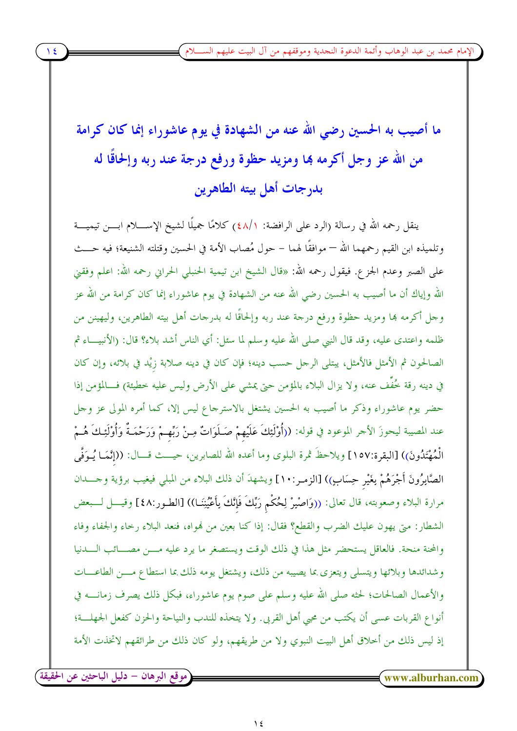## ما أصيب به الحسين رضي الله عنه من الشهادة في يوم عاشوراء إنما كان كرامة من الله عز وجل أكرمه بها ومزيد حظوة ورفع درجة عند ربه وإلحاقًا له بدرجات أهل بيته الطاهرين

ينقل رحمه الله في رسالة (الرد على الرافضة: ١/٤٨) كلامًا جميلًا لشيخ الإسلام ابن تيمية وتلميذه ابن القيم رحمهما الله — موافقًا لهما – حول مُصاب الأمة في الحسين وقتله الشنيعة؛ فيه حث على الصبر وعدم الجزع. فيقول رحمه الله: «قال الشيخ ابن تيمية الحنبلي الحراني رحمه الله: اعلم وفقني الله وإياك أن ما أصيب به الحسين رضي الله عنه من الشهادة في يوم عاشوراء إنما كان كرامة من الله عز وجل أكرمه بها ومزيد حظوة ورفع درجة عند ربه وإلحاقًا له بدرجات أهل بيته الطاهرين، وليهينن من ظلمه واعتدى عليه، وقد قال النبي صلى الله عليه وسلم لما سئل: أي الناس أشد بلاء؟ قال: (الأنبياء ثم الصالحون ثم الأمثل فالأمثل، يبتلى الرجل حسب دينه؛ فإن كان في دينه صلابة زِيْد في بلائه، وإن كان في دينه رقة خُفِّف عنه، ولا يزال البلاء بالمؤمن حتى يمشي على الأرض وليس عليه خطيئة) فالمؤمن إذا حضر يوم عاشوراء وذكر ما أصيب به الحسين يشتغل بالاسترجاع ليس إلا، كما أمره المولى عز وجل عند المصيبة ليحوزَ الأجر الموعود في قوله: ((أُوْلَئِكَ عَلَيْهِمْ صَلَوَاتٌ مِنْ رَبِّهِمْ وَرَحْمَةٌ وَأُوْلَئِكَ هُمْ الْمُهْتَدُونَ)) [البقرة:١٥٧] ويلاحظَ ثمرة البلوى وما أعده الله للصابرين، حيث قال: ((إِنَّمَا يُوَفَّى الصَّابِرُونَ أَجْرَهُمْ بِغَيْرِ حِسَابٍ)) [الزمر:١٠] ويشهدَ أن ذلك البلاء من المبلي فيغيب برؤية وجدان مرارة البلاء وصعوبته، قال تعالى: ((وَاصْبِرْ لِحُكْمِ رَبِّكَ فَإِنَّكَ بِأَعْيُنِنَا)) [الطور:٤٨] وقيل لبعض الشطار: متى يهون عليك الضرب والقطع؟ فقال: إذا كنا بعين من نهواه، فنعد البلاء رخاء والجفاء وفاء والمحنة منحة. فالعاقل يستحضر مثل هذا في ذلك الوقت ويستصغر ما يرد عليه من مصائب الدنيا وشدائدها وبلائها ويتسلى ويتعزى بما يصيبه من ذلك، ويشتغل يومه ذلك بما استطاع من الطاعات والأعمال الصالحات؛ لحثه صلى الله عليه وسلم على صوم يوم عاشوراء، فبكل ذلك يصرف زمانه في أنواع القربات عسى أن يكتب من محبي أهل القربى. ولا يتخذه للندب والنياحة والحزن كفعل الجهلة؛ إذ ليس ذلك من أخلاق أهل البيت النبوي ولا من طريقهم، ولو كان ذلك من طرائقهم لاتخذت الأمة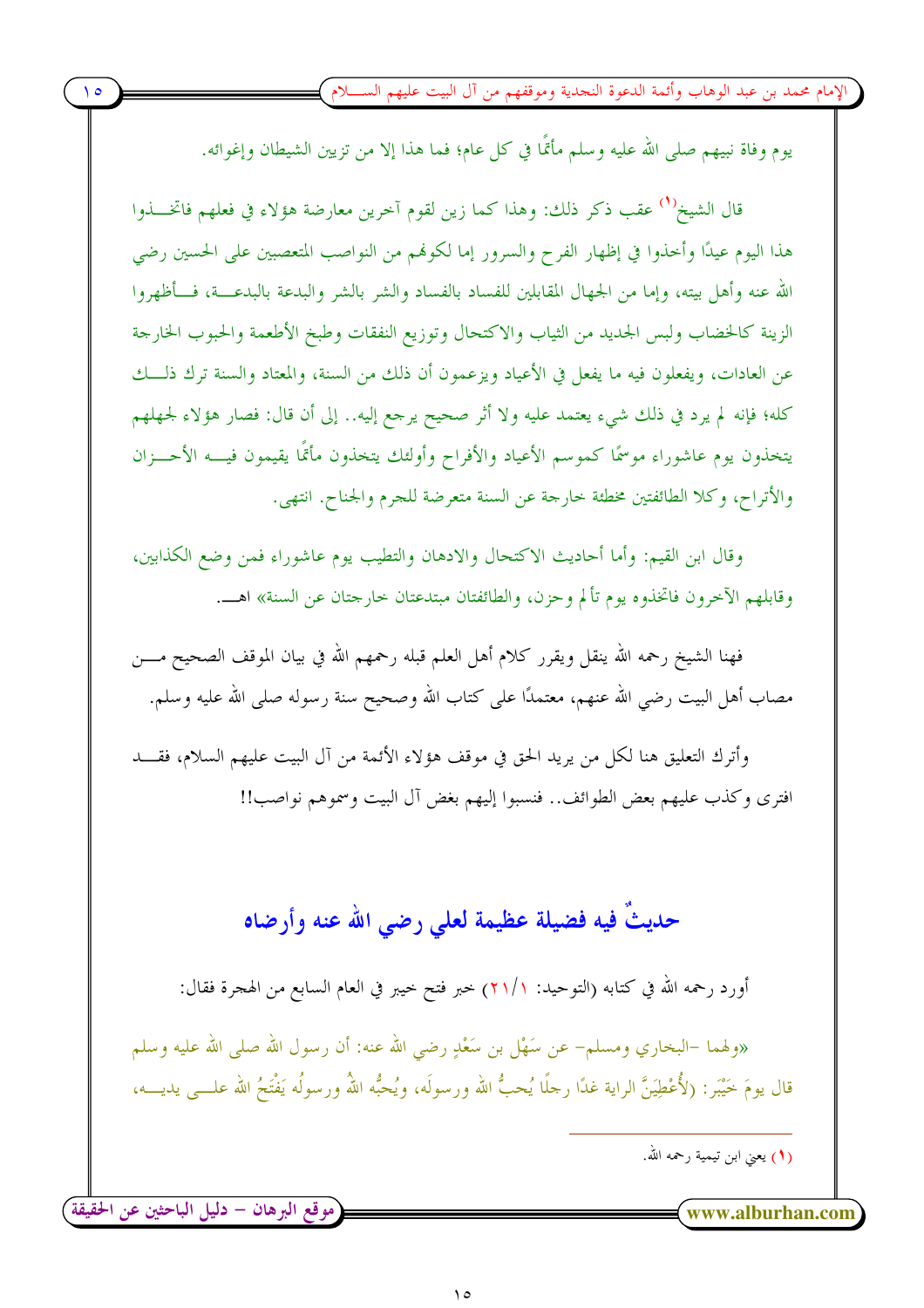يوم وفاة نبيهم صلى الله عليه وسلم مأتمًا في كل عام؛ فما هذا إلا من تزيين الشيطان وإغوائه.

قال الشيخ[1] عقب ذكر ذلك: وهذا كما زين لقوم آخرين معارضة هؤلاء في فعلهم فاتخذوا هذا اليوم عيدًا وأخذوا في إظهار الفرح والسرور إما لكونهم من النواصب المتعصبين على الحسين رضي الله عنه وأهل بيته، وإما من الجهال المقابلين للفساد بالفساد والشر بالشر والبدعة بالبدعة، فأظهروا الزينة كالخضاب ولبس الجديد من الثياب والاكتحال وتوزيع النفقات وطبخ الأطعمة والحبوب الخارجة عن العادات، ويفعلون فيه ما يفعل في الأعياد ويزعمون أن ذلك من السنة، والمعتاد والسنة ترك ذلك كله؛ فإنه لم يرد في ذلك شيء يعتمد عليه ولا أثر صحيح يرجع إليه.. إلى أن قال: فصار هؤلاء لجهلهم يتخذون يوم عاشوراء موسمًا كموسم الأعياد والأفراح وأولئك يتخذون مأتمًا يقيمون فيه الأحزان والأتراح، وكلا الطائفتين مخطئة خارجة عن السنة متعرضة للجرم والجناح. انتهى.

وقال ابن القيم: وأما أحاديث الاكتحال والادهان والتطيب يوم عاشوراء فمن وضع الكذابين، وقابلهم الآخرون فاتخذوه يوم تألم وحزن، والطائفتان مبتدعتان خارجتان عن السنة» اهـ.

فهنا الشيخ رحمه الله ينقل ويقرر كلام أهل العلم قبله رحمهم الله في بيان الموقف الصحيح من مصاب أهل البيت رضي الله عنهم، معتمدًا على كتاب الله وصحيح سنة رسوله صلى الله عليه وسلم.

وأترك التعليق هنا لكل من يريد الحق في موقف هؤلاء الأئمة من آل البيت عليهم السلام، فقد افترى وكذب عليهم بعض الطوائف.. فنسبوا إليهم بغض آل البيت وسموهم نواصب!!

## حديثٌ فيه فضيلة عظيمة لعلي رضي الله عنه وأرضاه

أورد رحمه الله في كتابه (التوحيد: ١/٢١) خبر فتح خيبر في العام السابع من الهجرة فقال:

«ولهما –البخاري ومسلم– عن سَهْل بن سَعْدٍ رضي الله عنه: أن رسول الله صلى الله عليه وسلم قال يومَ خَيْبَر: (لأُعْطِيَنَّ الراية غدًا رجلًا يُحبُّ الله ورسولَه، ويُحبُّه اللهُ ورسولُه يَفْتَحُ الله على يديه،

---

(١) يعني ابن تيمية رحمه الله.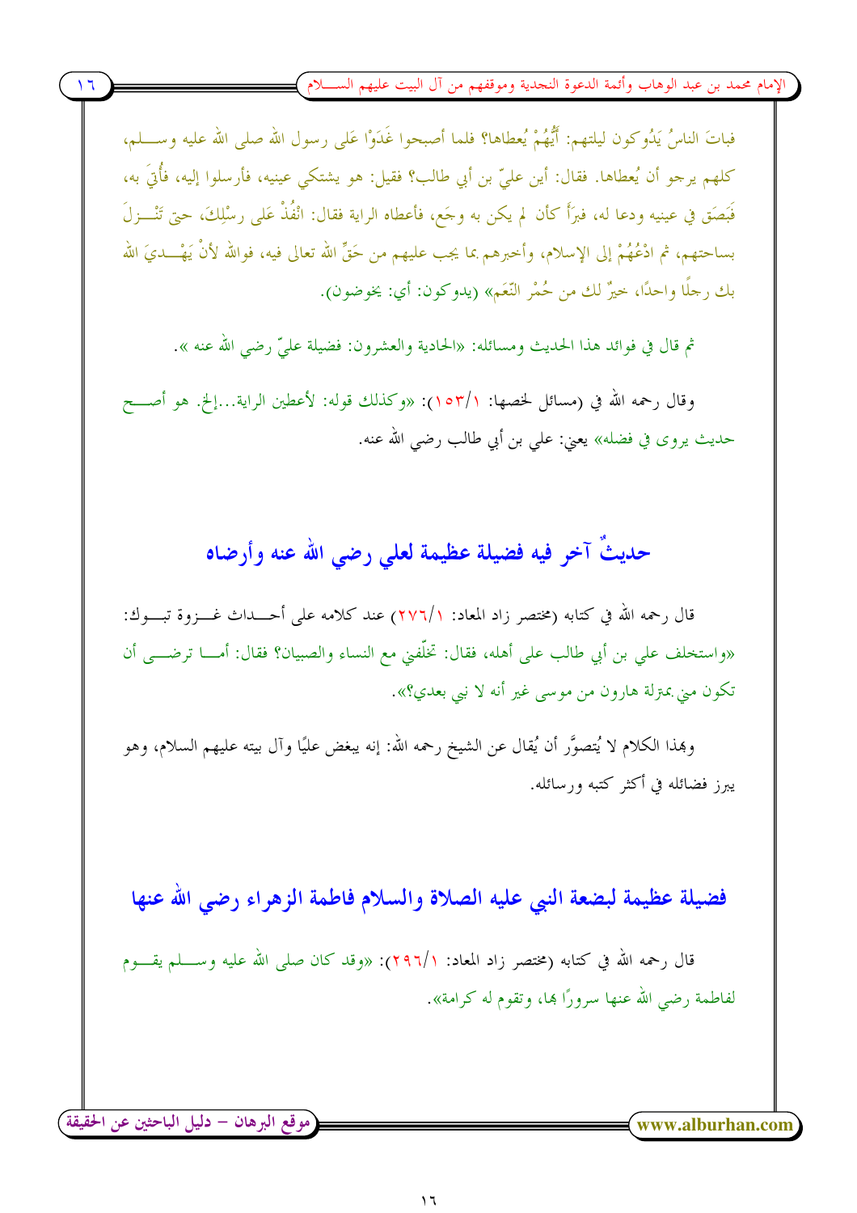فباتَ الناسُ يَدُوكون ليلتهم: أَيُّهُمْ يُعطاها؟ فلما أصبحوا غَدَوْا عَلى رسول الله صلى الله عليه وسلم، كلهم يرجو أن يُعطاها. فقال: أين عليّ بن أبي طالب؟ فقيل: هو يشتكي عينيه، فأرسلوا إليه، فأُتِيَ به، فَبَصَق في عينيه ودعا له، فبرَأَ كأن لم يكن به وجَع، فأعطاه الراية فقال: انْفُذْ عَلى رِسْلِكَ، حتى تَنْزلَ بساحتهم، ثم ادْعُهُمْ إلى الإسلام، وأخبرهم بما يجب عليهم من حَقِّ الله تعالى فيه، فوالله لأنْ يَهْدِيَ الله بك رجلًا واحدًا، خيرٌ لك من حُمْرِ النَّعَم» (يدوكون: أي: يخوضون).

ثم قال في فوائد هذا الحديث ومسائله: «الحادية والعشرون: فضيلة عليّ رضي الله عنه».

وقال رحمه الله في (مسائل لخصها: ١/١٥٣): «وكذلك قوله: لأعطين الراية...إلخ. هو أصح حديث يروى في فضله» يعني: علي بن أبي طالب رضي الله عنه.

## حديثٌ آخر فيه فضيلة عظيمة لعلي رضي الله عنه وأرضاه

قال رحمه الله في كتابه (مختصر زاد المعاد: ١/٢٧٦) عند كلامه على أحداث غزوة تبوك: «واستخلف علي بن أبي طالب على أهله، فقال: تخلّفني مع النساء والصبيان؟ فقال: أما ترضى أن تكون مني بمنزلة هارون من موسى غير أنه لا نبي بعدي؟».

وبهذا الكلام لا يُتصوَّر أن يُقال عن الشيخ رحمه الله: إنه يبغض عليًا وآل بيته عليهم السلام، وهو يبرز فضائله في أكثر كتبه ورسائله.

## فضيلة عظيمة لبضعة النبي عليه الصلاة والسلام فاطمة الزهراء رضي الله عنها

قال رحمه الله في كتابه (مختصر زاد المعاد: ١/٢٩٦): «وقد كان صلى الله عليه وسلم يقوم لفاطمة رضي الله عنها سرورًا بها، وتقوم له كرامة».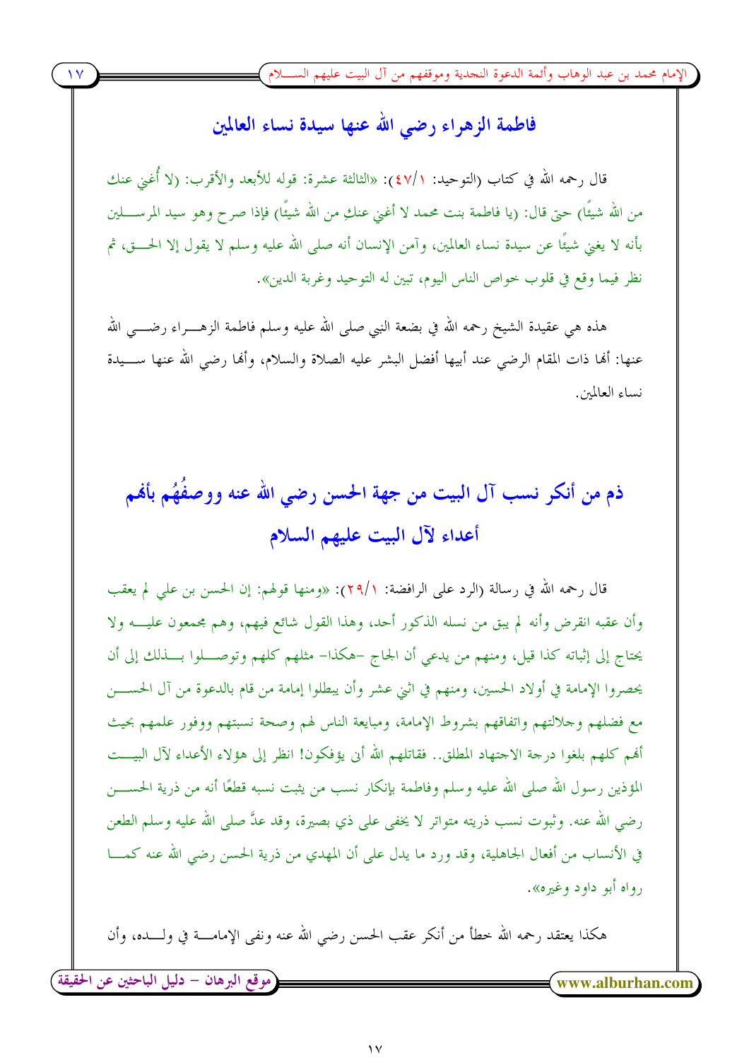## فاطمة الزهراء رضي الله عنها سيدة نساء العالمين

قال رحمه الله في كتاب (التوحيد: ١/٤٧): «الثالثة عشرة: قوله للأبعد والأقرب: (لا أُغني عنك من الله شيئًا) حتى قال: (يا فاطمة بنت محمد لا أغني عنكِ من الله شيئًا) فإذا صرح وهو سيد المرسلين بأنه لا يغني شيئًا عن سيدة نساء العالمين، وآمن الإنسان أنه صلى الله عليه وسلم لا يقول إلا الحق، ثم نظر فيما وقع في قلوب خواص الناس اليوم، تبين له التوحيد وغربة الدين».

هذه هي عقيدة الشيخ رحمه الله في بضعة النبي صلى الله عليه وسلم فاطمة الزهراء رضي الله عنها: أنها ذات المقام الرضي عند أبيها أفضل البشر عليه الصلاة والسلام، وأنها رضي الله عنها سيدة نساء العالمين.

## ذم من أنكر نسب آل البيت من جهة الحسن رضي الله عنه ووصفُهُم بأنهم أعداء لآل البيت عليهم السلام

قال رحمه الله في رسالة (الرد على الرافضة: ١/٢٩): «ومنها قولهم: إن الحسن بن علي لم يعقب وأن عقبه انقرض وأنه لم يبق من نسله الذكور أحد، وهذا القول شائع فيهم، وهم مجمعون عليه ولا يحتاج إلى إثباته كذا قيل، ومنهم من يدعي أن الحاج -هكذا- مثلهم كلهم وتوصلوا بذلك إلى أن يحصروا الإمامة في أولاد الحسين، ومنهم في اثني عشر وأن يبطلوا إمامة من قام بالدعوة من آل الحسن مع فضلهم وجلالتهم واتفاقهم بشروط الإمامة، ومبايعة الناس لهم وصحة نسبتهم ووفور علمهم بحيث أنهم كلهم بلغوا درجة الاجتهاد المطلق.. فقاتلهم الله أنى يؤفكون! انظر إلى هؤلاء الأعداء لآل البيت المؤذين رسول الله صلى الله عليه وسلم وفاطمة بإنكار نسب من يثبت نسبه قطعًا أنه من ذرية الحسن رضي الله عنه. وثبوت نسب ذريته متواتر لا يخفى على ذي بصيرة، وقد عدَّ صلى الله عليه وسلم الطعن في الأنساب من أفعال الجاهلية، وقد ورد ما يدل على أن المهدي من ذرية الحسن رضي الله عنه كما رواه أبو داود وغيره».

هكذا يعتقد رحمه الله خطأ من أنكر عقب الحسن رضي الله عنه ونفى الإمامة في ولده، وأن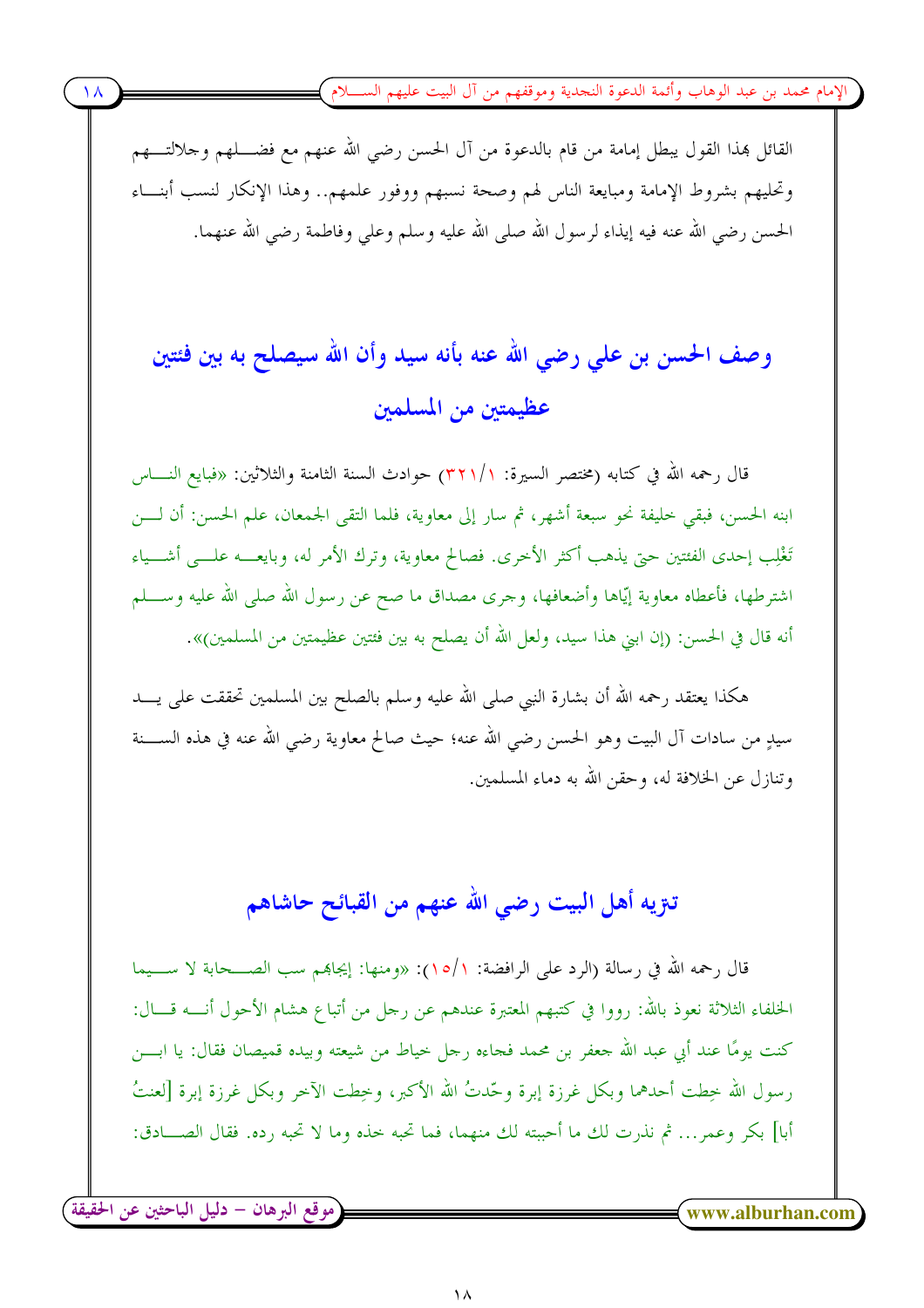القائل بهذا القول يبطل إمامة من قام بالدعوة من آل الحسن رضي الله عنهم مع فضلهم وجلالتهم وتحليهم بشروط الإمامة ومبايعة الناس لهم وصحة نسبهم ووفور علمهم.. وهذا الإنكار لنسب أبناء الحسن رضي الله عنه فيه إيذاء لرسول الله صلى الله عليه وسلم وعلي وفاطمة رضي الله عنهما.

## وصف الحسن بن علي رضي الله عنه بأنه سيد وأن الله سيصلح به بين فئتين عظيمتين من المسلمين

قال رحمه الله في كتابه (مختصر السيرة: ١/٣٢١) حوادث السنة الثامنة والثلاثين: «فبايع الناس ابنه الحسن، فبقي خليفة نحو سبعة أشهر، ثم سار إلى معاوية، فلما التقى الجمعان، علم الحسن: أن لن تَغْلِب إحدى الفئتين حتى يذهب أكثر الأخرى. فصالح معاوية، وترك الأمر له، وبايعه على أشياء اشترطها، فأعطاه معاوية إيّاها وأضعافها، وجرى مصداق ما صح عن رسول الله صلى الله عليه وسلم أنه قال في الحسن: (إن ابني هذا سيد، ولعل الله أن يصلح به بين فئتين عظيمتين من المسلمين)».

هكذا يعتقد رحمه الله أن بشارة النبي صلى الله عليه وسلم بالصلح بين المسلمين تحققت على يد سيدٍ من سادات آل البيت وهو الحسن رضي الله عنه؛ حيث صالح معاوية رضي الله عنه في هذه السنة وتنازل عن الخلافة له، وحقن الله به دماء المسلمين.

## تنزيه أهل البيت رضي الله عنهم من القبائح حاشاهم

قال رحمه الله في رسالة (الرد على الرافضة: ١/١٥): «ومنها: إيجابهم سب الصحابة لا سيما الخلفاء الثلاثة نعوذ بالله: رووا في كتبهم المعتبرة عندهم عن رجل من أتباع هشام الأحول أنه قال: كنت يومًا عند أبي عبد الله جعفر بن محمد فجاءه رجل خياط من شيعته وبيده قميصان فقال: يا ابن رسول الله خِطت أحدهما وبكل غرزة إبرة وحّدتُ الله الأكبر، وخِطت الآخر وبكل غرزة إبرة [لعنتُ أبا] بكر وعمر... ثم نذرت لك ما أحببته لك منهما، فما تحبه خذه وما لا تحبه رده. فقال الصادق: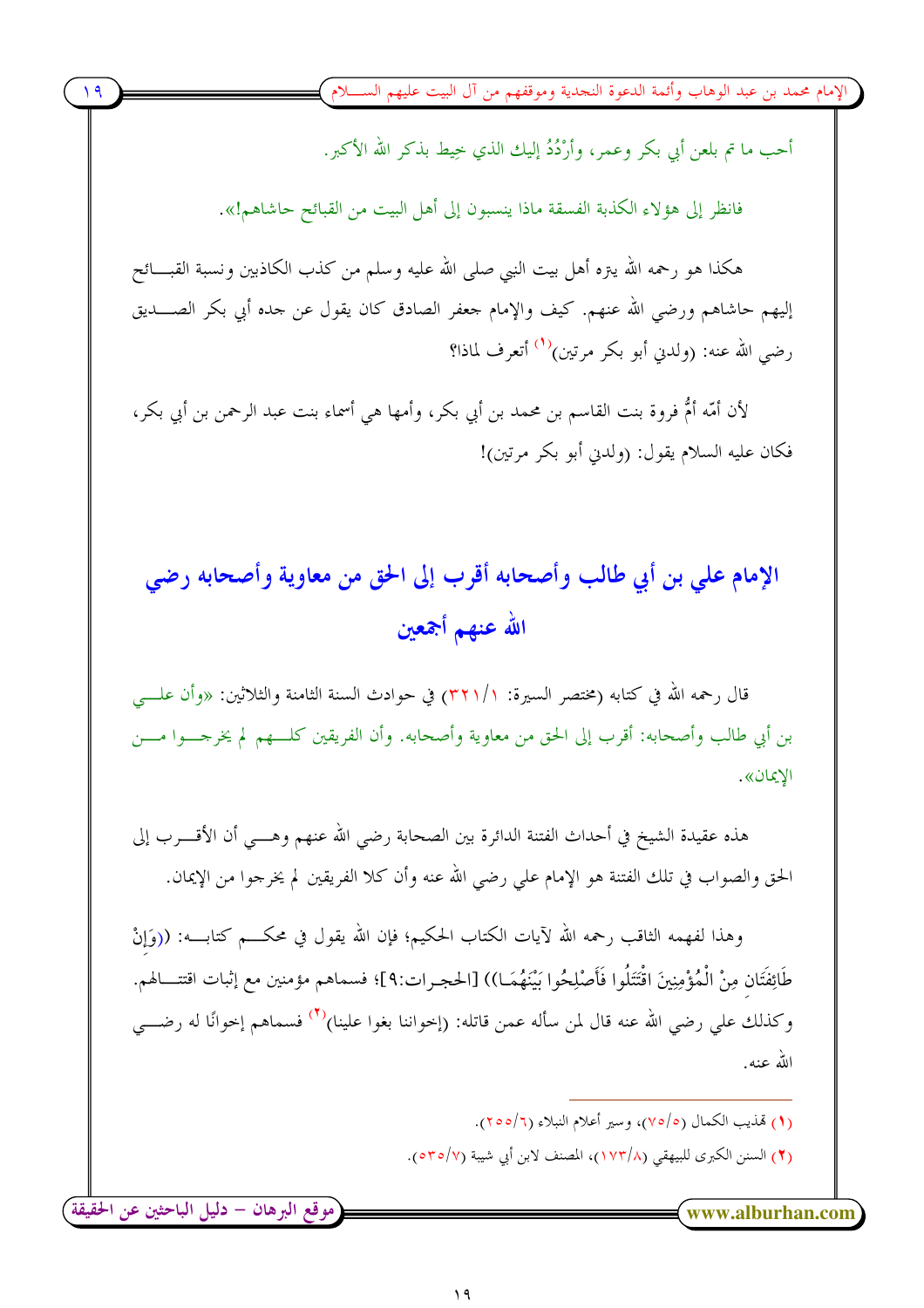أحب ما تم بلعن أبي بكر وعمر، وأَرْدُدُ إليك الذي خيط بذكر الله الأكبر.

فانظر إلى هؤلاء الكذبة الفسقة ماذا ينسبون إلى أهل البيت من القبائح حاشاهم!».

هكذا هو رحمه الله ينزه أهل بيت النبي صلى الله عليه وسلم من كذب الكاذبين ونسبة القبائح إليهم حاشاهم ورضي الله عنهم. كيف والإمام جعفر الصادق كان يقول عن جده أبي بكر الصديق رضي الله عنه: (ولدني أبو بكر مرتين)[1] أتعرف لماذا؟

لأن أمّه أُمُّ فروة بنت القاسم بن محمد بن أبي بكر، وأمها هي أسماء بنت عبد الرحمن بن أبي بكر، فكان عليه السلام يقول: (ولدني أبو بكر مرتين)!

## الإمام علي بن أبي طالب وأصحابه أقرب إلى الحق من معاوية وأصحابه رضي الله عنهم أجمعين

قال رحمه الله في كتابه (مختصر السيرة: ١/٣٢١) في حوادث السنة الثامنة والثلاثين: «وأن علي بن أبي طالب وأصحابه: أقرب إلى الحق من معاوية وأصحابه. وأن الفريقين كلهم لم يخرجوا من الإيمان».

هذه عقيدة الشيخ في أحداث الفتنة الدائرة بين الصحابة رضي الله عنهم وهي أن الأقرب إلى الحق والصواب في تلك الفتنة هو الإمام علي رضي الله عنه وأن كلا الفريقين لم يخرجوا من الإيمان.

وهذا لفهمه الثاقب رحمه الله لآيات الكتاب الحكيم؛ فإن الله يقول في محكم كتابه: ((وَإِنْ طَائِفَتَانِ مِنْ الْمُؤْمِنِينَ اقْتَتَلُوا فَأَصْلِحُوا بَيْنَهُمَا)) [الحجرات:٩]؛ فسماهم مؤمنين مع إثبات اقتتالهم. وكذلك علي رضي الله عنه قال لمن سأله عمن قاتله: (إخواننا بغوا علينا)[2] فسماهم إخوانًا له رضي الله عنه.

---

(١) تهذيب الكمال (٥/٧٥)، وسير أعلام النبلاء (٦/٢٥٥).

(٢) السنن الكبرى للبيهقي (٨/١٧٣)، المصنف لابن أبي شيبة (٧/٥٣٥).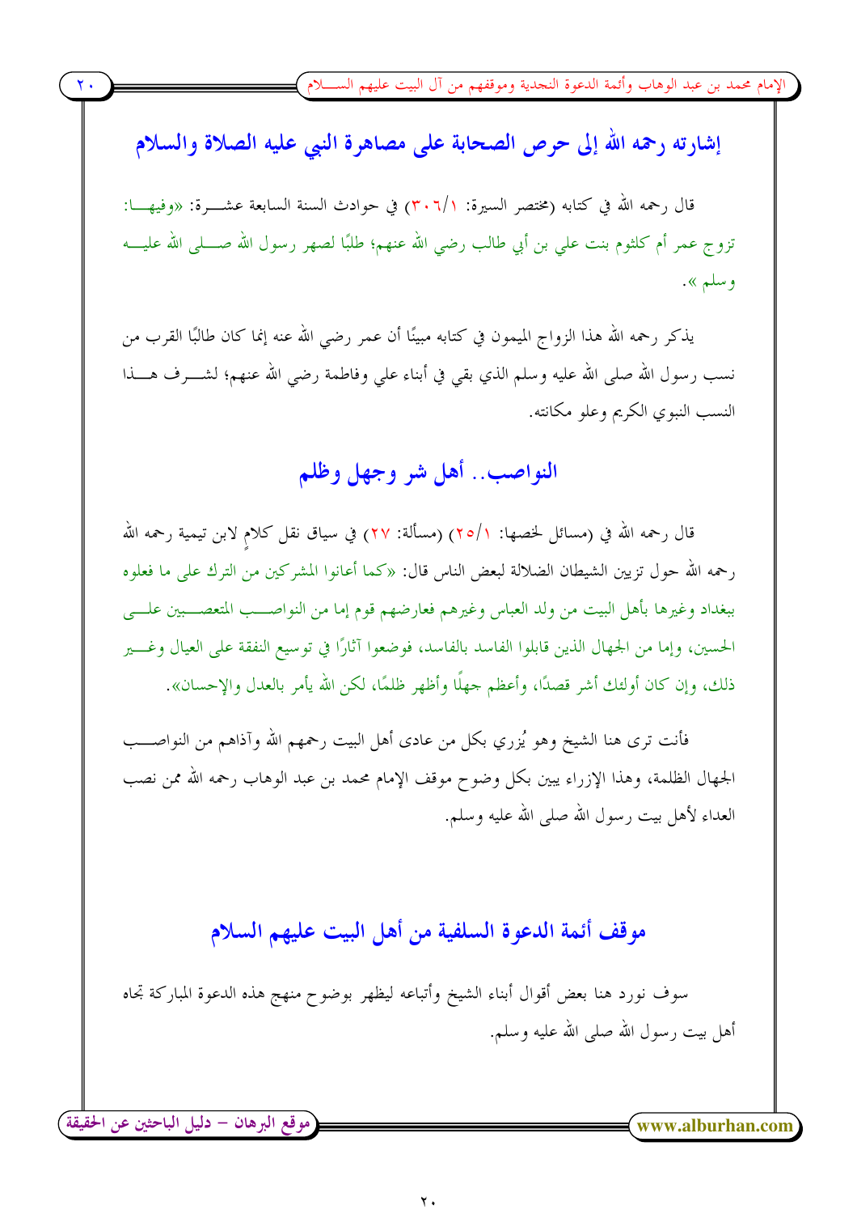## إشارته رحمه الله إلى حرص الصحابة على مصاهرة النبي عليه الصلاة والسلام

قال رحمه الله في كتابه (مختصر السيرة: ٣٠٦/١) في حوادث السنة السابعة عشرة: «وفيها: تزوج عمر أم كلثوم بنت علي بن أبي طالب رضي الله عنهم؛ طلبًا لصهر رسول الله صلى الله عليه وسلم ».

يذكر رحمه الله هذا الزواج الميمون في كتابه مبينًا أن عمر رضي الله عنه إنما كان طالبًا القرب من نسب رسول الله صلى الله عليه وسلم الذي بقي في أبناء علي وفاطمة رضي الله عنهم؛ لشرف هذا النسب النبوي الكريم وعلو مكانته.

## النواصب.. أهل شر وجهل وظلم

قال رحمه الله في (مسائل لخصها: ٢٥/١) (مسألة: ٢٧) في سياق نقل كلامٍ لابن تيمية رحمه الله رحمه الله حول تزيين الشيطان الضلالة لبعض الناس قال: «كما أعانوا المشركين من الترك على ما فعلوه ببغداد وغيرها بأهل البيت من ولد العباس وغيرهم فعارضهم قوم إما من النواصب المتعصبين على الحسين، وإما من الجهال الذين قابلوا الفاسد بالفاسد، فوضعوا آثارًا في توسيع النفقة على العيال وغير ذلك، وإن كان أولئك أشر قصدًا، وأعظم جهلًا وأظهر ظلمًا، لكن الله يأمر بالعدل والإحسان».

فأنت ترى هنا الشيخ وهو يُزري بكل من عادى أهل البيت رحمهم الله وآذاهم من النواصب الجهال الظلمة، وهذا الإزراء يبين بكل وضوح موقف الإمام محمد بن عبد الوهاب رحمه الله ممن نصب العداء لأهل بيت رسول الله صلى الله عليه وسلم.

## موقف أئمة الدعوة السلفية من أهل البيت عليهم السلام

سوف نورد هنا بعض أقوال أبناء الشيخ وأتباعه ليظهر بوضوح منهج هذه الدعوة المباركة تجاه أهل بيت رسول الله صلى الله عليه وسلم.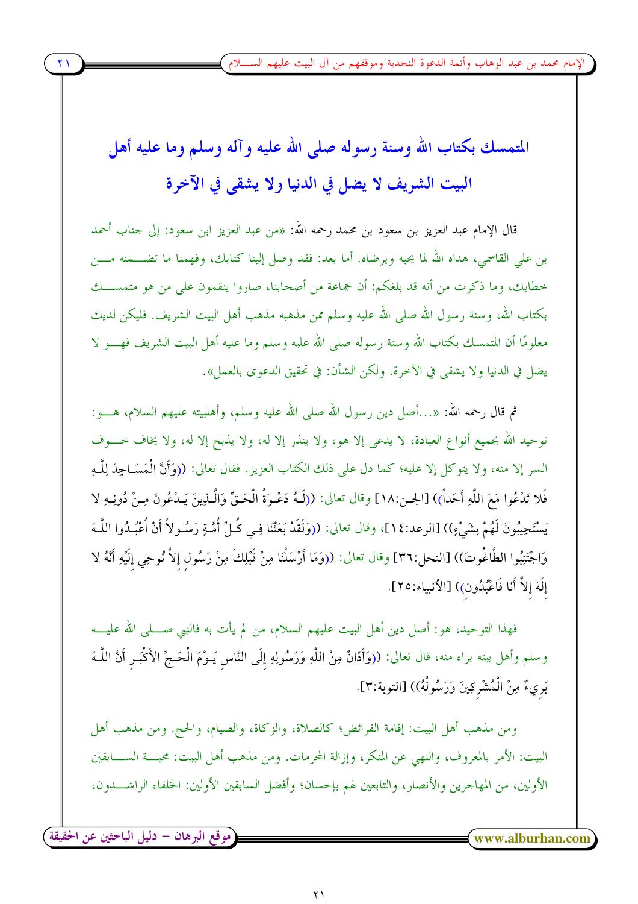## المتمسك بكتاب الله وسنة رسوله صلى الله عليه وآله وسلم وما عليه أهل البيت الشريف لا يضل في الدنيا ولا يشقى في الآخرة

قال الإمام عبد العزيز بن سعود بن محمد رحمه الله: «من عبد العزيز ابن سعود: إلى جناب أحمد بن علي القاسمي، هداه الله لما يحبه ويرضاه. أما بعد: فقد وصل إلينا كتابك، وفهمنا ما تضمنه من خطابك، وما ذكرت من أنه قد بلغكم: أن جماعة من أصحابنا، صاروا ينقمون على من هو متمسك بكتاب الله، وسنة رسول الله صلى الله عليه وسلم ممن مذهبه مذهب أهل البيت الشريف. فليكن لديك معلومًا أن المتمسك بكتاب الله وسنة رسوله صلى الله عليه وسلم وما عليه أهل البيت الشريف فهو لا يضل في الدنيا ولا يشقى في الآخرة. ولكن الشأن: في تحقيق الدعوى بالعمل».

ثم قال رحمه الله: «...أصل دين رسول الله صلى الله عليه وسلم، وأهلبيته عليهم السلام، هو: توحيد الله بجميع أنواع العبادة، لا يدعى إلا هو، ولا ينذر إلا له، ولا يذبح إلا له، ولا يخاف خوف السر إلا منه، ولا يتوكل إلا عليه؛ كما دل على ذلك الكتاب العزيز. فقال تعالى: ((وَأَنَّ الْمَسَاجِدَ لِلَّهِ فَلا تَدْعُوا مَعَ اللَّهِ أَحَداً)) [الجن:١٨] وقال تعالى: ((لَهُ دَعْوَةُ الْحَقِّ وَالَّذِينَ يَدْعُونَ مِنْ دُونِهِ لا يَسْتَجِيبُونَ لَهُمْ بِشَيْءٍ)) [الرعد:١٤]، وقال تعالى: ((وَلَقَدْ بَعَثْنَا فِي كُلِّ أُمَّةٍ رَسُولاً أَنْ اُعْبُدُوا اللَّهَ وَاجْتَنِبُوا الطَّاغُوتَ)) [النحل:٣٦] وقال تعالى: ((وَمَا أَرْسَلْنَا مِنْ قَبْلِكَ مِنْ رَسُولٍ إِلاَّ نُوحِي إِلَيْهِ أَنَّهُ لا إِلَهَ إِلاَّ أَنَا فَاعْبُدُونِ)) [الأنبياء:٢٥].

فهذا التوحيد، هو: أصل دين أهل البيت عليهم السلام، من لم يأت به فالنبي صلى الله عليه وسلم وأهل بيته براء منه، قال تعالى: ((وَأَذَانٌ مِنْ اللَّهِ وَرَسُولِهِ إِلَى النَّاسِ يَوْمَ الْحَجِّ الأَكْبَرِ أَنَّ اللَّهَ بَرِيءٌ مِنْ الْمُشْرِكِينَ وَرَسُولُهُ)) [التوبة:٣].

ومن مذهب أهل البيت: إقامة الفرائض؛ كالصلاة، والزكاة، والصيام، والحج. ومن مذهب أهل البيت: الأمر بالمعروف، والنهي عن المنكر، وإزالة المحرمات. ومن مذهب أهل البيت: محبة السابقين الأولين، من المهاجرين والأنصار، والتابعين لهم بإحسان؛ وأفضل السابقين الأولين: الخلفاء الراشدون،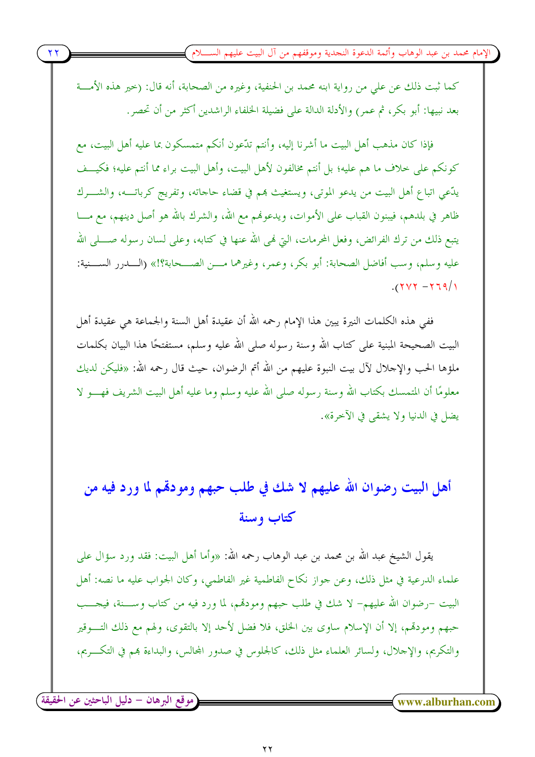كما ثبت ذلك عن علي من رواية ابنه محمد بن الحنفية، وغيره من الصحابة، أنه قال: (خير هذه الأمة بعد نبيها: أبو بكر، ثم عمر) والأدلة الدالة على فضيلة الخلفاء الراشدين أكثر من أن تحصر.

فإذا كان مذهب أهل البيت ما أشرنا إليه، وأنتم تدّعون أنكم متمسكون بما عليه أهل البيت، مع كونكم على خلاف ما هم عليه؛ بل أنتم مخالفون لأهل البيت، وأهل البيت براء مما أنتم عليه؛ فكيف يدّعي اتباع أهل البيت من يدعو الموتى، ويستغيث بهم في قضاء حاجاته، وتفريج كرباته، والشرك ظاهر في بلدهم، فيبنون القباب على الأموات، ويدعونهم مع الله، والشرك بالله هو أصل دينهم، مع ما يتبع ذلك من ترك الفرائض، وفعل المحرمات، التي نهى الله عنها في كتابه، وعلى لسان رسوله صلى الله عليه وسلم، وسب أفاضل الصحابة: أبو بكر، وعمر، وغيرهما من الصحابة؟!» (الدرر السنية: ١/٢٦٩- ٢٧٢).

ففي هذه الكلمات النيرة يبين هذا الإمام رحمه الله أن عقيدة أهل السنة والجماعة هي عقيدة أهل البيت الصحيحة المبنية على كتاب الله وسنة رسوله صلى الله عليه وسلم، مستفتحًا هذا البيان بكلمات ملؤها الحب والإجلال لآل بيت النبوة عليهم من الله أتم الرضوان، حيث قال رحمه الله: «فليكن لديك معلومًا أن المتمسك بكتاب الله وسنة رسوله صلى الله عليه وسلم وما عليه أهل البيت الشريف فهو لا يضل في الدنيا ولا يشقى في الآخرة».

## أهل البيت رضوان الله عليهم لا شك في طلب حبهم ومودتهم لما ورد فيه من كتاب وسنة

يقول الشيخ عبد الله بن محمد بن عبد الوهاب رحمه الله: «وأما أهل البيت: فقد ورد سؤال على علماء الدرعية في مثل ذلك، وعن جواز نكاح الفاطمية غير الفاطمي، وكان الجواب عليه ما نصه: أهل البيت -رضوان الله عليهم- لا شك في طلب حبهم ومودتهم، لما ورد فيه من كتاب وسنة، فيجب حبهم ومودتهم، إلا أن الإسلام ساوى بين الخلق، فلا فضل لأحد إلا بالتقوى، ولهم مع ذلك التوقير والتكريم، والإجلال، ولسائر العلماء مثل ذلك، كالجلوس في صدور المجالس، والبداءة بهم في التكريم،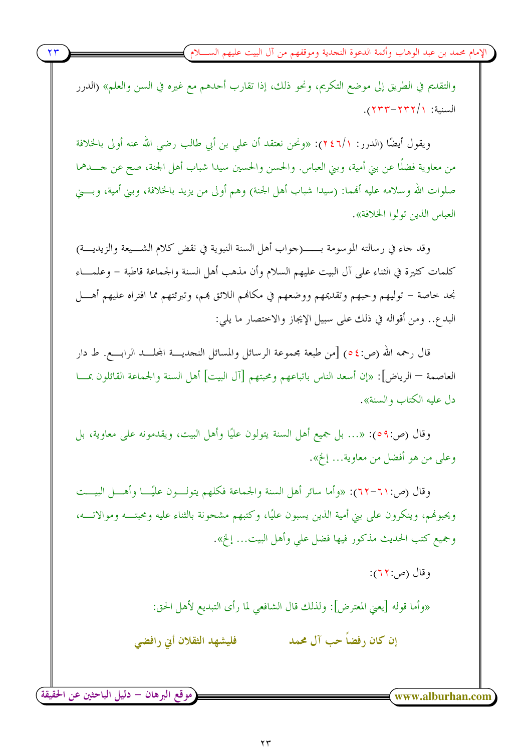والتقديم في الطريق إلى موضع التكريم، ونحو ذلك، إذا تقارب أحدهم مع غيره في السن والعلم» (الدرر السنية: ١/٢٣٢-٢٣٣).

ويقول أيضًا (الدرر: ١/٢٤٦): «ونحن نعتقد أن علي بن أبي طالب رضي الله عنه أولى بالخلافة من معاوية فضلًا عن بني أمية، وبني العباس. والحسن والحسين سيدا شباب أهل الجنة، صح عن جدهما صلوات الله وسلامه عليه أنهما: (سيدا شباب أهل الجنة) وهم أولى من يزيد بالخلافة، وبني أمية، وبني العباس الذين تولوا الخلافة».

وقد جاء في رسالته الموسومة بـ(جواب أهل السنة النبوية في نقض كلام الشيعة والزيدية) كلمات كثيرة في الثناء على آل البيت عليهم السلام وأن مذهب أهل السنة والجماعة قاطبة – وعلماء نجد خاصة – توليهم وحبهم وتقديمهم ووضعهم في مكانهم اللائق بهم، وتبرئتهم مما افتراه عليهم أهل البدع.. ومن أقواله في ذلك على سبيل الإيجاز والاختصار ما يلي:

قال رحمه الله (ص:٥٤) [من طبعة مجموعة الرسائل والمسائل النجدية المجلد الرابع. ط دار العاصمة – الرياض]: «إن أسعد الناس باتباعهم ومحبتهم [آل البيت] أهل السنة والجماعة القائلون بما دل عليه الكتاب والسنة».

وقال (ص:٥٩): «... بل جميع أهل السنة يتولون عليًا وأهل البيت، ويقدمونه على معاوية، بل وعلى من هو أفضل من معاوية... إلخ».

وقال (ص:٦١-٦٢): «وأما سائر أهل السنة والجماعة فكلهم يتولون عليًا وأهل البيت ويحبونهم، وينكرون على بني أمية الذين يسبون عليًا، وكتبهم مشحونة بالثناء عليه ومحبته وموالاته، وجميع كتب الحديث مذكور فيها فضل علي وأهل البيت... إلخ».

وقال (ص:٦٢):

«وأما قوله [يعني المعترض]: ولذلك قال الشافعي لما رأى التبديع لأهل الحق:

إن كان رفضاً حب آل محمد ... فليشهد الثقلان أني رافضي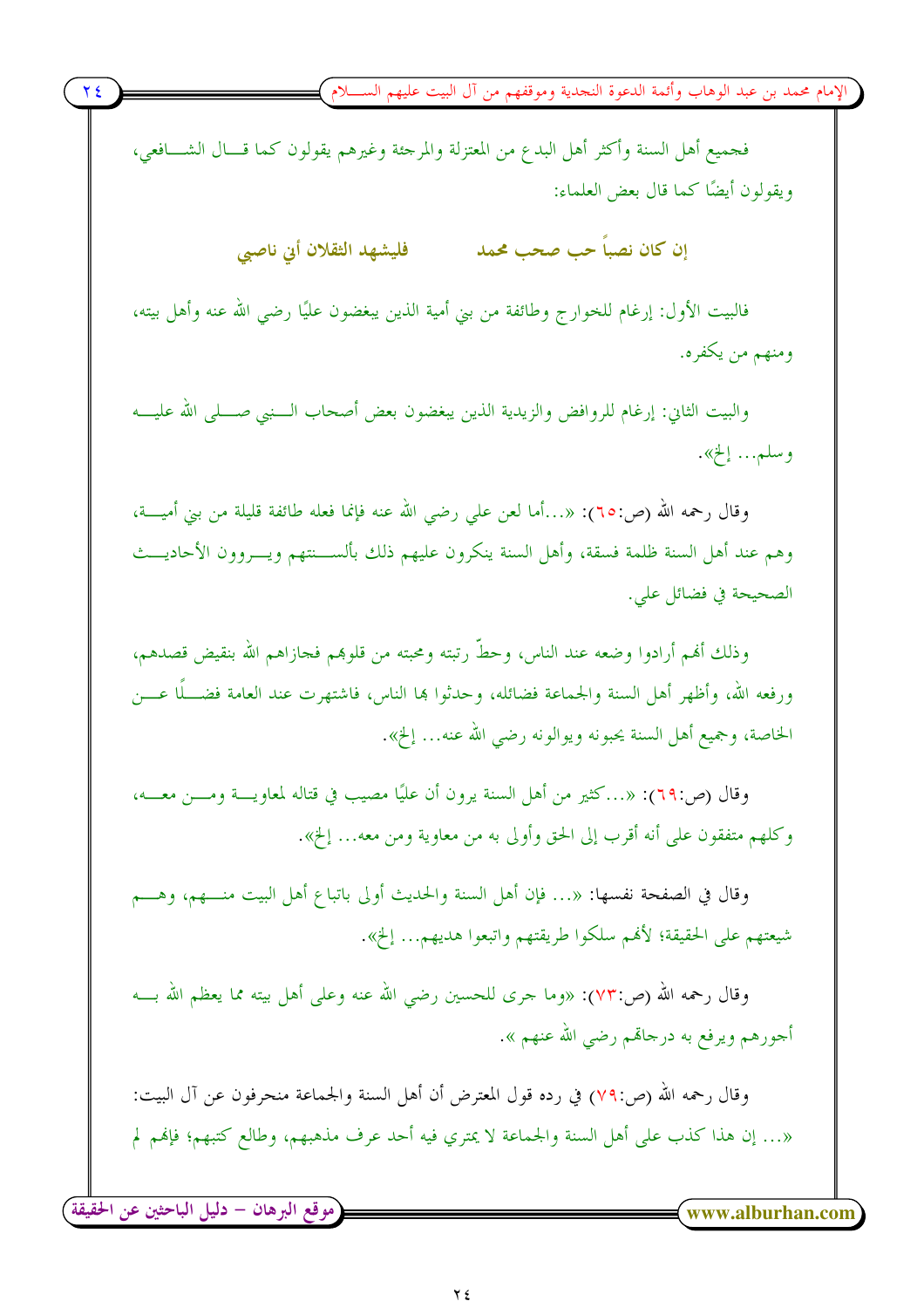فجميع أهل السنة وأكثر أهل البدع من المعتزلة والمرجئة وغيرهم يقولون كما قال الشافعي، ويقولون أيضًا كما قال بعض العلماء:

**إن كان نصباً حب صحب محمد          فليشهد الثقلان أني ناصبي**

فالبيت الأول: إرغام للخوارج وطائفة من بني أمية الذين يبغضون عليًا رضي الله عنه وأهل بيته، ومنهم من يكفره.

والبيت الثاني: إرغام للروافض والزيدية الذين يبغضون بعض أصحاب النبي صلى الله عليه وسلم... إلخ».

وقال رحمه الله (ص:٦٥): «...أما لعن علي رضي الله عنه فإنما فعله طائفة قليلة من بني أمية، وهم عند أهل السنة ظلمة فسقة، وأهل السنة ينكرون عليهم ذلك بألسنتهم ويروون الأحاديث الصحيحة في فضائل علي.

وذلك أنهم أرادوا وضعه عند الناس، وحطّ رتبته ومحبته من قلوبهم فجازاهم الله بنقيض قصدهم، ورفعه الله، وأظهر أهل السنة والجماعة فضائله، وحدثوا بها الناس، فاشتهرت عند العامة فضلًا عن الخاصة، وجميع أهل السنة يحبونه ويوالونه رضي الله عنه... إلخ».

وقال (ص:٦٩): «...كثير من أهل السنة يرون أن عليًا مصيب في قتاله لمعاوية ومن معه، وكلهم متفقون على أنه أقرب إلى الحق وأولى به من معاوية ومن معه... إلخ».

وقال في الصفحة نفسها: «... فإن أهل السنة والحديث أولى باتباع أهل البيت منهم، وهم شيعتهم على الحقيقة؛ لأنهم سلكوا طريقتهم واتبعوا هديهم... إلخ».

وقال رحمه الله (ص:٧٣): «وما جرى للحسين رضي الله عنه وعلى أهل بيته مما يعظم الله به أجورهم ويرفع به درجاتهم رضي الله عنهم ».

وقال رحمه الله (ص:٧٩) في رده قول المعترض أن أهل السنة والجماعة منحرفون عن آل البيت: «... إن هذا كذب على أهل السنة والجماعة لا يمتري فيه أحد عرف مذهبهم، وطالع كتبهم؛ فإنهم لم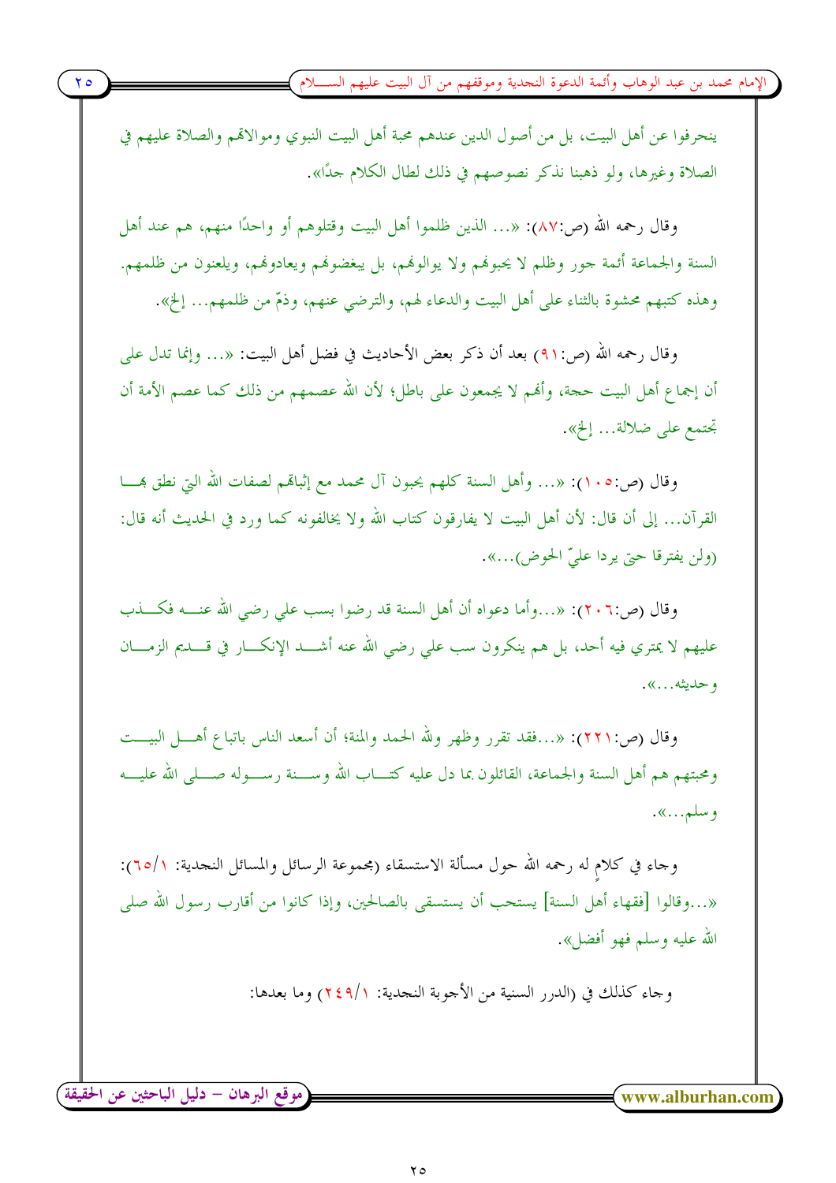ينحرفوا عن أهل البيت، بل من أصول الدين عندهم محبة أهل البيت النبوي وموالاتهم والصلاة عليهم في الصلاة وغيرها، ولو ذهبنا نذكر نصوصهم في ذلك لطال الكلام جدًا».

وقال رحمه الله (ص:٨٧): «... الذين ظلموا أهل البيت وقتلوهم أو واحدًا منهم، هم عند أهل السنة والجماعة أئمة جور وظلم لا يحبونهم ولا يوالونهم، بل يبغضونهم ويعادونهم، ويلعنون من ظلمهم. وهذه كتبهم محشوة بالثناء على أهل البيت والدعاء لهم، والترضي عنهم، وذمّ من ظلمهم... إلخ».

وقال رحمه الله (ص:٩١) بعد أن ذكر بعض الأحاديث في فضل أهل البيت: «... وإنما تدل على أن إجماع أهل البيت حجة، وأنهم لا يجمعون على باطل؛ لأن الله عصمهم من ذلك كما عصم الأمة أن تجتمع على ضلالة... إلخ».

وقال (ص:١٠٥): «... وأهل السنة كلهم يحبون آل محمد مع إثباتهم لصفات الله التي نطق بها القرآن... إلى أن قال: لأن أهل البيت لا يفارقون كتاب الله ولا يخالفونه كما ورد في الحديث أنه قال: (ولن يفترقا حتى يردا عليّ الحوض)...».

وقال (ص:٢٠٦): «...وأما دعواه أن أهل السنة قد رضوا بسب علي رضي الله عنه فكذب عليهم لا يمتري فيه أحد، بل هم ينكرون سب علي رضي الله عنه أشد الإنكار في قديم الزمان وحديثه...».

وقال (ص:٢٢١): «...فقد تقرر وظهر ولله الحمد والمنة؛ أن أسعد الناس باتباع أهل البيت ومحبتهم هم أهل السنة والجماعة، القائلون بما دل عليه كتاب الله وسنة رسوله صلى الله عليه وسلم...».

وجاء في كلامٍ له رحمه الله حول مسألة الاستسقاء (مجموعة الرسائل والمسائل النجدية: ١/٦٥): «...وقالوا [فقهاء أهل السنة] يستحب أن يستسقى بالصالحين، وإذا كانوا من أقارب رسول الله صلى الله عليه وسلم فهو أفضل».

وجاء كذلك في (الدرر السنية من الأجوبة النجدية: ١/٢٤٩) وما بعدها: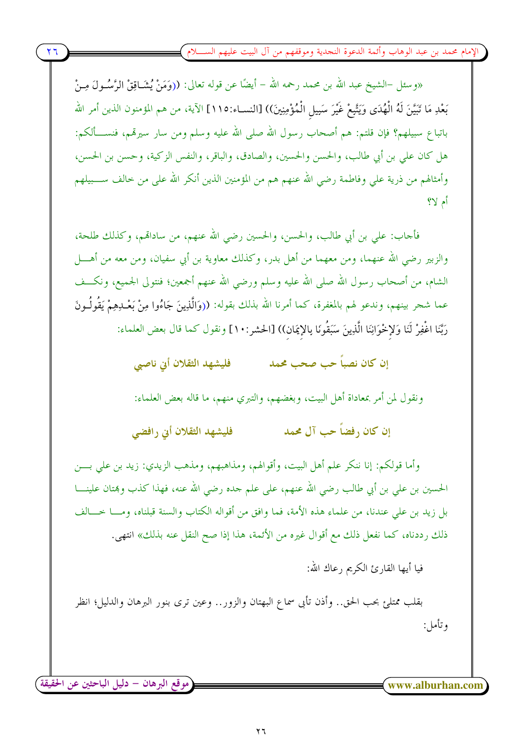«وسئل -الشيخ عبد الله بن محمد رحمه الله - أيضًا عن قوله تعالى: ((وَمَنْ يُشَاقِقْ الرَّسُولَ مِنْ بَعْدِ مَا تَبَيَّنَ لَهُ الْهُدَى وَيَتَّبِعْ غَيْرَ سَبِيلِ الْمُؤْمِنِينَ)) [النساء:١١٥] الآية، من هم المؤمنون الذين أمر الله باتباع سبيلهم؟ فإن قلتم: هم أصحاب رسول الله صلى الله عليه وسلم ومن سار سيرهم، فنسألكم: هل كان علي بن أبي طالب، والحسن والحسين، والصادق، والباقر، والنفس الزكية، وحسن بن الحسن، وأمثالهم من ذرية علي وفاطمة رضي الله عنهم هم من المؤمنين الذين أنكر الله على من خالف سبيلهم أم لا؟

فأجاب: علي بن أبي طالب، والحسن، والحسين رضي الله عنهم، من ساداتهم، وكذلك طلحة، والزبير رضي الله عنهما، ومن معهما من أهل بدر، وكذلك معاوية بن أبي سفيان، ومن معه من أهل الشام، من أصحاب رسول الله صلى الله عليه وسلم ورضي الله عنهم أجمعين؛ فنتولى الجميع، ونكف عما شجر بينهم، وندعو لهم بالمغفرة، كما أمرنا الله بذلك بقوله: ((وَالَّذِينَ جَاءُوا مِنْ بَعْدِهِمْ يَقُولُونَ رَبَّنَا اغْفِرْ لَنَا وَلِإِخْوَانِنَا الَّذِينَ سَبَقُونَا بِالإِيمَانِ)) [الحشر:١٠] ونقول كما قال بعض العلماء:

**إن كان نصباً حب صحب محمد ... فليشهد الثقلان أني ناصبي**

ونقول لمن أمر بمعاداة أهل البيت، وبغضهم، والتبري منهم، ما قاله بعض العلماء:

**إن كان رفضاً حب آل محمد ... فليشهد الثقلان أني رافضي**

وأما قولكم: إنا ننكر علم أهل البيت، وأقوالهم، ومذاهبهم، ومذهب الزيدي: زيد بن علي بن الحسين بن علي بن أبي طالب رضي الله عنهم، على علم جده رضي الله عنه، فهذا كذب وبهتان علينا بل زيد بن علي عندنا، من علماء هذه الأمة، فما وافق من أقواله الكتاب والسنة قبلناه، وما خالف ذلك رددناه، كما نفعل ذلك مع أقوال غيره من الأئمة، هذا إذا صح النقل عنه بذلك» انتهى.

فيا أيها القارئ الكريم رعاك الله:

بقلب ممتلئ بحب الحق.. وأذن تأبى سماع البهتان والزور.. وعين ترى بنور البرهان والدليل؛ انظر وتأمل: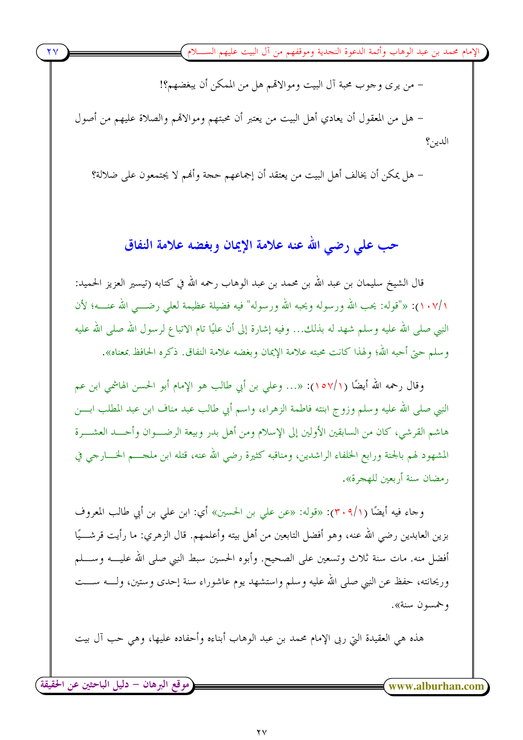- من يرى وجوب محبة آل البيت وموالاتهم هل من الممكن أن يبغضهم؟!

- هل من المعقول أن يعادي أهل البيت من يعتبر أن محبتهم وموالاتهم والصلاة عليهم من أصول الدين؟

- هل يمكن أن يخالف أهل البيت من يعتقد أن إجماعهم حجة وأنهم لا يجتمعون على ضلالة؟

## حب علي رضي الله عنه علامة الإيمان وبغضه علامة النفاق

قال الشيخ سليمان بن عبد الله بن محمد بن عبد الوهاب رحمه الله في كتابه (تيسير العزيز الحميد: ١/١٠٧): «"قوله: يحب الله ورسوله ويحبه الله ورسوله" فيه فضيلة عظيمة لعلي رضي الله عنه؛ لأن النبي صلى الله عليه وسلم شهد له بذلك... وفيه إشارة إلى أن عليًا تام الاتباع لرسول الله صلى الله عليه وسلم حتى أحبه الله؛ ولهذا كانت محبته علامة الإيمان وبغضه علامة النفاق. ذكره الحافظ بمعناه».

وقال رحمه الله أيضًا (١/١٥٧): «... وعلي بن أبي طالب هو الإمام أبو الحسن الهاشمي ابن عم النبي صلى الله عليه وسلم وزوج ابنته فاطمة الزهراء، واسم أبي طالب عبد مناف ابن عبد المطلب ابن هاشم القرشي، كان من السابقين الأولين إلى الإسلام ومن أهل بدر وبيعة الرضوان وأحد العشرة المشهود لهم بالجنة ورابع الخلفاء الراشدين، ومناقبه كثيرة رضي الله عنه، قتله ابن ملجم الخارجي في رمضان سنة أربعين للهجرة».

وجاء فيه أيضًا (١/٣٠٩): «قوله: «عن علي بن الحسين» أي: ابن علي بن أبي طالب المعروف بزين العابدين رضي الله عنه، وهو أفضل التابعين من أهل بيته وأعلمهم. قال الزهري: ما رأيت قرشيًا أفضل منه. مات سنة ثلاث وتسعين على الصحيح. وأبوه الحسين سبط النبي صلى الله عليه وسلم وريحانته، حفظ عن النبي صلى الله عليه وسلم واستشهد يوم عاشوراء سنة إحدى وستين، وله ست وخمسون سنة».

هذه هي العقيدة التي ربى الإمام محمد بن عبد الوهاب أبناءه وأحفاده عليها، وهي حب آل بيت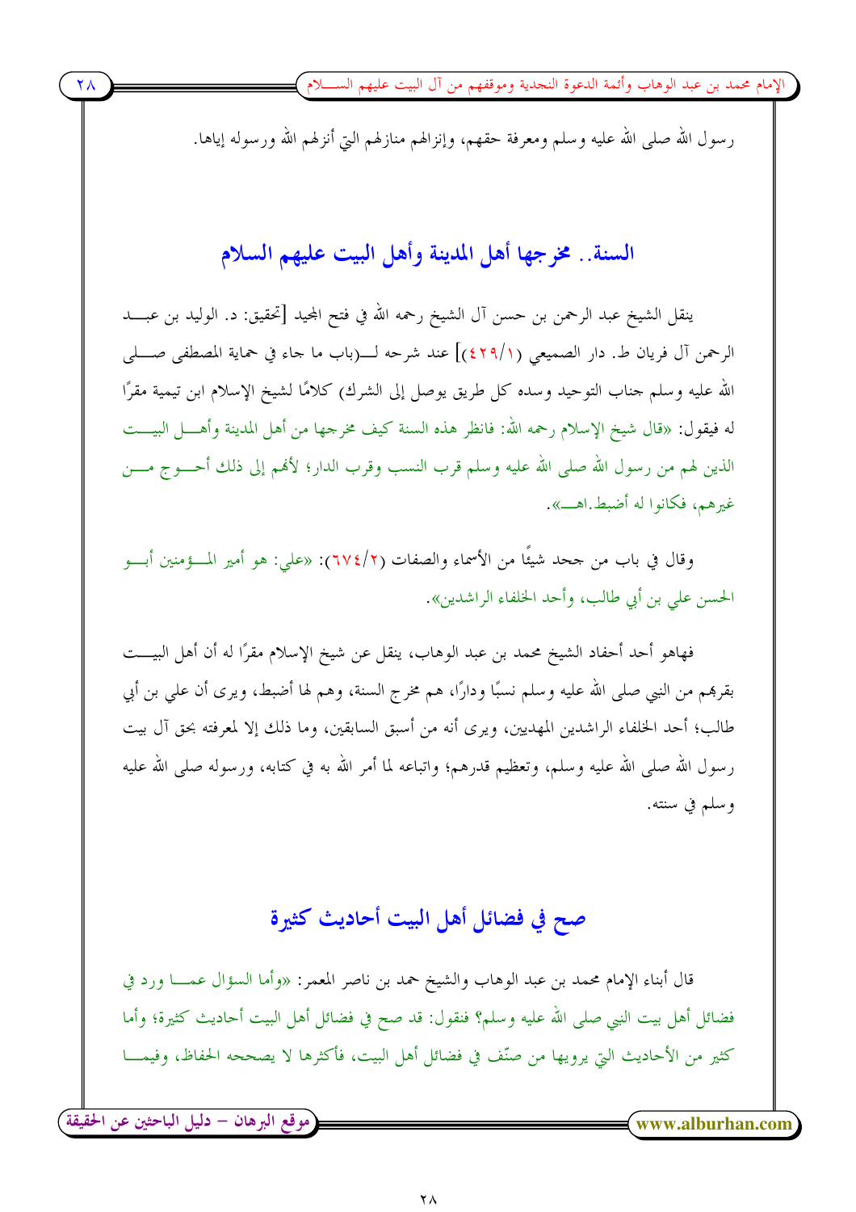رسول الله صلى الله عليه وسلم ومعرفة حقهم، وإنزالهم منازلهم التي أنزلهم الله ورسوله إياها.

## السنة.. مخرجها أهل المدينة وأهل البيت عليهم السلام

ينقل الشيخ عبد الرحمن بن حسن آل الشيخ رحمه الله في فتح المجيد [تحقيق: د. الوليد بن عبد الرحمن آل فريان ط. دار الصميعي (١/٤٢٩)] عند شرحه لـ(باب ما جاء في حماية المصطفى صلى الله عليه وسلم جناب التوحيد وسده كل طريق يوصل إلى الشرك) كلامًا لشيخ الإسلام ابن تيمية مقرًا له فيقول: «قال شيخ الإسلام رحمه الله: فانظر هذه السنة كيف مخرجها من أهل المدينة وأهل البيت الذين لهم من رسول الله صلى الله عليه وسلم قرب النسب وقرب الدار؛ لأنهم إلى ذلك أحوج من غيرهم، فكانوا له أضبط.اهـ».

وقال في باب من جحد شيئًا من الأسماء والصفات (٢/٦٧٤): «علي: هو أمير المؤمنين أبو الحسن علي بن أبي طالب، وأحد الخلفاء الراشدين».

فهاهو أحد أحفاد الشيخ محمد بن عبد الوهاب، ينقل عن شيخ الإسلام مقرًا له أن أهل البيت بقربهم من النبي صلى الله عليه وسلم نسبًا ودارًا، هم مخرج السنة، وهم لها أضبط، ويرى أن علي بن أبي طالب؛ أحد الخلفاء الراشدين المهديين، ويرى أنه من أسبق السابقين، وما ذلك إلا لمعرفته بحق آل بيت رسول الله صلى الله عليه وسلم، وتعظيم قدرهم؛ واتباعه لما أمر الله به في كتابه، ورسوله صلى الله عليه وسلم في سنته.

## صح في فضائل أهل البيت أحاديث كثيرة

قال أبناء الإمام محمد بن عبد الوهاب والشيخ حمد بن ناصر المعمر: «وأما السؤال عما ورد في فضائل أهل بيت النبي صلى الله عليه وسلم؟ فنقول: قد صح في فضائل أهل البيت أحاديث كثيرة؛ وأما كثير من الأحاديث التي يرويها من صنّف في فضائل أهل البيت، فأكثرها لا يصححه الحفاظ، وفيما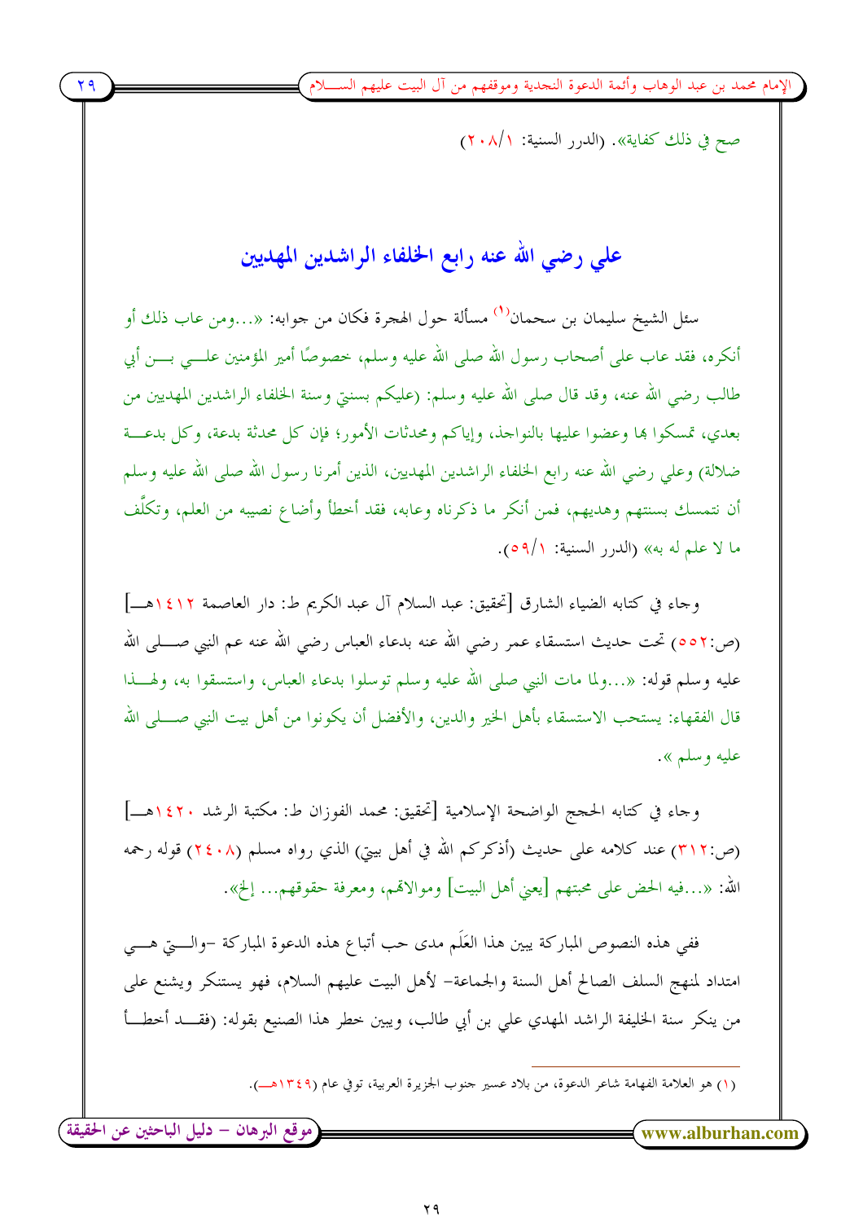صح في ذلك كفاية». (الدرر السنية: ١/٢٠٨)

## علي رضي الله عنه رابع الخلفاء الراشدين المهديين

سئل الشيخ سليمان بن سحمان[1] مسألة حول الهجرة فكان من جوابه: «...ومن عاب ذلك أو أنكره، فقد عاب على أصحاب رسول الله صلى الله عليه وسلم، خصوصًا أمير المؤمنين علي بن أبي طالب رضي الله عنه، وقد قال صلى الله عليه وسلم: (عليكم بسنتي وسنة الخلفاء الراشدين المهديين من بعدي، تمسكوا بها وعضوا عليها بالنواجذ، وإياكم ومحدثات الأمور؛ فإن كل محدثة بدعة، وكل بدعة ضلالة) وعلي رضي الله عنه رابع الخلفاء الراشدين المهديين، الذين أمرنا رسول الله صلى الله عليه وسلم أن نتمسك بسنتهم وهديهم، فمن أنكر ما ذكرناه وعابه، فقد أخطأ وأضاع نصيبه من العلم، وتكلَّف ما لا علم له به» (الدرر السنية: ١/٥٩).

وجاء في كتابه الضياء الشارق [تحقيق: عبد السلام آل عبد الكريم ط: دار العاصمة ١٤١٢هـ] (ص:٥٥٢) تحت حديث استسقاء عمر رضي الله عنه بدعاء العباس رضي الله عنه عم النبي صلى الله عليه وسلم قوله: «...ولما مات النبي صلى الله عليه وسلم توسلوا بدعاء العباس، واستسقوا به، ولهذا قال الفقهاء: يستحب الاستسقاء بأهل الخير والدين، والأفضل أن يكونوا من أهل بيت النبي صلى الله عليه وسلم ».

وجاء في كتابه الحجج الواضحة الإسلامية [تحقيق: محمد الفوزان ط: مكتبة الرشد ١٤٢٠هـ] (ص:٣١٢) عند كلامه على حديث (أذكركم الله في أهل بيتي) الذي رواه مسلم (٢٤٠٨) قوله رحمه الله: «...فيه الحض على محبتهم [يعني أهل البيت] وموالاتهم، ومعرفة حقوقهم... إلخ».

ففي هذه النصوص المباركة يبين هذا العَلَم مدى حب أتباع هذه الدعوة المباركة –والتي هي امتداد لمنهج السلف الصالح أهل السنة والجماعة– لأهل البيت عليهم السلام، فهو يستنكر ويشنع على من ينكر سنة الخليفة الراشد المهدي علي بن أبي طالب، ويبين خطر هذا الصنيع بقوله: (فقد أخطأ

---

(١) هو العلامة الفهامة شاعر الدعوة، من بلاد عسير جنوب الجزيرة العربية، توفي عام (١٣٤٩هـ).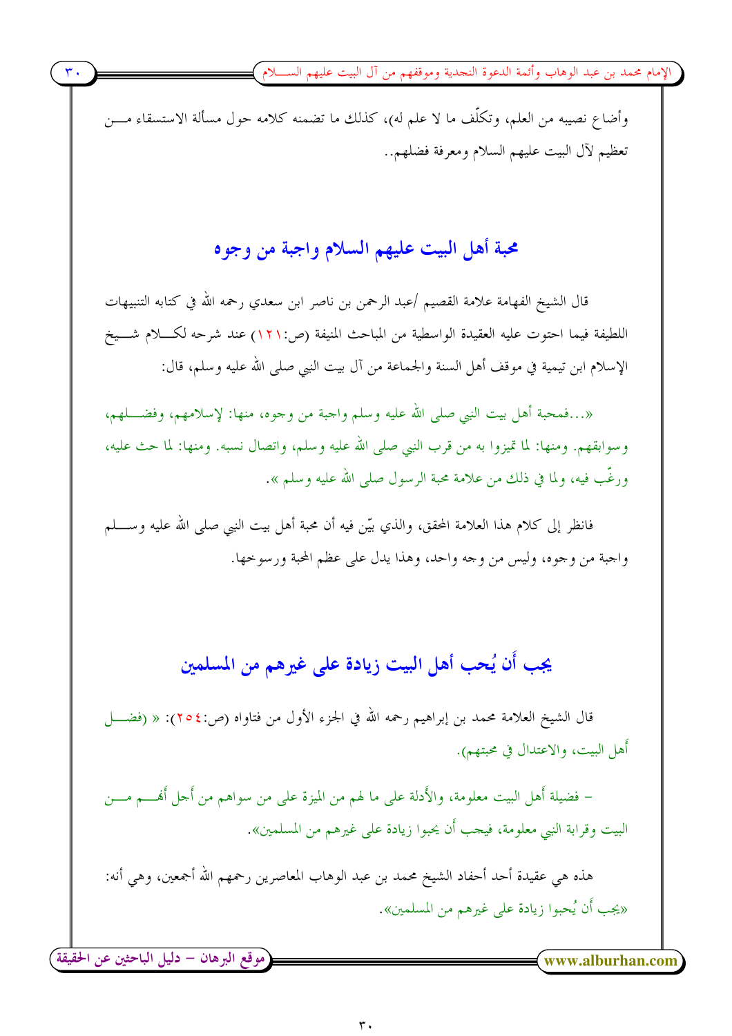وأضاع نصيبه من العلم، وتكلّف ما لا علم له)، كذلك ما تضمنه كلامه حول مسألة الاستسقاء من تعظيم لآل البيت عليهم السلام ومعرفة فضلهم..

## محبة أهل البيت عليهم السلام واجبة من وجوه

قال الشيخ الفهامة علامة القصيم /عبد الرحمن بن ناصر ابن سعدي رحمه الله في كتابه التنبيهات اللطيفة فيما احتوت عليه العقيدة الواسطية من المباحث المنيفة (ص:١٢١) عند شرحه لكلام شيخ الإسلام ابن تيمية في موقف أهل السنة والجماعة من آل بيت النبي صلى الله عليه وسلم، قال:

«...فمحبة أهل بيت النبي صلى الله عليه وسلم واجبة من وجوه، منها: لإسلامهم، وفضلهم، وسوابقهم. ومنها: لما تميزوا به من قرب النبي صلى الله عليه وسلم، واتصال نسبه. ومنها: لما حث عليه، ورغّب فيه، ولما في ذلك من علامة محبة الرسول صلى الله عليه وسلم».

فانظر إلى كلام هذا العلامة المحقق، والذي بيّن فيه أن محبة أهل بيت النبي صلى الله عليه وسلم واجبة من وجوه، وليس من وجه واحد، وهذا يدل على عظم المحبة ورسوخها.

## يجب أن يُحب أهل البيت زيادة على غيرهم من المسلمين

قال الشيخ العلامة محمد بن إبراهيم رحمه الله في الجزء الأول من فتاواه (ص:٢٥٤): « (فضل أهل البيت، والاعتدال في محبتهم).

- فضيلة أهل البيت معلومة، والأدلة على ما لهم من الميزة على من سواهم من أجل أنهم من البيت وقرابة النبي معلومة، فيجب أن يحبوا زيادة على غيرهم من المسلمين».

هذه هي عقيدة أحد أحفاد الشيخ محمد بن عبد الوهاب المعاصرين رحمهم الله أجمعين، وهي أنه: «يجب أن يُحبوا زيادة على غيرهم من المسلمين».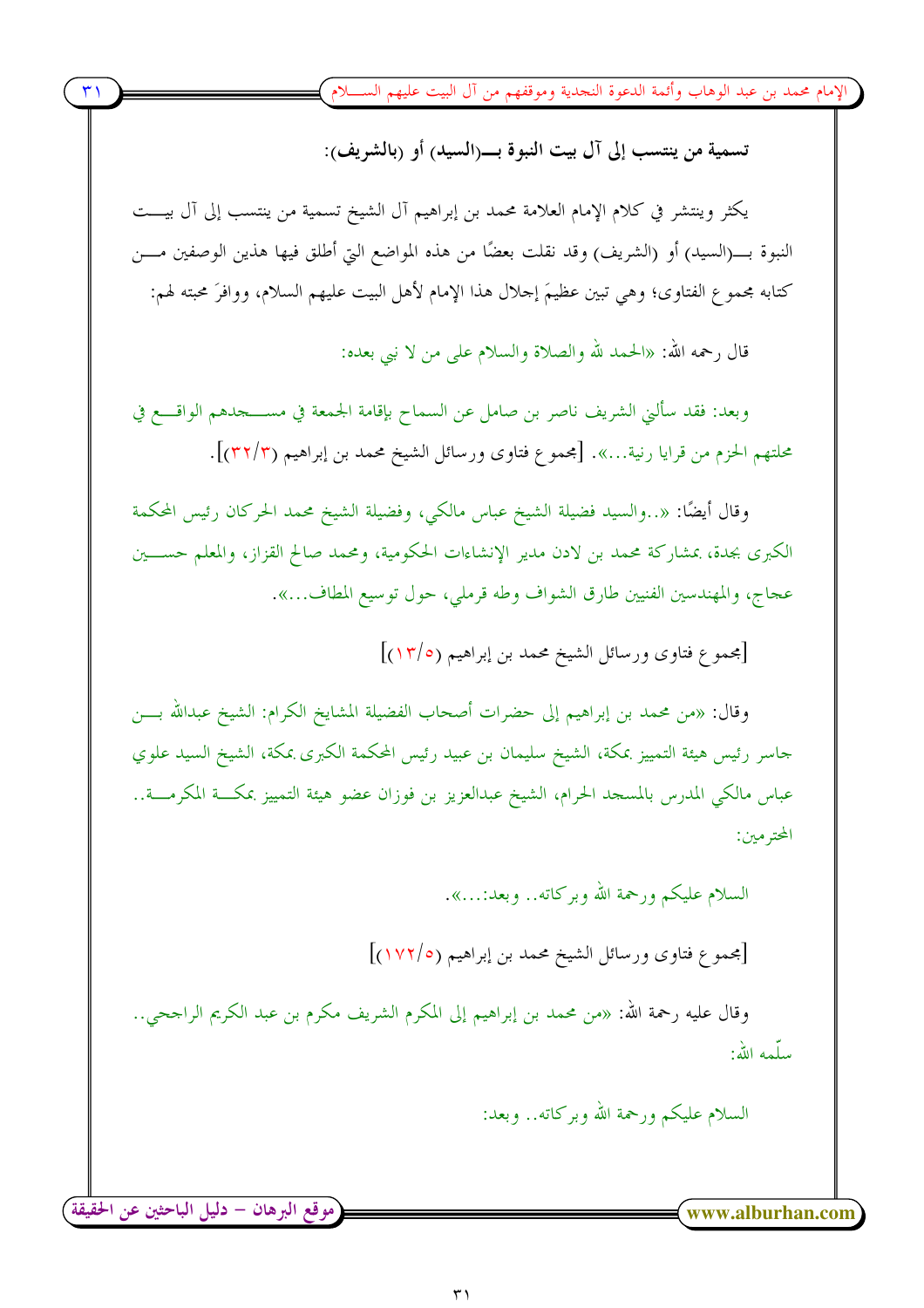**تسمية من ينتسب إلى آل بيت النبوة بـ(السيد) أو (بالشريف):**

يكثر وينتشر في كلام الإمام العلامة محمد بن إبراهيم آل الشيخ تسمية من ينتسب إلى آل بيت النبوة بـ(السيد) أو (الشريف) وقد نقلت بعضًا من هذه المواضع التي أطلق فيها هذين الوصفين من كتابه مجموع الفتاوى؛ وهي تبين عظيمَ إجلال هذا الإمام لأهل البيت عليهم السلام، ووافرَ محبته لهم:

قال رحمه الله: «الحمد لله والصلاة والسلام على من لا نبي بعده:

وبعد: فقد سألني الشريف ناصر بن صامل عن السماح بإقامة الجمعة في مسجدهم الواقع في محلتهم الحزم من قرايا رنية...». [مجموع فتاوى ورسائل الشيخ محمد بن إبراهيم (٣/٣٢)].

وقال أيضًا: «..والسيد فضيلة الشيخ عباس مالكي، وفضيلة الشيخ محمد الحركان رئيس المحكمة الكبرى بجدة، بمشاركة محمد بن لادن مدير الإنشاءات الحكومية، ومحمد صالح القزاز، والمعلم حسين عجاج، والمهندسين الفنيين طارق الشواف وطه قرملي، حول توسيع المطاف...».

[مجموع فتاوى ورسائل الشيخ محمد بن إبراهيم (٥/١٣)]

وقال: «من محمد بن إبراهيم إلى حضرات أصحاب الفضيلة المشايخ الكرام: الشيخ عبدالله بن جاسر رئيس هيئة التمييز بمكة، الشيخ سليمان بن عبيد رئيس المحكمة الكبرى بمكة، الشيخ السيد علوي عباس مالكي المدرس بالمسجد الحرام، الشيخ عبدالعزيز بن فوزان عضو هيئة التمييز بمكة المكرمة.. المحترمين:

السلام عليكم ورحمة الله وبركاته.. وبعد:...».

[مجموع فتاوى ورسائل الشيخ محمد بن إبراهيم (٥/١٧٢)]

وقال عليه رحمة الله: «من محمد بن إبراهيم إلى المكرم الشريف مكرم بن عبد الكريم الراجحي.. سلّمه الله:

السلام عليكم ورحمة الله وبركاته.. وبعد: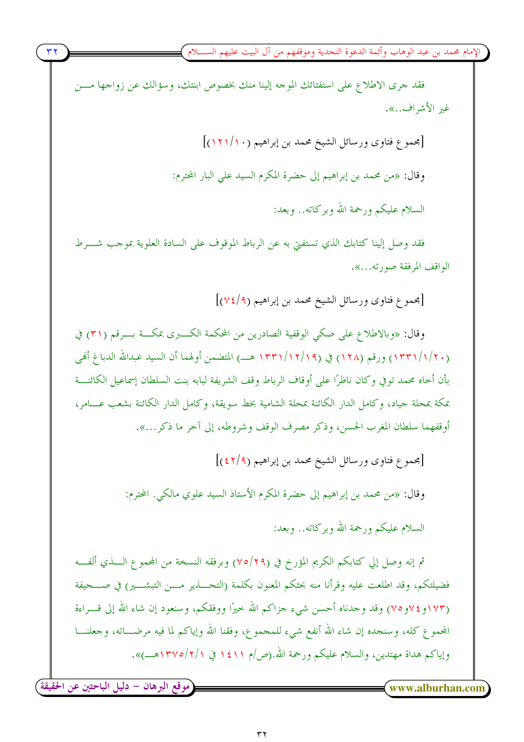فقد جرى الاطلاع على استفتائك الموجه إلينا منك بخصوص ابنتك، وسؤالك عن زواجها من غير الأشراف..».

[مجموع فتاوى ورسائل الشيخ محمد بن إبراهيم (١٠/١٢١)]

وقال: «من محمد بن إبراهيم إلى حضرة المكرم السيد علي البار المحترم:

السلام عليكم ورحمة الله وبركاته.. وبعد:

فقد وصل إلينا كتابك الذي تستفتي به عن الرباط الموقوف على السادة العلوية بموجب شرط الواقف المرفقة صورته...».

[مجموع فتاوى ورسائل الشيخ محمد بن إبراهيم (٩/٧٤)]

وقال: «وبالاطلاع على صكي الوقفية الصادرين من المحكمة الكبرى بمكة برقم (٣١) في (١٣٣١/١/٢٠) ورقم (١٢٨) في (١٣٣١/١٢/١٩ هـ) المتضمن أولهما أن السيد عبدالله الدباغ أنهى بأن أخاه محمد توفي وكان ناظرًا على أوقاف الرباط وقف الشريفة لبابه بنت السلطان إسماعيل الكائنة بمكة بمحلة جياد، وكامل الدار الكائنة بمحلة الشامية بخط سويقة، وكامل الدار الكائنة بشعب عامر، أوقفهما سلطان المغرب الحسن، وذكر مصرف الوقف وشروطه، إلى آخر ما ذكر...».

[مجموع فتاوى ورسائل الشيخ محمد بن إبراهيم (٩/٤٢)]

وقال: «من محمد بن إبراهيم إلى حضرة المكرم الأستاذ السيد علوي مالكي. المحترم:

السلام عليكم ورحمة الله وبركاته.. وبعد:

ثم إنه وصل إلي كتابكم الكريم المؤرخ في (٧٥/٢٩) وبرفقه النسخة من المجموع الذي ألفه فضيلتكم، وقد اطلعت عليه وقرأنا منه بحثكم المعنون بكلمة (التحذير من التبشير) في صحيفة (١٧٣و٧٤و٧٥) وقد وجدناه أحسن شيء جزاكم الله خيرًا ووفقكم، وسنعود إن شاء الله إلى قراءة المجموع كله، وسنجده إن شاء الله أنفع شيء للمجموع، وفقنا الله وإياكم لما فيه مرضاته، وجعلنا وإياكم هداة مهتدين، والسلام عليكم ورحمة الله.(ص/م ١٤١١ في ١٣٧٥/٢/١هـ)».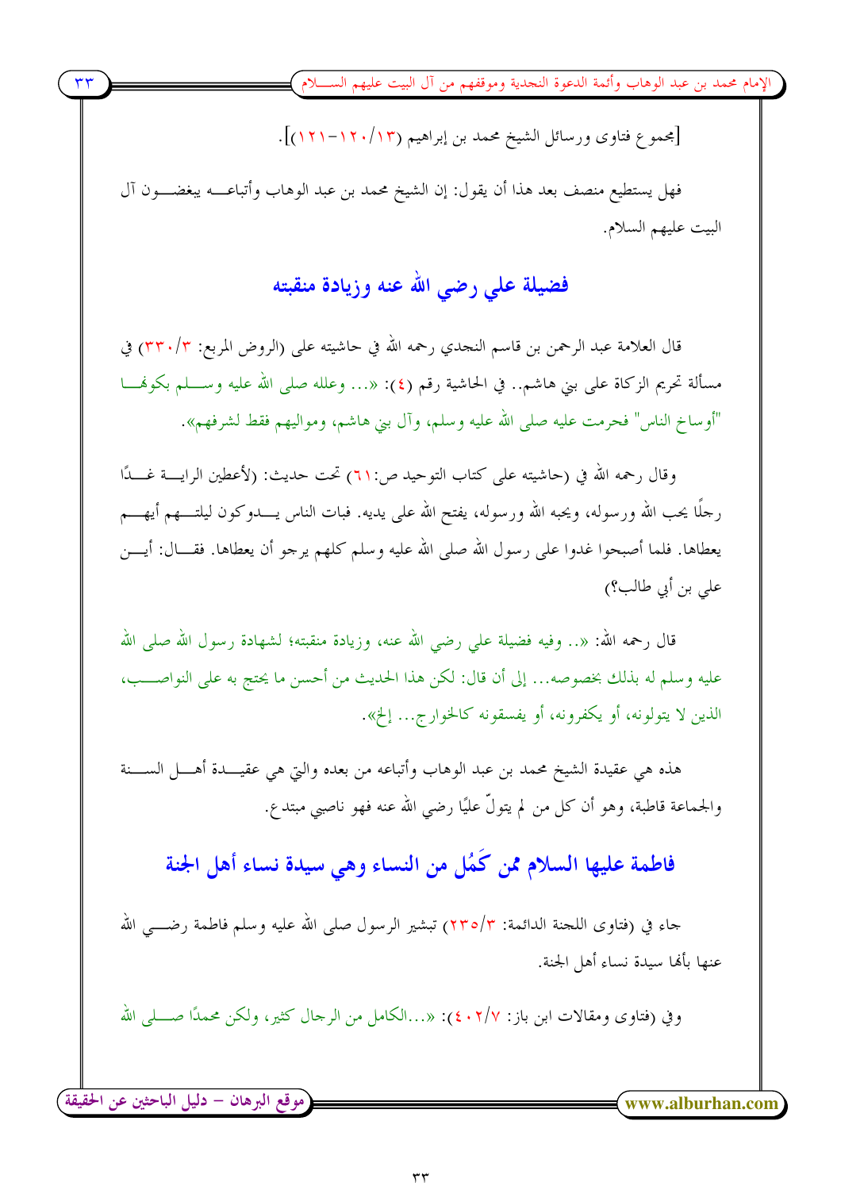[مجموع فتاوى ورسائل الشيخ محمد بن إبراهيم (١٣/١٢٠-١٢١)].

فهل يستطيع منصف بعد هذا أن يقول: إن الشيخ محمد بن عبد الوهاب وأتباعه يبغضون آل البيت عليهم السلام.

## فضيلة علي رضي الله عنه وزيادة منقبته

قال العلامة عبد الرحمن بن قاسم النجدي رحمه الله في حاشيته على (الروض المربع: ٣/٣٣٠) في مسألة تحريم الزكاة على بني هاشم.. في الحاشية رقم (٤): «... وعلله صلى الله عليه وسلم بكونها "أوساخ الناس" فحرمت عليه صلى الله عليه وسلم، وآل بني هاشم، ومواليهم فقط لشرفهم».

وقال رحمه الله في (حاشيته على كتاب التوحيد ص:٦١) تحت حديث: (لأعطين الراية غدًا رجلًا يحب الله ورسوله، ويحبه الله ورسوله، يفتح الله على يديه. فبات الناس يدوكون ليلتهم أيهم يعطاها. فلما أصبحوا غدوا على رسول الله صلى الله عليه وسلم كلهم يرجو أن يعطاها. فقال: أين علي بن أبي طالب؟)

قال رحمه الله: «.. وفيه فضيلة علي رضي الله عنه، وزيادة منقبته؛ لشهادة رسول الله صلى الله عليه وسلم له بذلك بخصوصه... إلى أن قال: لكن هذا الحديث من أحسن ما يحتج به على النواصب، الذين لا يتولونه، أو يكفرونه، أو يفسقونه كالخوارج... إلخ».

هذه هي عقيدة الشيخ محمد بن عبد الوهاب وأتباعه من بعده والتي هي عقيدة أهل السنة والجماعة قاطبة، وهو أن كل من لم يتولّ عليًا رضي الله عنه فهو ناصبي مبتدع.

## فاطمة عليها السلام ممن كَمُل من النساء وهي سيدة نساء أهل الجنة

جاء في (فتاوى اللجنة الدائمة: ٣/٢٣٥) تبشير الرسول صلى الله عليه وسلم فاطمة رضي الله عنها بأنها سيدة نساء أهل الجنة.

وفي (فتاوى ومقالات ابن باز: ٧/٤٠٢): «...الكامل من الرجال كثير، ولكن محمدًا صلى الله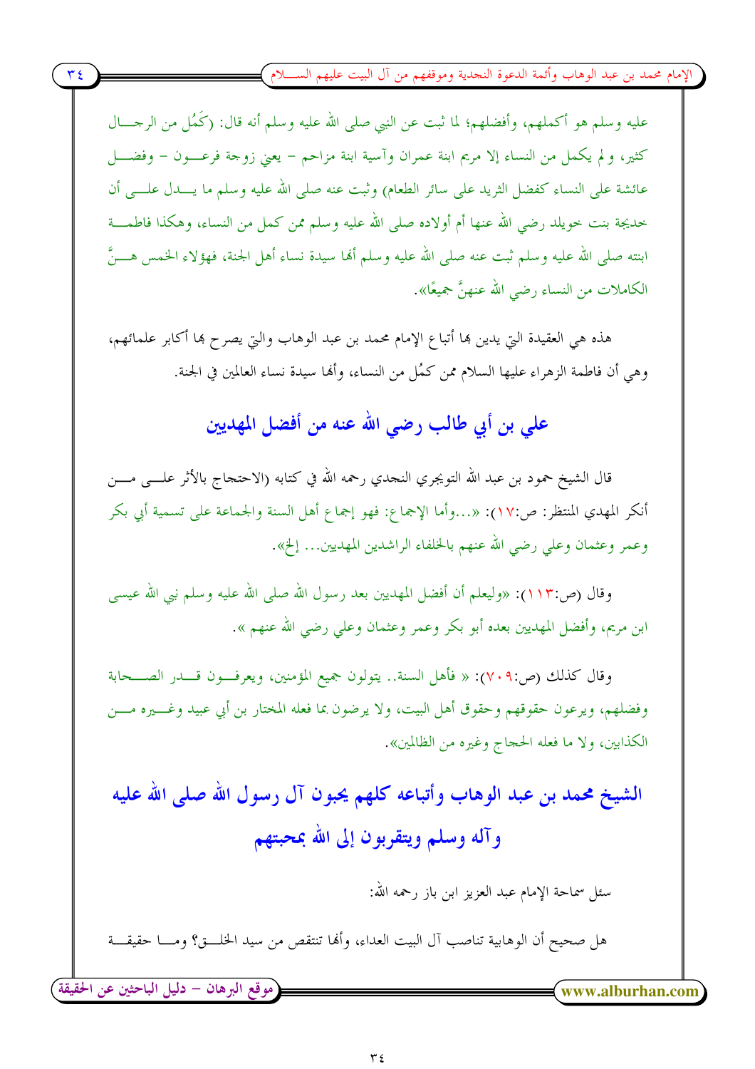عليه وسلم هو أكملهم، وأفضلهم؛ لما ثبت عن النبي صلى الله عليه وسلم أنه قال: (كَمُل من الرجال كثير، ولم يكمل من النساء إلا مريم ابنة عمران وآسية ابنة مزاحم – يعني زوجة فرعون – وفضل عائشة على النساء كفضل الثريد على سائر الطعام) وثبت عنه صلى الله عليه وسلم ما يدل على أن خديجة بنت خويلد رضي الله عنها أم أولاده صلى الله عليه وسلم ممن كمل من النساء، وهكذا فاطمة ابنته صلى الله عليه وسلم ثبت عنه صلى الله عليه وسلم أنها سيدة نساء أهل الجنة، فهؤلاء الخمس هنَّ الكاملات من النساء رضي الله عنهنَّ جميعًا».

هذه هي العقيدة التي يدين بها أتباع الإمام محمد بن عبد الوهاب والتي يصرح بها أكابر علمائهم، وهي أن فاطمة الزهراء عليها السلام ممن كمُل من النساء، وأنها سيدة نساء العالمين في الجنة.

## علي بن أبي طالب رضي الله عنه من أفضل المهديين

قال الشيخ حمود بن عبد الله التويجري النجدي رحمه الله في كتابه (الاحتجاج بالأثر على من أنكر المهدي المنتظر: ص:١٧): «...وأما الإجماع: فهو إجماع أهل السنة والجماعة على تسمية أبي بكر وعمر وعثمان وعلي رضي الله عنهم بالخلفاء الراشدين المهديين... إلخ».

وقال (ص:١١٣): «وليعلم أن أفضل المهديين بعد رسول الله صلى الله عليه وسلم نبي الله عيسى ابن مريم، وأفضل المهديين بعده أبو بكر وعمر وعثمان وعلي رضي الله عنهم ».

وقال كذلك (ص:٧٠٩): « فأهل السنة.. يتولون جميع المؤمنين، ويعرفون قدر الصحابة وفضلهم، ويرعون حقوقهم وحقوق أهل البيت، ولا يرضون بما فعله المختار بن أبي عبيد وغيره من الكذابين، ولا ما فعله الحجاج وغيره من الظالمين».

## الشيخ محمد بن عبد الوهاب وأتباعه كلهم يحبون آل رسول الله صلى الله عليه وآله وسلم ويتقربون إلى الله بمحبتهم

سئل سماحة الإمام عبد العزيز ابن باز رحمه الله:

هل صحيح أن الوهابية تناصب آل البيت العداء، وأنها تنتقص من سيد الخلق؟ وما حقيقة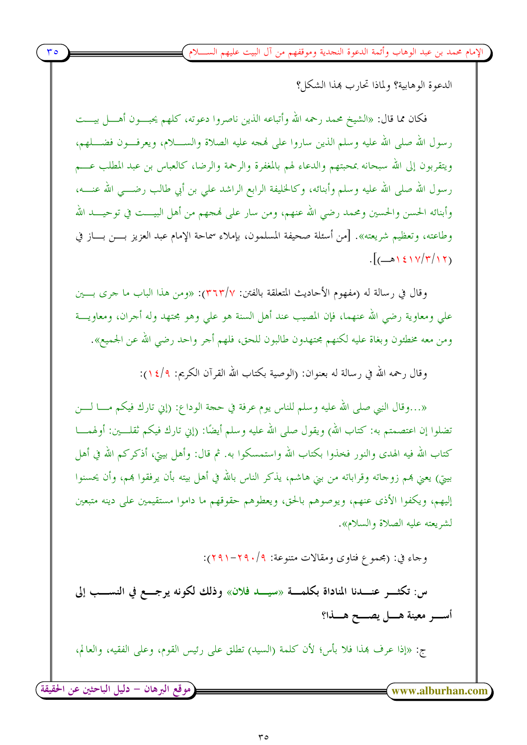الدعوة الوهابية؟ ولماذا تحارب بهذا الشكل؟

فكان مما قال: «الشيخ محمد رحمه الله وأتباعه الذين ناصروا دعوته، كلهم يحبون أهل بيت رسول الله صلى الله عليه وسلم الذين ساروا على نهجه عليه الصلاة والسلام، ويعرفون فضلهم، ويتقربون إلى الله سبحانه بمحبتهم والدعاء لهم بالمغفرة والرحمة والرضا، كالعباس بن عبد المطلب عم رسول الله صلى الله عليه وسلم وأبنائه، وكالخليفة الرابع الراشد علي بن أبي طالب رضي الله عنه، وأبنائه الحسن والحسين ومحمد رضي الله عنهم، ومن سار على نهجهم من أهل البيت في توحيد الله وطاعته، وتعظيم شريعته». [من أسئلة صحيفة المسلمون، بإملاء سماحة الإمام عبد العزيز بن باز في (١٢/٣/١٤١٧هـ)].

وقال في رسالة له (مفهوم الأحاديث المتعلقة بالفتن: ٧/٣٦٣): «ومن هذا الباب ما جرى بين علي ومعاوية رضي الله عنهما، فإن المصيب عند أهل السنة هو علي وهو مجتهد وله أجران، ومعاوية ومن معه مخطئون وبغاة عليه لكنهم مجتهدون طالبون للحق، فلهم أجر واحد رضي الله عن الجميع».

وقال رحمه الله في رسالة له بعنوان: (الوصية بكتاب الله القرآن الكريم: ٩/١٤):

«...وقال النبي صلى الله عليه وسلم للناس يوم عرفة في حجة الوداع: (إني تارك فيكم ما لن تضلوا إن اعتصمتم به: كتاب الله) ويقول صلى الله عليه وسلم أيضًا: (إني تارك فيكم ثقلين: أولهما كتاب الله فيه الهدى والنور فخذوا بكتاب الله واستمسكوا به. ثم قال: وأهل بيتي، أذكركم الله في أهل بيتي) يعني بهم زوجاته وقراباته من بني هاشم، يذكر الناس بالله في أهل بيته بأن يرفقوا بهم، وأن يحسنوا إليهم، ويكفوا الأذى عنهم، ويوصوهم بالحق، ويعطوهم حقوقهم ما داموا مستقيمين على دينه متبعين لشريعته عليه الصلاة والسلام».

وجاء في: (مجموع فتاوى ومقالات متنوعة: ٩/٢٩٠-٢٩١):

**س: تكثر عندنا المناداة بكلمة «سيد فلان» وذلك لكونه يرجع في النسب إلى أسر معينة هل يصح هذا؟**

ج: «إذا عرف بهذا فلا بأس؛ لأن كلمة (السيد) تطلق على رئيس القوم، وعلى الفقيه، والعالم،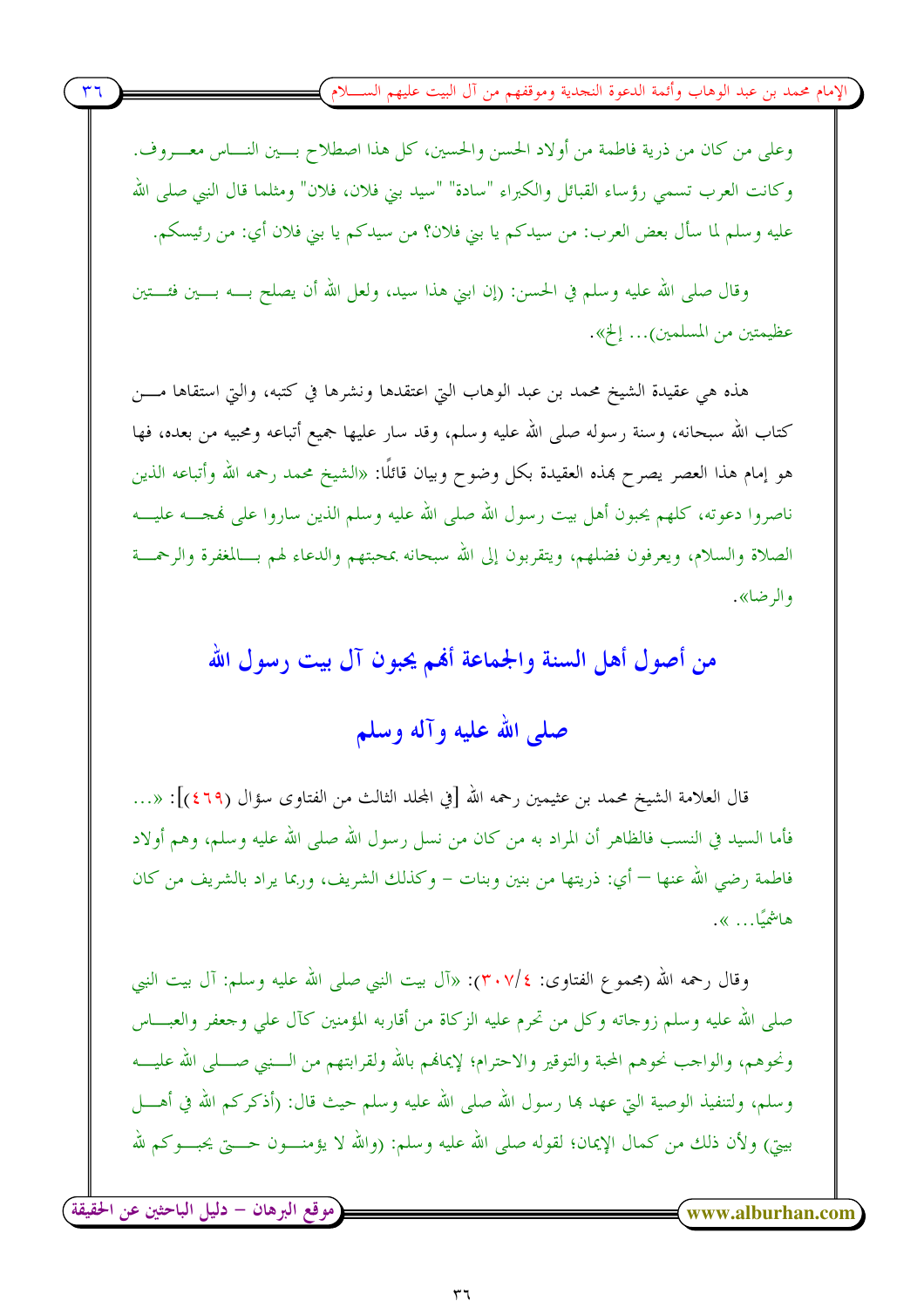وعلى من كان من ذرية فاطمة من أولاد الحسن والحسين، كل هذا اصطلاح بين الناس معروف. وكانت العرب تسمي رؤساء القبائل والكبراء "سادة" "سيد بني فلان، فلان" ومثلما قال النبي صلى الله عليه وسلم لما سأل بعض العرب: من سيدكم يا بني فلان؟ من سيدكم يا بني فلان أي: من رئيسكم.

وقال صلى الله عليه وسلم في الحسن: (إن ابني هذا سيد، ولعل الله أن يصلح به بين فئتين عظيمتين من المسلمين)... إلخ».

هذه هي عقيدة الشيخ محمد بن عبد الوهاب التي اعتقدها ونشرها في كتبه، والتي استقاها من كتاب الله سبحانه، وسنة رسوله صلى الله عليه وسلم، وقد سار عليها جميع أتباعه ومحبيه من بعده، فها هو إمام هذا العصر يصرح بهذه العقيدة بكل وضوح وبيان قائلًا: «الشيخ محمد رحمه الله وأتباعه الذين ناصروا دعوته، كلهم يحبون أهل بيت رسول الله صلى الله عليه وسلم الذين ساروا على نهجه عليه الصلاة والسلام، ويعرفون فضلهم، ويتقربون إلى الله سبحانه بمحبتهم والدعاء لهم بالمغفرة والرحمة والرضا».

## من أصول أهل السنة والجماعة أنهم يحبون آل بيت رسول الله صلى الله عليه وآله وسلم

قال العلامة الشيخ محمد بن عثيمين رحمه الله [في المجلد الثالث من الفتاوى سؤال (٤٦٩)]: «... فأما السيد في النسب فالظاهر أن المراد به من كان من نسل رسول الله صلى الله عليه وسلم، وهم أولاد فاطمة رضي الله عنها – أي: ذريتها من بنين وبنات – وكذلك الشريف، وربما يراد بالشريف من كان هاشميًا... ».

وقال رحمه الله (مجموع الفتاوى: ٤/٣٠٧): «آل بيت النبي صلى الله عليه وسلم: آل بيت النبي صلى الله عليه وسلم زوجاته وكل من تحرم عليه الزكاة من أقاربه المؤمنين كآل علي وجعفر والعباس ونحوهم، والواجب نحوهم المحبة والتوقير والاحترام؛ لإيمانهم بالله ولقرابتهم من النبي صلى الله عليه وسلم، ولتنفيذ الوصية التي عهد بها رسول الله صلى الله عليه وسلم حيث قال: (أذكركم الله في أهل بيتي) ولأن ذلك من كمال الإيمان؛ لقوله صلى الله عليه وسلم: (والله لا يؤمنون حتى يحبوكم لله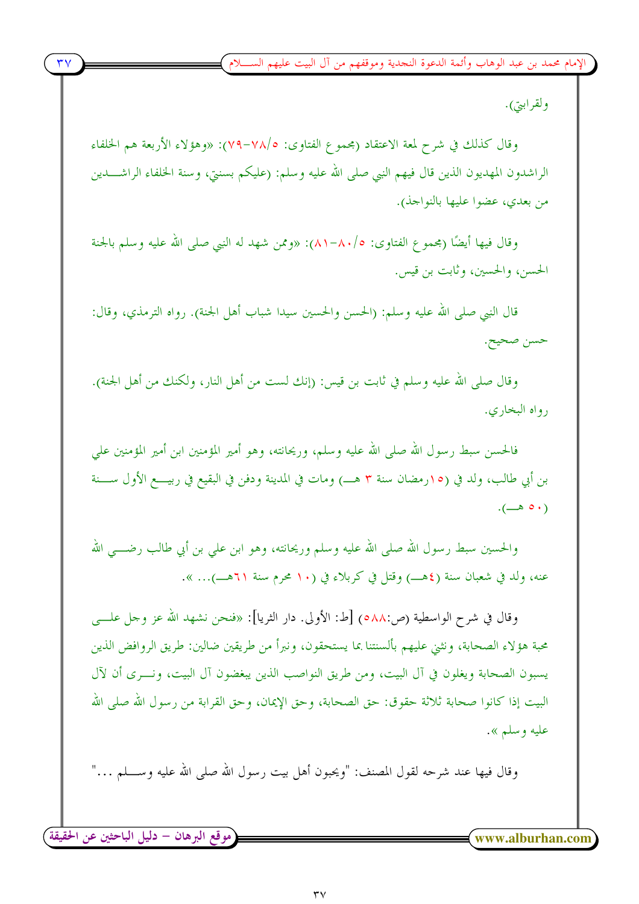ولقرابتي).

وقال كذلك في شرح لمعة الاعتقاد (مجموع الفتاوى: ٥/٧٨-٧٩): «وهؤلاء الأربعة هم الخلفاء الراشدون المهديون الذين قال فيهم النبي صلى الله عليه وسلم: (عليكم بسنتي، وسنة الخلفاء الراشـــدين من بعدي، عضوا عليها بالنواجذ).

وقال فيها أيضًا (مجموع الفتاوى: ٥/٨٠-٨١): «وممن شهد له النبي صلى الله عليه وسلم بالجنة الحسن، والحسين، وثابت بن قيس.

قال النبي صلى الله عليه وسلم: (الحسن والحسين سيدا شباب أهل الجنة). رواه الترمذي، وقال: حسن صحيح.

وقال صلى الله عليه وسلم في ثابت بن قيس: (إنك لست من أهل النار، ولكنك من أهل الجنة). رواه البخاري.

فالحسن سبط رسول الله صلى الله عليه وسلم، وريحانته، وهو أمير المؤمنين ابن أمير المؤمنين علي بن أبي طالب، ولد في (١٥رمضان سنة ٣ هـ) ومات في المدينة ودفن في البقيع في ربيـــع الأول ســـنة (٥٠ هـ).

والحسين سبط رسول الله صلى الله عليه وسلم وريحانته، وهو ابن علي بن أبي طالب رضـــي الله عنه، ولد في شعبان سنة (٤هـ) وقتل في كربلاء في (١٠ محرم سنة ٦١هـ)... ».

وقال في شرح الواسطية (ص:٥٨٨) [ط: الأولى. دار الثريا]: «فنحن نشهد الله عز وجل علـــى محبة هؤلاء الصحابة، ونثني عليهم بألسنتنا بما يستحقون، ونبرأ من طريقين ضالين: طريق الروافض الذين يسبون الصحابة ويغلون في آل البيت، ومن طريق النواصب الذين يبغضون آل البيت، ونـــرى أن لآل البيت إذا كانوا صحابة ثلاثة حقوق: حق الصحابة، وحق الإيمان، وحق القرابة من رسول الله صلى الله عليه وسلم ».

وقال فيها عند شرحه لقول المصنف: "ويحبون أهل بيت رسول الله صلى الله عليه وســـلم ..."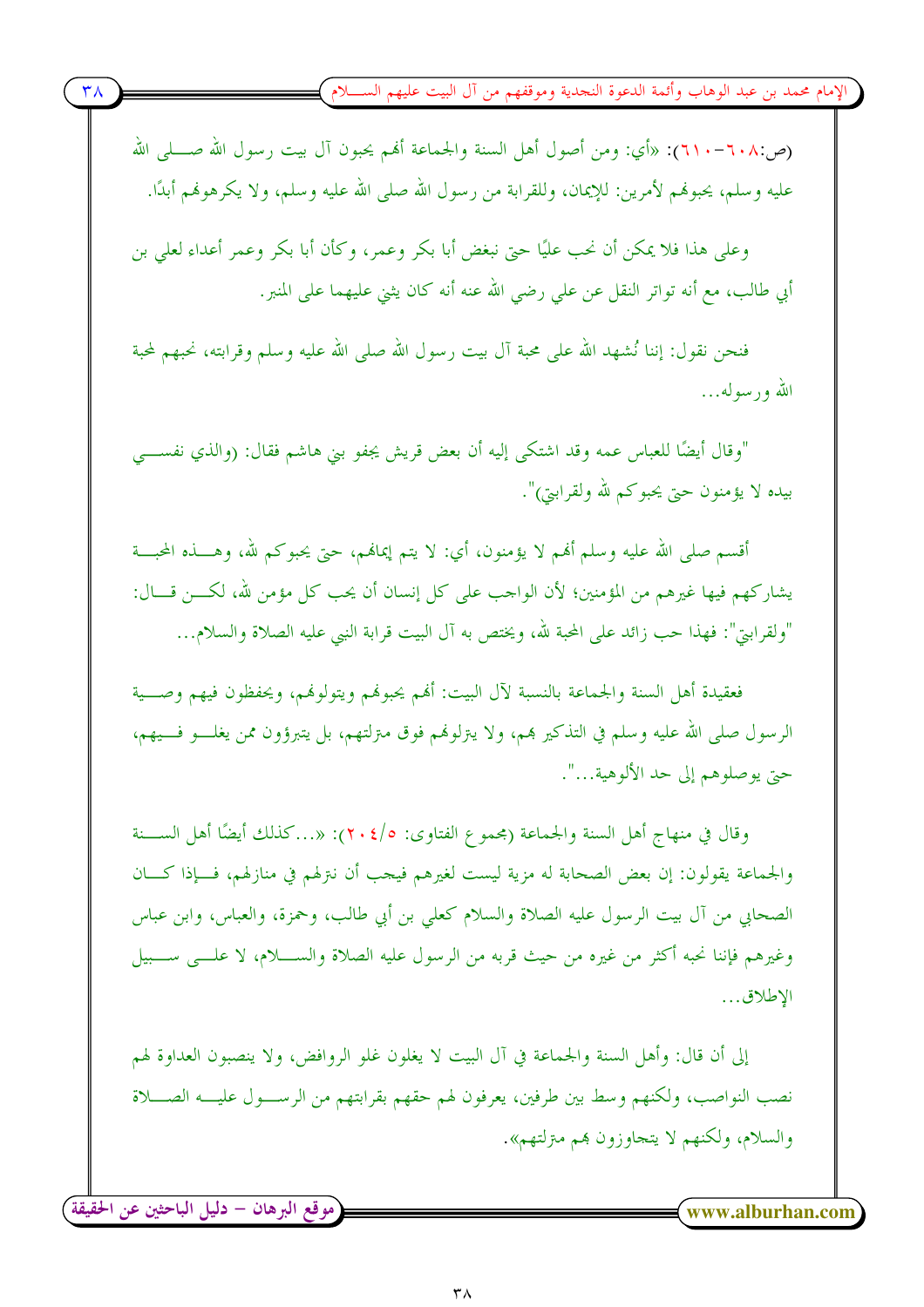(ص:٦٠٨-٦١٠): «أي: ومن أصول أهل السنة والجماعة أنهم يحبون آل بيت رسول الله صلى الله عليه وسلم، يحبونهم لأمرين: للإيمان، وللقرابة من رسول الله صلى الله عليه وسلم، ولا يكرهونهم أبدًا.

وعلى هذا فلا يمكن أن نحب عليًا حتى نبغض أبا بكر وعمر، وكأن أبا بكر وعمر أعداء لعلي بن أبي طالب، مع أنه تواتر النقل عن علي رضي الله عنه أنه كان يثني عليهما على المنبر.

فنحن نقول: إننا نُشهد الله على محبة آل بيت رسول الله صلى الله عليه وسلم وقرابته، نحبهم لمحبة الله ورسوله...

"وقال أيضًا للعباس عمه وقد اشتكى إليه أن بعض قريش يجفو بني هاشم فقال: (والذي نفسي بيده لا يؤمنون حتى يحبوكم لله ولقرابتي)".

أقسم صلى الله عليه وسلم أنهم لا يؤمنون، أي: لا يتم إيمانهم، حتى يحبوكم لله، وهذه المحبة يشاركهم فيها غيرهم من المؤمنين؛ لأن الواجب على كل إنسان أن يحب كل مؤمن لله، لكن قال: "ولقرابتي": فهذا حب زائد على المحبة لله، ويختص به آل البيت قرابة النبي عليه الصلاة والسلام...

فعقيدة أهل السنة والجماعة بالنسبة لآل البيت: أنهم يحبونهم ويتولونهم، ويحفظون فيهم وصية الرسول صلى الله عليه وسلم في التذكير بهم، ولا ينزلونهم فوق منزلتهم، بل يتبرؤون ممن يغلو فيهم، حتى يوصلوهم إلى حد الألوهية...".

وقال في منهاج أهل السنة والجماعة (مجموع الفتاوى: ٥/٢٠٤): «...كذلك أيضًا أهل السنة والجماعة يقولون: إن بعض الصحابة له مزية ليست لغيرهم فيجب أن ننزلهم في منازلهم، فإذا كان الصحابي من آل بيت الرسول عليه الصلاة والسلام كعلي بن أبي طالب، وحمزة، والعباس، وابن عباس وغيرهم فإننا نحبه أكثر من غيره من حيث قربه من الرسول عليه الصلاة والسلام، لا على سبيل الإطلاق...

إلى أن قال: وأهل السنة والجماعة في آل البيت لا يغلون غلو الروافض، ولا ينصبون العداوة لهم نصب النواصب، ولكنهم وسط بين طرفين، يعرفون لهم حقهم بقرابتهم من الرسول عليه الصلاة والسلام، ولكنهم لا يتجاوزون بهم منزلتهم».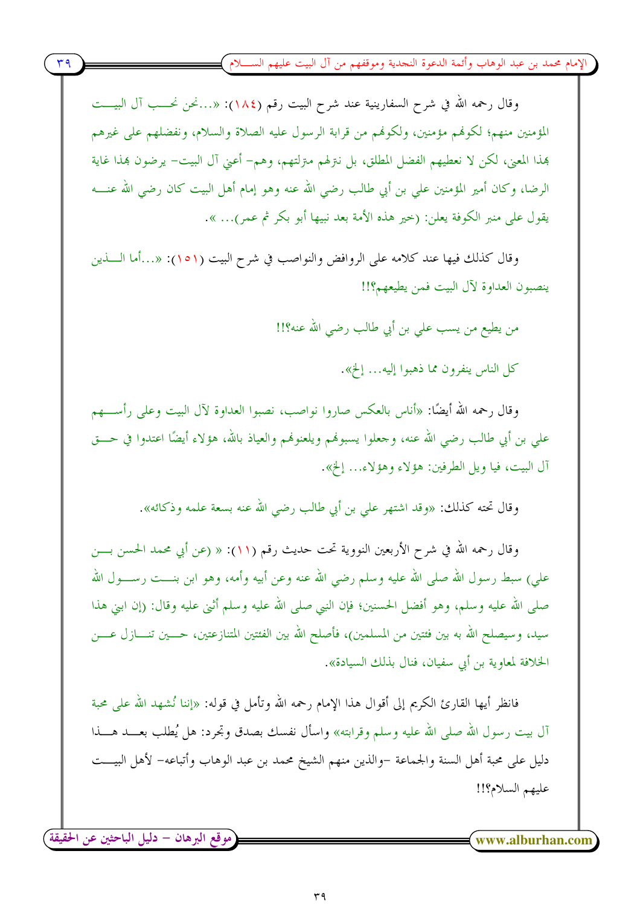وقال رحمه الله في شرح السفارينية عند شرح البيت رقم (١٨٤): «...نحن نحب آل البيت المؤمنين منهم؛ لكونهم مؤمنين، ولكونهم من قرابة الرسول عليه الصلاة والسلام، ونفضلهم على غيرهم بهذا المعنى، لكن لا نعطيهم الفضل المطلق، بل ننزلهم منزلتهم، وهم- أعني آل البيت- يرضون بهذا غاية الرضا، وكان أمير المؤمنين علي بن أبي طالب رضي الله عنه وهو إمام أهل البيت كان رضي الله عنه يقول على منبر الكوفة يعلن: (خير هذه الأمة بعد نبيها أبو بكر ثم عمر)... ».

وقال كذلك فيها عند كلامه على الروافض والنواصب في شرح البيت (١٥١): «...أما الذين ينصبون العداوة لآل البيت فمن يطيعهم؟!!

من يطيع من يسب علي بن أبي طالب رضي الله عنه؟!!

كل الناس ينفرون مما ذهبوا إليه... إلخ».

وقال رحمه الله أيضًا: «أناس بالعكس صاروا نواصب، نصبوا العداوة لآل البيت وعلى رأسهم علي بن أبي طالب رضي الله عنه، وجعلوا يسبونهم ويلعنونهم والعياذ بالله، هؤلاء أيضًا اعتدوا في حق آل البيت، فيا ويل الطرفين: هؤلاء وهؤلاء... إلخ».

وقال تحته كذلك: «وقد اشتهر علي بن أبي طالب رضي الله عنه بسعة علمه وذكائه».

وقال رحمه الله في شرح الأربعين النووية تحت حديث رقم (١١): « (عن أبي محمد الحسن بن علي) سبط رسول الله صلى الله عليه وسلم رضي الله عنه وعن أبيه وأمه، وهو ابن بنت رسول الله صلى الله عليه وسلم، وهو أفضل الحسنين؛ فإن النبي صلى الله عليه وسلم أثنى عليه وقال: (إن ابني هذا سيد، وسيصلح الله به بين فئتين من المسلمين)، فأصلح الله بين الفئتين المتنازعتين، حين تنازل عن الخلافة لمعاوية بن أبي سفيان، فنال بذلك السيادة».

فانظر أيها القارئ الكريم إلى أقوال هذا الإمام رحمه الله وتأمل في قوله: «إننا نُشهد الله على محبة آل بيت رسول الله صلى الله عليه وسلم وقرابته» واسأل نفسك بصدق وتجرد: هل يُطلب بعد هذا دليل على محبة أهل السنة والجماعة -والذين منهم الشيخ محمد بن عبد الوهاب وأتباعه- لأهل البيت عليهم السلام؟!!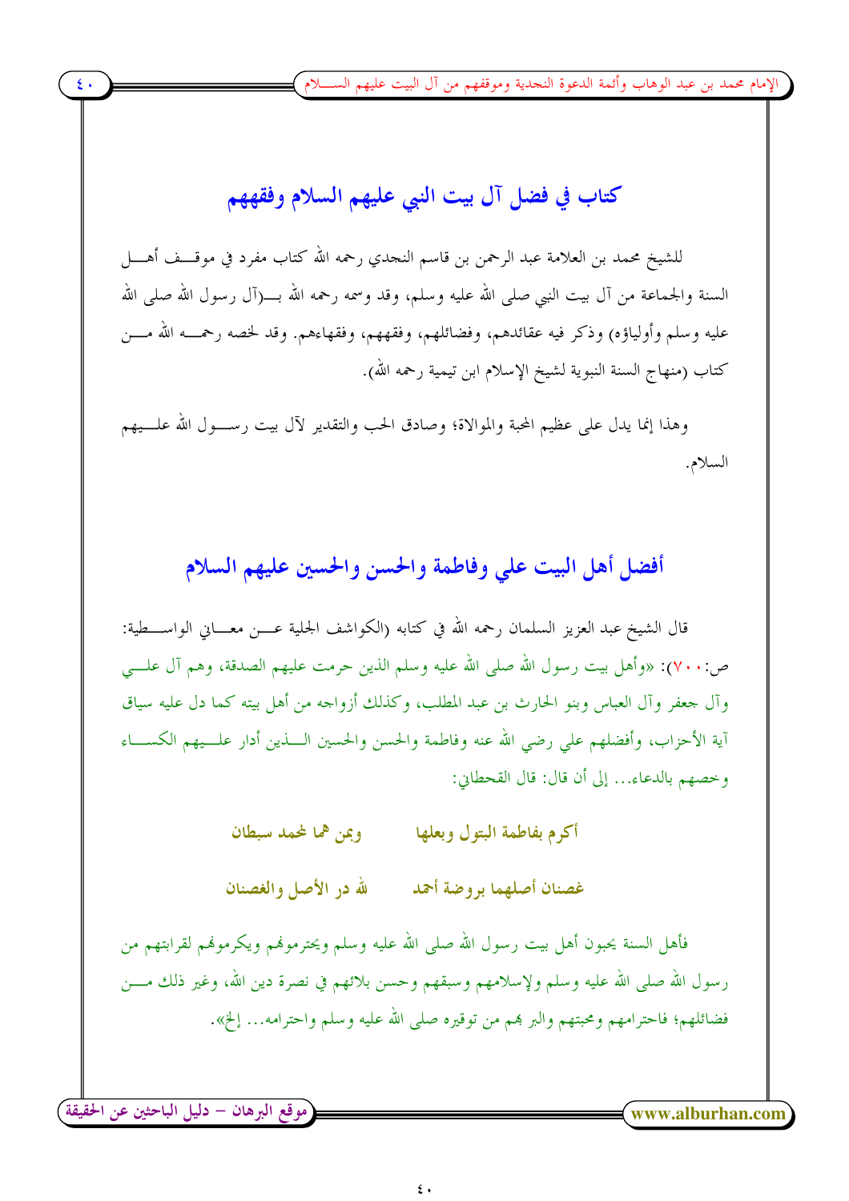## كتاب في فضل آل بيت النبي عليهم السلام وفقههم

للشيخ محمد بن العلامة عبد الرحمن بن قاسم النجدي رحمه الله كتاب مفرد في موقف أهل السنة والجماعة من آل بيت النبي صلى الله عليه وسلم، وقد وسمه رحمه الله بـ(آل رسول الله صلى الله عليه وسلم وأولياؤه) وذكر فيه عقائدهم، وفضائلهم، وفقههم، وفقهاءهم. وقد لخصه رحمه الله من كتاب (منهاج السنة النبوية لشيخ الإسلام ابن تيمية رحمه الله).

وهذا إنما يدل على عظيم المحبة والموالاة؛ وصادق الحب والتقدير لآل بيت رسول الله عليهم السلام.

## أفضل أهل البيت علي وفاطمة والحسن والحسين عليهم السلام

قال الشيخ عبد العزيز السلمان رحمه الله في كتابه (الكواشف الجلية عن معاني الواسطية: ص:٧٠٠): «وأهل بيت رسول الله صلى الله عليه وسلم الذين حرمت عليهم الصدقة، وهم آل علي وآل جعفر وآل العباس وبنو الحارث بن عبد المطلب، وكذلك أزواجه من أهل بيته كما دل عليه سياق آية الأحزاب، وأفضلهم علي رضي الله عنه وفاطمة والحسن والحسين الذين أدار عليهم الكساء وخصهم بالدعاء... إلى أن قال: قال القحطاني:

أكرم بفاطمة البتول وبعلها ... وبمن هما لمحمد سبطان

غصنان أصلهما بروضة أحمد ... لله در الأصل والغصنان

فأهل السنة يحبون أهل بيت رسول الله صلى الله عليه وسلم ويحترمونهم ويكرمونهم لقرابتهم من رسول الله صلى الله عليه وسلم ولإسلامهم وسبقهم وحسن بلائهم في نصرة دين الله، وغير ذلك من فضائلهم؛ فاحترامهم ومحبتهم والبر بهم من توقيره صلى الله عليه وسلم واحترامه... إلخ».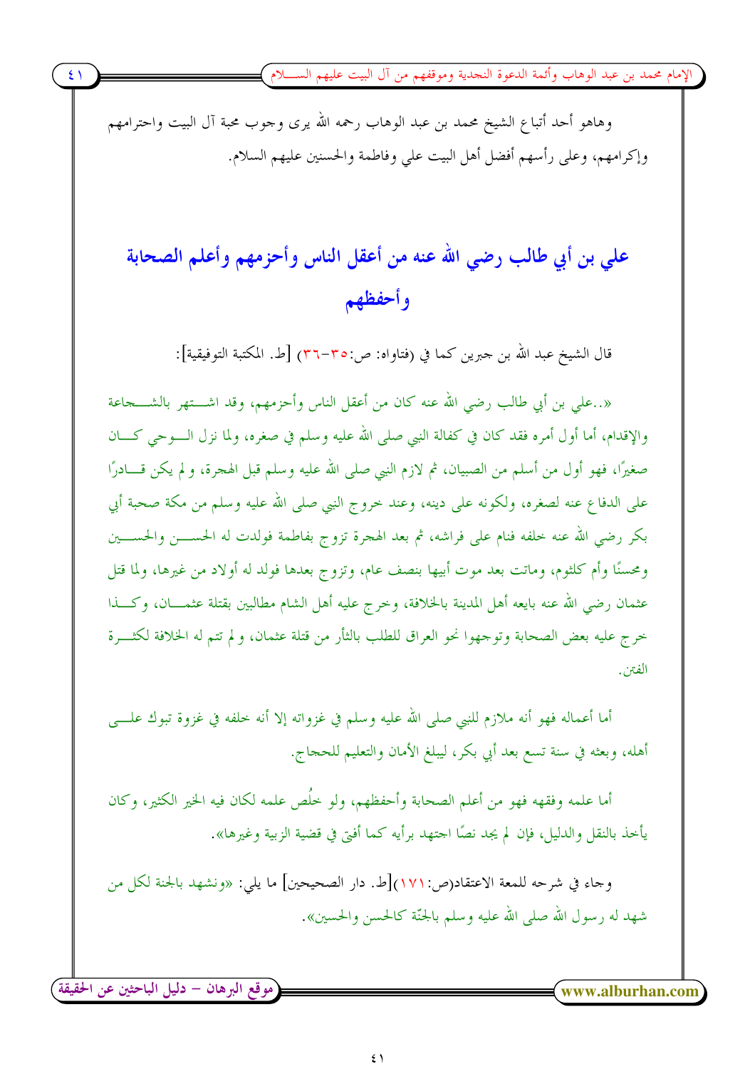وهاهو أحد أتباع الشيخ محمد بن عبد الوهاب رحمه الله يرى وجوب محبة آل البيت واحترامهم وإكرامهم، وعلى رأسهم أفضل أهل البيت علي وفاطمة والحسنين عليهم السلام.

## علي بن أبي طالب رضي الله عنه من أعقل الناس وأحزمهم وأعلم الصحابة وأحفظهم

قال الشيخ عبد الله بن جبرين كما في (فتاواه: ص:٣٥-٣٦) [ط. المكتبة التوفيقية]:

«..علي بن أبي طالب رضي الله عنه كان من أعقل الناس وأحزمهم، وقد اشتهر بالشجاعة والإقدام، أما أول أمره فقد كان في كفالة النبي صلى الله عليه وسلم في صغره، ولما نزل الوحي كان صغيرًا، فهو أول من أسلم من الصبيان، ثم لازم النبي صلى الله عليه وسلم قبل الهجرة، ولم يكن قادرًا على الدفاع عنه لصغره، ولكونه على دينه، وعند خروج النبي صلى الله عليه وسلم من مكة صحبة أبي بكر رضي الله عنه خلفه فنام على فراشه، ثم بعد الهجرة تزوج بفاطمة فولدت له الحسن والحسين ومحسنًا وأم كلثوم، وماتت بعد موت أبيها بنصف عام، وتزوج بعدها فولد له أولاد من غيرها، ولما قتل عثمان رضي الله عنه بايعه أهل المدينة بالخلافة، وخرج عليه أهل الشام مطالبين بقتلة عثمان، وكذا خرج عليه بعض الصحابة وتوجهوا نحو العراق للطلب بالثأر من قتلة عثمان، ولم تتم له الخلافة لكثرة الفتن.

أما أعماله فهو أنه ملازم للنبي صلى الله عليه وسلم في غزواته إلا أنه خلفه في غزوة تبوك على أهله، وبعثه في سنة تسع بعد أبي بكر، ليبلغ الأمان والتعليم للحجاج.

أما علمه وفقهه فهو من أعلم الصحابة وأحفظهم، ولو خلُص علمه لكان فيه الخير الكثير، وكان يأخذ بالنقل والدليل، فإن لم يجد نصًا اجتهد برأيه كما أفتى في قضية الزبية وغيرها».

وجاء في شرحه للمعة الاعتقاد(ص:١٧١)[ط. دار الصحيحين] ما يلي: «ونشهد بالجنة لكل من شهد له رسول الله صلى الله عليه وسلم بالجنّة كالحسن والحسين».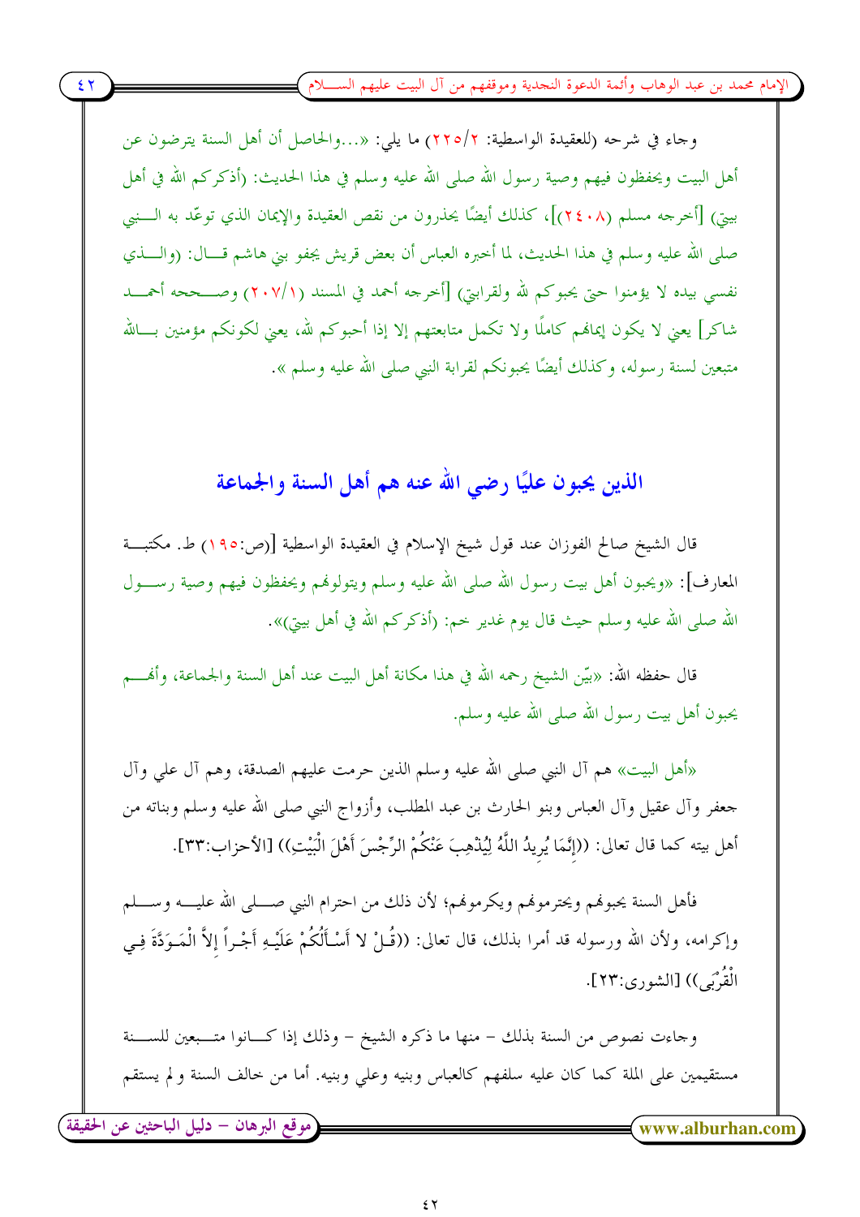وجاء في شرحه (للعقيدة الواسطية: ٢/٢٢٥) ما يلي: «...والحاصل أن أهل السنة يترضون عن أهل البيت ويحفظون فيهم وصية رسول الله صلى الله عليه وسلم في هذا الحديث: (أذكركم الله في أهل بيتي) [أخرجه مسلم (٢٤٠٨)]، كذلك أيضًا يحذرون من نقص العقيدة والإيمان الذي توعّد به النبي صلى الله عليه وسلم في هذا الحديث، لما أخبره العباس أن بعض قريش يجفو بني هاشم قال: (والذي نفسي بيده لا يؤمنوا حتى يحبوكم لله ولقرابتي) [أخرجه أحمد في المسند (١/٢٠٧) وصححه أحمد شاكر] يعني لا يكون إيمانهم كاملًا ولا تكمل متابعتهم إلا إذا أحبوكم لله، يعني لكونكم مؤمنين بالله متبعين لسنة رسوله، وكذلك أيضًا يحبونكم لقرابة النبي صلى الله عليه وسلم ».

## الذين يحبون عليًا رضي الله عنه هم أهل السنة والجماعة

قال الشيخ صالح الفوزان عند قول شيخ الإسلام في العقيدة الواسطية [(ص:١٩٥) ط. مكتبة المعارف]: «ويحبون أهل بيت رسول الله صلى الله عليه وسلم ويتولونهم ويحفظون فيهم وصية رسول الله صلى الله عليه وسلم حيث قال يوم غدير خم: (أذكركم الله في أهل بيتي)».

قال حفظه الله: «بيّن الشيخ رحمه الله في هذا مكانة أهل البيت عند أهل السنة والجماعة، وأنهم يحبون أهل بيت رسول الله صلى الله عليه وسلم.

«أهل البيت» هم آل النبي صلى الله عليه وسلم الذين حرمت عليهم الصدقة، وهم آل علي وآل جعفر وآل عقيل وآل العباس وبنو الحارث بن عبد المطلب، وأزواج النبي صلى الله عليه وسلم وبناته من أهل بيته كما قال تعالى: ((إِنَّمَا يُرِيدُ اللَّهُ لِيُذْهِبَ عَنْكُمُ الرِّجْسَ أَهْلَ الْبَيْتِ)) [الأحزاب:٣٣].

فأهل السنة يحبونهم ويحترمونهم ويكرمونهم؛ لأن ذلك من احترام النبي صلى الله عليه وسلم وإكرامه، ولأن الله ورسوله قد أمرا بذلك، قال تعالى: ((قُلْ لا أَسْأَلُكُمْ عَلَيْهِ أَجْراً إِلاَّ الْمَوَدَّةَ فِي الْقُرْبَى)) [الشورى:٢٣].

وجاءت نصوص من السنة بذلك – منها ما ذكره الشيخ – وذلك إذا كانوا متبعين للسنة مستقيمين على الملة كما كان عليه سلفهم كالعباس وبنيه وعلي وبنيه. أما من خالف السنة ولم يستقم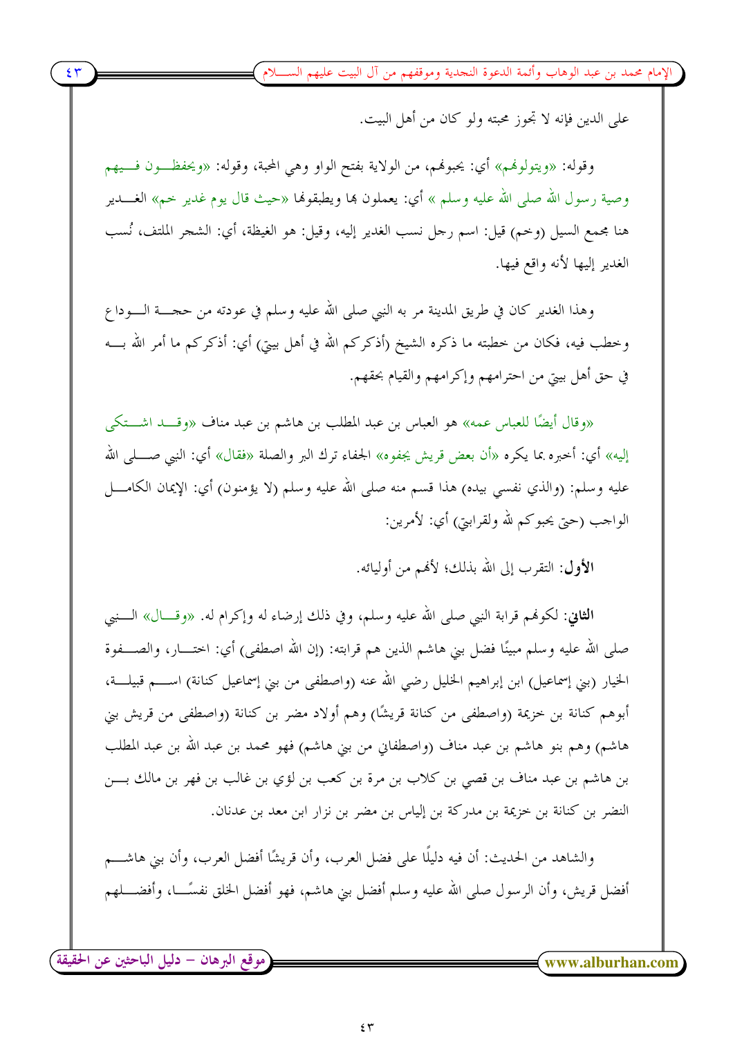على الدين فإنه لا تجوز محبته ولو كان من أهل البيت.

وقوله: «ويتولونهم» أي: يحبونهم، من الولاية بفتح الواو وهي المحبة، وقوله: «ويحفظون فيهم وصية رسول الله صلى الله عليه وسلم » أي: يعملون بها ويطبقونها «حيث قال يوم غدير خم» الغدير هنا مجمع السيل (وخم) قيل: اسم رجل نسب الغدير إليه، وقيل: هو الغيظة، أي: الشجر الملتف، نُسب الغدير إليها لأنه واقع فيها.

وهذا الغدير كان في طريق المدينة مر به النبي صلى الله عليه وسلم في عودته من حجة الوداع وخطب فيه، فكان من خطبته ما ذكره الشيخ (أذكركم الله في أهل بيتي) أي: أذكركم ما أمر الله به في حق أهل بيتي من احترامهم وإكرامهم والقيام بحقهم.

«وقال أيضًا للعباس عمه» هو العباس بن عبد المطلب بن هاشم بن عبد مناف «وقد اشتكى إليه» أي: أخبره بما يكره «أن بعض قريش يجفوه» الجفاء ترك البر والصلة «فقال» أي: النبي صلى الله عليه وسلم: (والذي نفسي بيده) هذا قسم منه صلى الله عليه وسلم (لا يؤمنون) أي: الإيمان الكامل الواجب (حتى يحبوكم لله ولقرابتي) أي: لأمرين:

**الأول:** التقرب إلى الله بذلك؛ لأنهم من أوليائه.

**الثاني:** لكونهم قرابة النبي صلى الله عليه وسلم، وفي ذلك إرضاء له وإكرام له. «وقال» النبي صلى الله عليه وسلم مبينًا فضل بني هاشم الذين هم قرابته: (إن الله اصطفى) أي: اختار، والصفوة الخيار (بني إسماعيل) ابن إبراهيم الخليل رضي الله عنه (واصطفى من بني إسماعيل كنانة) اسم قبيلة، أبوهم كنانة بن خزيمة (واصطفى من كنانة قريشًا) وهم أولاد مضر بن كنانة (واصطفى من قريش بني هاشم) وهم بنو هاشم بن عبد مناف (واصطفاني من بني هاشم) فهو محمد بن عبد الله بن عبد المطلب بن هاشم بن عبد مناف بن قصي بن كلاب بن مرة بن كعب بن لؤي بن غالب بن فهر بن مالك بن النضر بن كنانة بن خزيمة بن مدركة بن إلياس بن مضر بن نزار ابن معد بن عدنان.

والشاهد من الحديث: أن فيه دليلًا على فضل العرب، وأن قريشًا أفضل العرب، وأن بني هاشم أفضل قريش، وأن الرسول صلى الله عليه وسلم أفضل بني هاشم، فهو أفضل الخلق نفسًا، وأفضلهم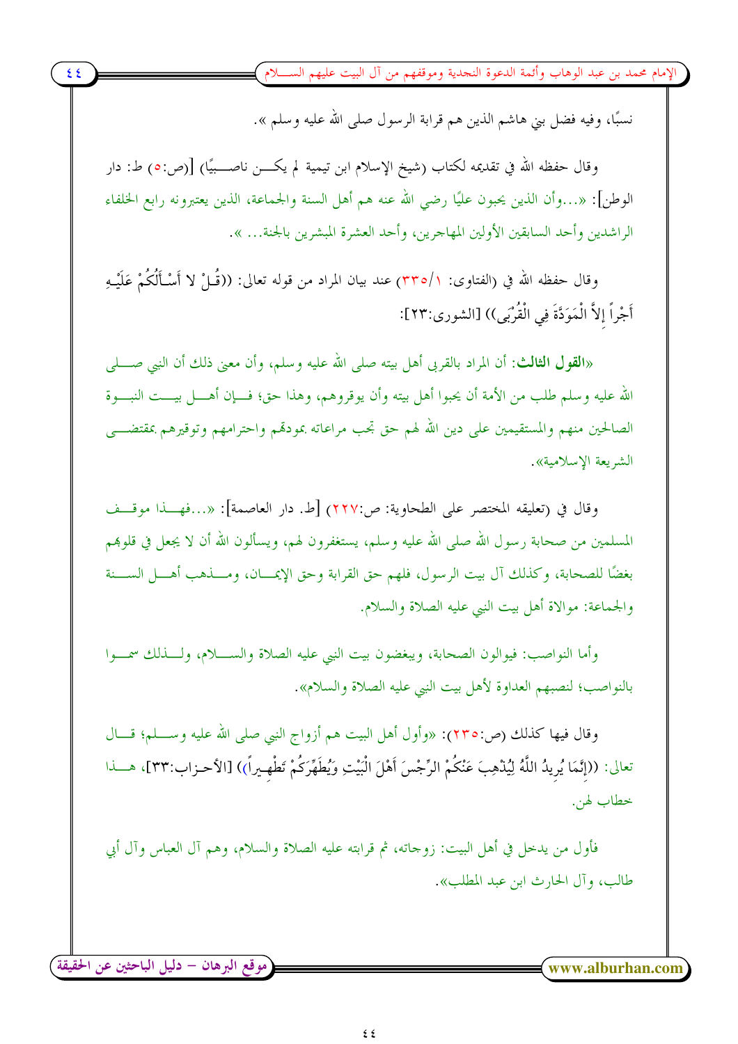نسبًا، وفيه فضل بني هاشم الذين هم قرابة الرسول صلى الله عليه وسلم ».

وقال حفظه الله في تقديمه لكتاب (شيخ الإسلام ابن تيمية لم يكن ناصبيًا) [(ص:٥) ط: دار الوطن]: «...وأن الذين يحبون عليًا رضي الله عنه هم أهل السنة والجماعة، الذين يعتبرونه رابع الخلفاء الراشدين وأحد السابقين الأولين المهاجرين، وأحد العشرة المبشرين بالجنة... ».

وقال حفظه الله في (الفتاوى: ١/٣٣٥) عند بيان المراد من قوله تعالى: ((قُلْ لا أَسْأَلُكُمْ عَلَيْهِ أَجْراً إِلاَّ الْمَوَدَّةَ فِي الْقُرْبَى)) [الشورى:٢٣]:

«**القول الثالث**: أن المراد بالقربى أهل بيته صلى الله عليه وسلم، وأن معنى ذلك أن النبي صلى الله عليه وسلم طلب من الأمة أن يحبوا أهل بيته وأن يوقروهم، وهذا حق؛ فإن أهل بيت النبوة الصالحين منهم والمستقيمين على دين الله لهم حق تجب مراعاته بمودتهم واحترامهم وتوقيرهم بمقتضى الشريعة الإسلامية».

وقال في (تعليقه المختصر على الطحاوية: ص:٢٢٧) [ط. دار العاصمة]: «...فهذا موقف المسلمين من صحابة رسول الله صلى الله عليه وسلم، يستغفرون لهم، ويسألون الله أن لا يجعل في قلوبهم بغضًا للصحابة، وكذلك آل بيت الرسول، فلهم حق القرابة وحق الإيمان، ومذهب أهل السنة والجماعة: موالاة أهل بيت النبي عليه الصلاة والسلام.

وأما النواصب: فيوالون الصحابة، ويبغضون بيت النبي عليه الصلاة والسلام، ولذلك سموا بالنواصب؛ لنصبهم العداوة لأهل بيت النبي عليه الصلاة والسلام».

وقال فيها كذلك (ص:٢٣٥): «وأول أهل البيت هم أزواج النبي صلى الله عليه وسلم؛ قال تعالى: ((إِنَّمَا يُرِيدُ اللَّهُ لِيُذْهِبَ عَنْكُمُ الرِّجْسَ أَهْلَ الْبَيْتِ وَيُطَهِّرَكُمْ تَطْهِيراً)) [الأحزاب:٣٣]، هذا خطاب لهن.

فأول من يدخل في أهل البيت: زوجاته، ثم قرابته عليه الصلاة والسلام، وهم آل العباس وآل أبي طالب، وآل الحارث ابن عبد المطلب».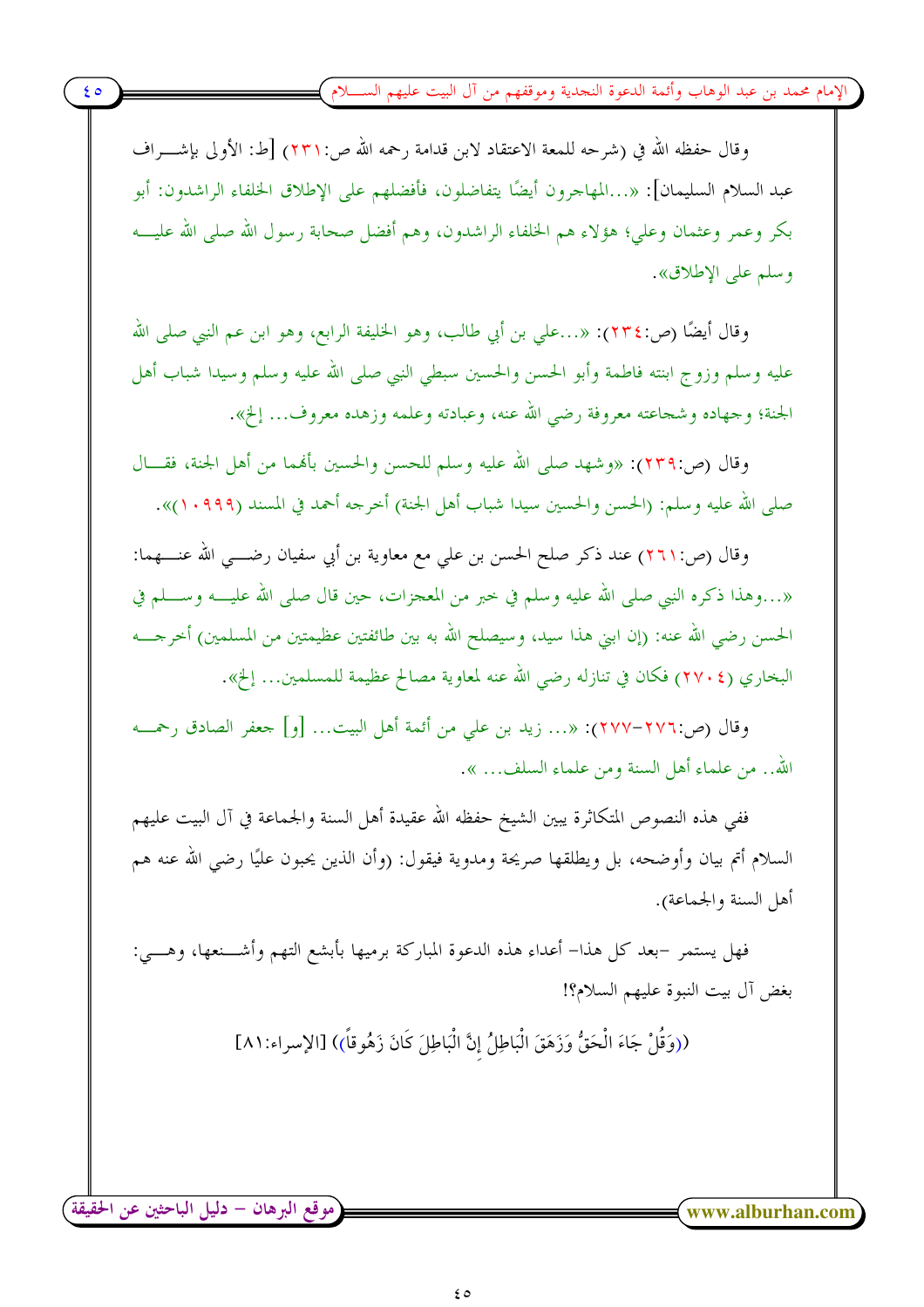وقال حفظه الله في (شرحه للمعة الاعتقاد لابن قدامة رحمه الله ص:٢٣١) [ط: الأولى بإشراف عبد السلام السليمان]: «...المهاجرون أيضًا يتفاضلون، فأفضلهم على الإطلاق الخلفاء الراشدون: أبو بكر وعمر وعثمان وعلي؛ هؤلاء هم الخلفاء الراشدون، وهم أفضل صحابة رسول الله صلى الله عليه وسلم على الإطلاق».

وقال أيضًا (ص:٢٣٤): «...علي بن أبي طالب، وهو الخليفة الرابع، وهو ابن عم النبي صلى الله عليه وسلم وزوج ابنته فاطمة وأبو الحسن والحسين سبطي النبي صلى الله عليه وسلم وسيدا شباب أهل الجنة؛ وجهاده وشجاعته معروفة رضي الله عنه، وعبادته وعلمه وزهده معروف... إلخ».

وقال (ص:٢٣٩): «وشهد صلى الله عليه وسلم للحسن والحسين بأنهما من أهل الجنة، فقال صلى الله عليه وسلم: (الحسن والحسين سيدا شباب أهل الجنة) أخرجه أحمد في المسند (١٠٩٩٩)».

وقال (ص:٢٦١) عند ذكر صلح الحسن بن علي مع معاوية بن أبي سفيان رضي الله عنهما: «...وهذا ذكره النبي صلى الله عليه وسلم في خبر من المعجزات، حين قال صلى الله عليه وسلم في الحسن رضي الله عنه: (إن ابني هذا سيد، وسيصلح الله به بين طائفتين عظيمتين من المسلمين) أخرجه البخاري (٢٧٠٤) فكان في تنازله رضي الله عنه لمعاوية مصالح عظيمة للمسلمين... إلخ».

وقال (ص:٢٧٦-٢٧٧): «... زيد بن علي من أئمة أهل البيت... [و] جعفر الصادق رحمه الله.. من علماء أهل السنة ومن علماء السلف... ».

ففي هذه النصوص المتكاثرة يبين الشيخ حفظه الله عقيدة أهل السنة والجماعة في آل البيت عليهم السلام أتم بيان وأوضحه، بل ويطلقها صريحة ومدوية فيقول: (وأن الذين يحبون عليًا رضي الله عنه هم أهل السنة والجماعة).

فهل يستمر -بعد كل هذا- أعداء هذه الدعوة المباركة برميها بأبشع التهم وأشنعها، وهي: بغض آل بيت النبوة عليهم السلام؟!

((وَقُلْ جَاءَ الْحَقُّ وَزَهَقَ الْبَاطِلُ إِنَّ الْبَاطِلَ كَانَ زَهُوقاً)) [الإسراء:٨١]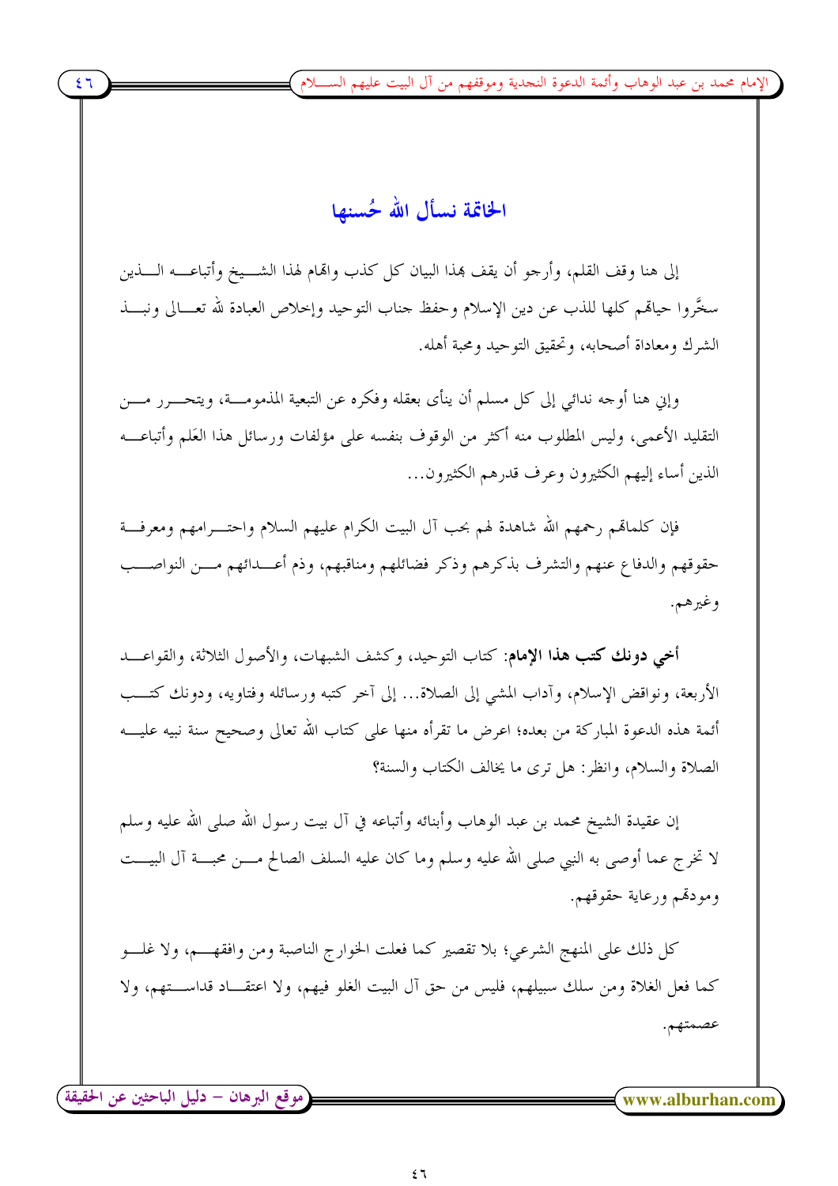## الخاتمة نسأل الله حُسنها

إلى هنا وقف القلم، وأرجو أن يقف بهذا البيان كل كذب واتهام لهذا الشيخ وأتباعه الذين سخَّروا حياتهم كلها للذب عن دين الإسلام وحفظ جناب التوحيد وإخلاص العبادة لله تعالى ونبذ الشرك ومعاداة أصحابه، وتحقيق التوحيد ومحبة أهله.

وإني هنا أوجه ندائي إلى كل مسلم أن ينأى بعقله وفكره عن التبعية المذمومة، ويتحرر من التقليد الأعمى، وليس المطلوب منه أكثر من الوقوف بنفسه على مؤلفات ورسائل هذا العَلم وأتباعه الذين أساء إليهم الكثيرون وعرف قدرهم الكثيرون...

فإن كلماتهم رحمهم الله شاهدة لهم بحب آل البيت الكرام عليهم السلام واحترامهم ومعرفة حقوقهم والدفاع عنهم والتشرف بذكرهم وذكر فضائلهم ومناقبهم، وذم أعدائهم من النواصب وغيرهم.

**أخي دونك كتب هذا الإمام**: كتاب التوحيد، وكشف الشبهات، والأصول الثلاثة، والقواعد الأربعة، ونواقض الإسلام، وآداب المشي إلى الصلاة... إلى آخر كتبه ورسائله وفتاويه، ودونك كتب أئمة هذه الدعوة المباركة من بعده؛ اعرض ما تقرأه منها على كتاب الله تعالى وصحيح سنة نبيه عليه الصلاة والسلام، وانظر: هل ترى ما يخالف الكتاب والسنة؟

إن عقيدة الشيخ محمد بن عبد الوهاب وأبنائه وأتباعه في آل بيت رسول الله صلى الله عليه وسلم لا تخرج عما أوصى به النبي صلى الله عليه وسلم وما كان عليه السلف الصالح من محبة آل البيت ومودتهم ورعاية حقوقهم.

كل ذلك على المنهج الشرعي؛ بلا تقصير كما فعلت الخوارج الناصبة ومن وافقهم، ولا غلو كما فعل الغلاة ومن سلك سبيلهم، فليس من حق آل البيت الغلو فيهم، ولا اعتقاد قداستهم، ولا عصمتهم.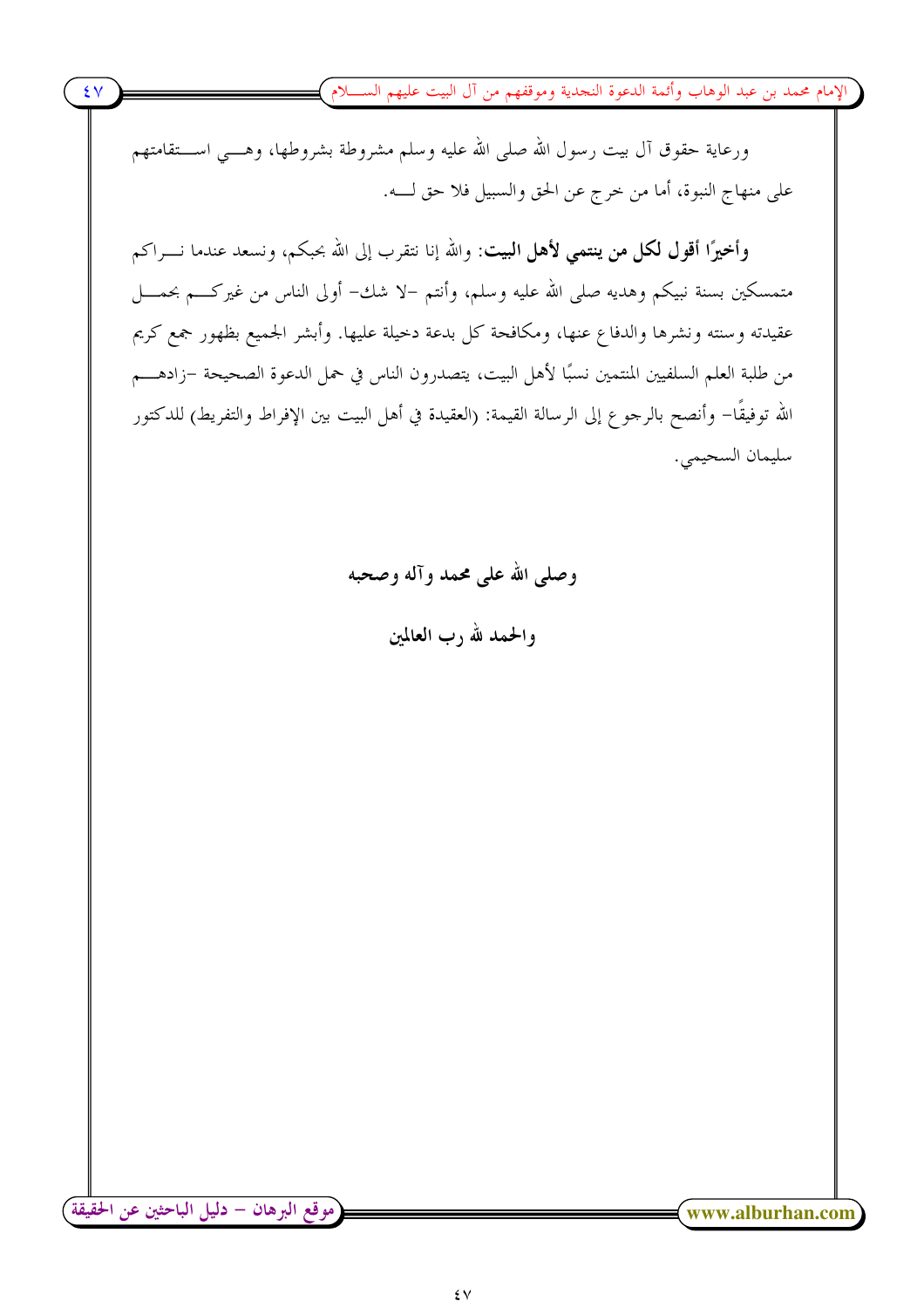ورعاية حقوق آل بيت رسول الله صلى الله عليه وسلم مشروطة بشروطها، وهي استقامتهم على منهاج النبوة، أما من خرج عن الحق والسبيل فلا حق له.

**وأخيرًا أقول لكل من ينتمي لأهل البيت**: والله إنا نتقرب إلى الله بحبكم، ونسعد عندما نراكم متمسكين بسنة نبيكم وهديه صلى الله عليه وسلم، وأنتم –لا شك– أولى الناس من غيركم بحمل عقيدته وسنته ونشرها والدفاع عنها، ومكافحة كل بدعة دخيلة عليها. وأبشر الجميع بظهور جمع كريم من طلبة العلم السلفيين المنتمين نسبًا لأهل البيت، يتصدرون الناس في حمل الدعوة الصحيحة –زادهم الله توفيقًا– وأنصح بالرجوع إلى الرسالة القيمة: (العقيدة في أهل البيت بين الإفراط والتفريط) للدكتور سليمان السحيمي.

**وصلى الله على محمد وآله وصحبه**

**والحمد لله رب العالمين**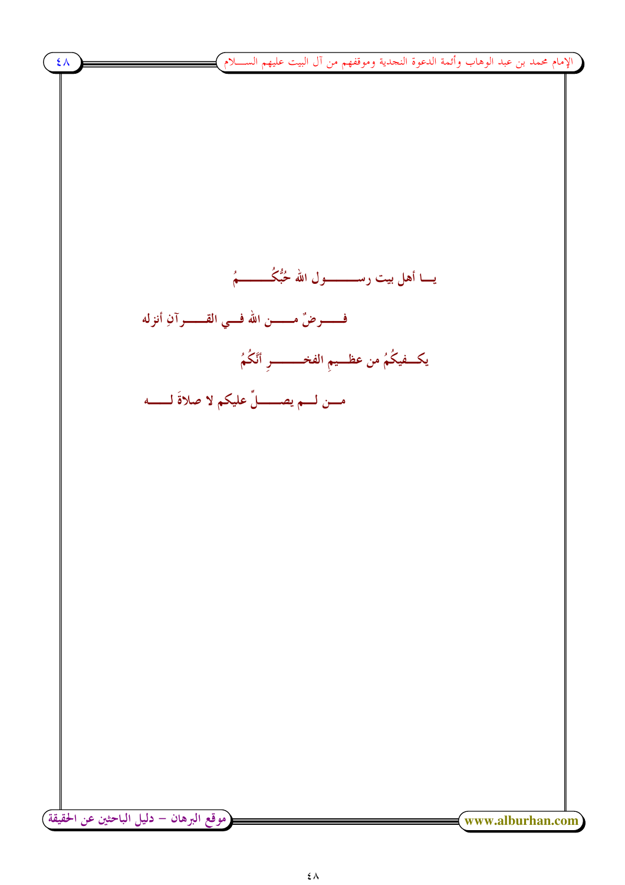يـــا أهل بيت رســــــول الله حُبُّكُـــــــمُ

فــــرضٌ مــــن الله فــي القـــرآنِ أنزله

يكــفيكُمُ من عظــيمِ الفخـــــرِ أنَّكُمُ

مــن لــم يصـــلِّ عليكم لا صلاةَ لـــه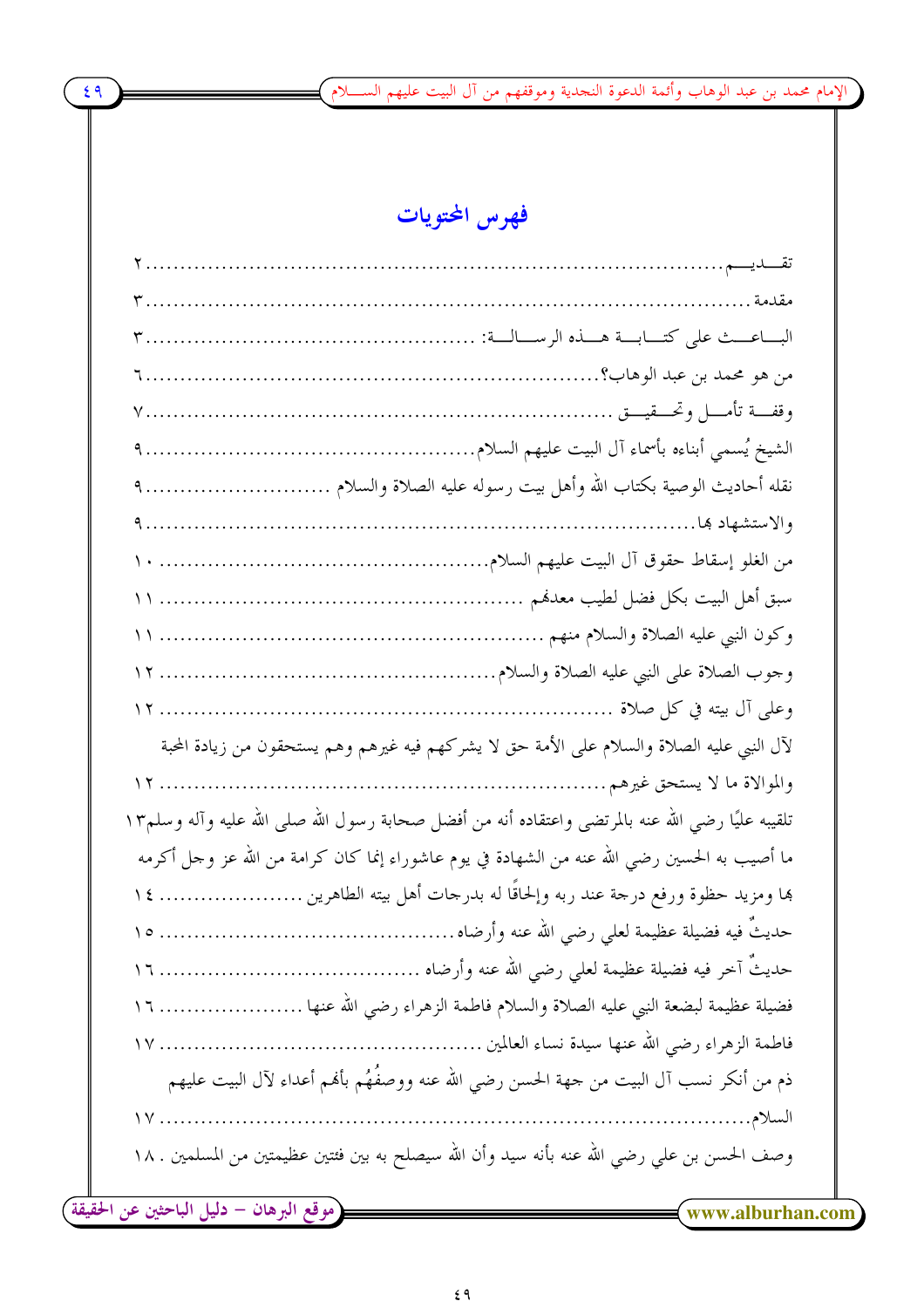# فهرس المحتويات

تقـــديـــم........................................................................................... ٢

مقدمة ............................................................................................... ٣

البـــاعـــث على كتـــابـــة هـــذه الرســـالـــة: ............................................. ٣

من هو محمد بن عبد الوهاب؟.............................................................. ٦

وقفـــة تأمـــل وتحـــقيـــق ........................................................................ ٧

الشيخ يُسمي أبناءه بأسماء آل البيت عليهم السلام.............................................. ٩

نقله أحاديث الوصية بكتاب الله وأهل بيت رسوله عليه الصلاة والسلام .......................... ٩

والاستشهاد بها........................................................................................ ٩

من الغلو إسقاط حقوق آل البيت عليهم السلام.................................................. ١٠

سبق أهل البيت بكل فضل لطيب معدنهم ......................................................... ١١

وكون النبي عليه الصلاة والسلام منهم ............................................................. ١١

وجوب الصلاة على النبي عليه الصلاة والسلام.................................................... ١٢

وعلى آل بيته في كل صلاة ........................................................................ ١٢

لآل النبي عليه الصلاة والسلام على الأمة حق لا يشركهم فيه غيرهم وهم يستحقون من زيادة المحبة والموالاة ما لا يستحق غيرهم............................................................................... ١٢

تلقيبه عليًا رضي الله عنه بالمرتضى واعتقاده أنه من أفضل صحابة رسول الله صلى الله عليه وآله وسلم١٣

ما أصيب به الحسين رضي الله عنه من الشهادة في يوم عاشوراء إنما كان كرامة من الله عز وجل أكرمه بها ومزيد حظوة ورفع درجة عند ربه وإلحاقًا له بدرجات أهل بيته الطاهرين ..................... ١٤

حديثٌ فيه فضيلة عظيمة لعلي رضي الله عنه وأرضاه......................................... ١٥

حديثٌ آخر فيه فضيلة عظيمة لعلي رضي الله عنه وأرضاه ................................... ١٦

فضيلة عظيمة لبضعة النبي عليه الصلاة والسلام فاطمة الزهراء رضي الله عنها ..................... ١٦

فاطمة الزهراء رضي الله عنها سيدة نساء العالمين ............................................... ١٧

ذم من أنكر نسب آل البيت من جهة الحسن رضي الله عنه ووصفُهُم بأنهم أعداء لآل البيت عليهم السلام.................................................................................................. ١٧

وصف الحسن بن علي رضي الله عنه بأنه سيد وأن الله سيصلح به بين فئتين عظيمتين من المسلمين . ١٨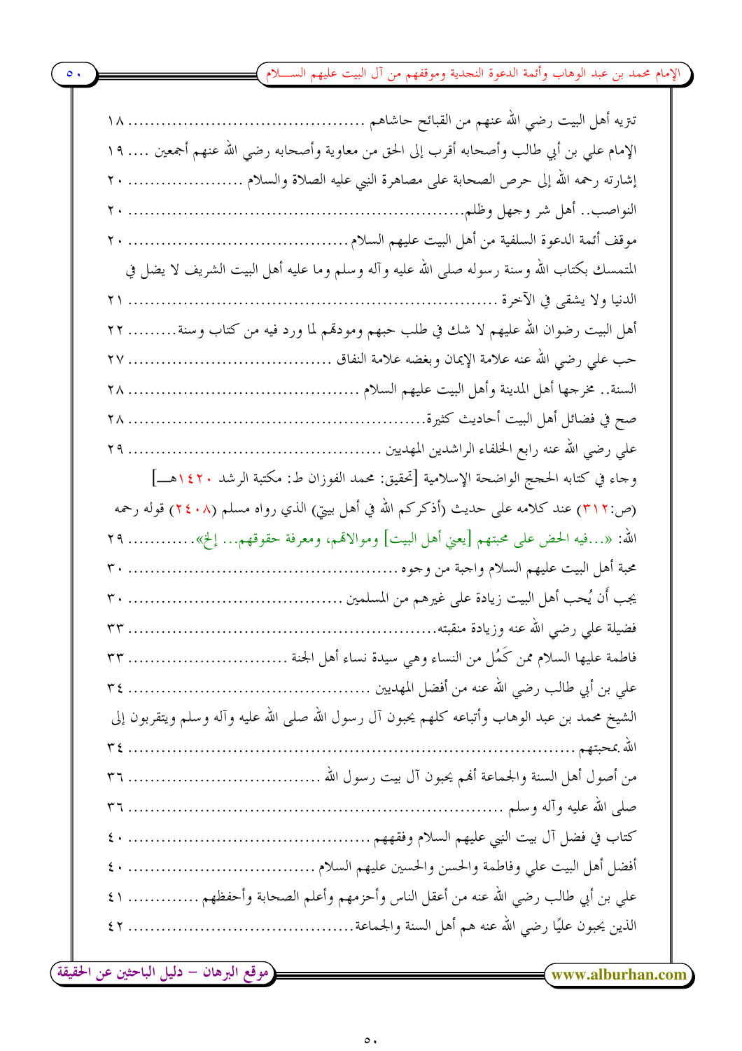تنزيه أهل البيت رضي الله عنهم من القبائح حاشاهم .......................................... ١٨

الإمام علي بن أبي طالب وأصحابه أقرب إلى الحق من معاوية وأصحابه رضي الله عنهم أجمعين .... ١٩

إشارته رحمه الله إلى حرص الصحابة على مصاهرة النبي عليه الصلاة والسلام ..................... ٢٠

النواصب.. أهل شر وجهل وظلم.......................................................... ٢٠

موقف أئمة الدعوة السلفية من أهل البيت عليهم السلام ....................................... ٢٠

المتمسك بكتاب الله وسنة رسوله صلى الله عليه وآله وسلم وما عليه أهل البيت الشريف لا يضل في الدنيا ولا يشقى في الآخرة ............................................................ ٢١

أهل البيت رضوان الله عليهم لا شك في طلب حبهم ومودتهم لما ورد فيه من كتاب وسنة......... ٢٢

حب علي رضي الله عنه علامة الإيمان وبغضه علامة النفاق .................................. ٢٧

السنة.. مخرجها أهل المدينة وأهل البيت عليهم السلام ........................................ ٢٨

صح في فضائل أهل البيت أحاديث كثيرة................................................... ٢٨

علي رضي الله عنه رابع الخلفاء الراشدين المهديين ........................................... ٢٩

وجاء في كتابه الحجج الواضحة الإسلامية [تحقيق: محمد الفوزان ط: مكتبة الرشد ١٤٢٠هـ] (ص:٣١٢) عند كلامه على حديث (أذكركم الله في أهل بيتي) الذي رواه مسلم (٢٤٠٨) قوله رحمه الله: «...فيه الحض على محبتهم [يعني أهل البيت] وموالاتهم، ومعرفة حقوقهم... إلخ»............ ٢٩

محبة أهل البيت عليهم السلام واجبة من وجوه ................................................ ٣٠

يجب أَن يُحب أهل البيت زيادة على غيرهم من المسلمين ...................................... ٣٠

فضيلة علي رضي الله عنه وزيادة منقبته...................................................... ٣٣

فاطمة عليها السلام ممن كَمُل من النساء وهي سيدة نساء أهل الجنة ............................ ٣٣

علي بن أبي طالب رضي الله عنه من أفضل المهديين .......................................... ٣٤

الشيخ محمد بن عبد الوهاب وأتباعه كلهم يحبون آل رسول الله صلى الله عليه وآله وسلم ويتقربون إلى الله بمحبتهم ........................................................................ ٣٤

من أصول أهل السنة والجماعة أنهم يحبون آل بيت رسول الله ................................... ٣٦

صلى الله عليه وآله وسلم ................................................................. ٣٦

كتاب في فضل آل بيت النبي عليهم السلام وفقههم ........................................... ٤٠

أفضل أهل البيت علي وفاطمة والحسن والحسين عليهم السلام ................................. ٤٠

علي بن أبي طالب رضي الله عنه من أعقل الناس وأحزمهم وأعلم الصحابة وأحفظهم ............ ٤١

الذين يحبون عليًا رضي الله عنه هم أهل السنة والجماعة........................................ ٤٢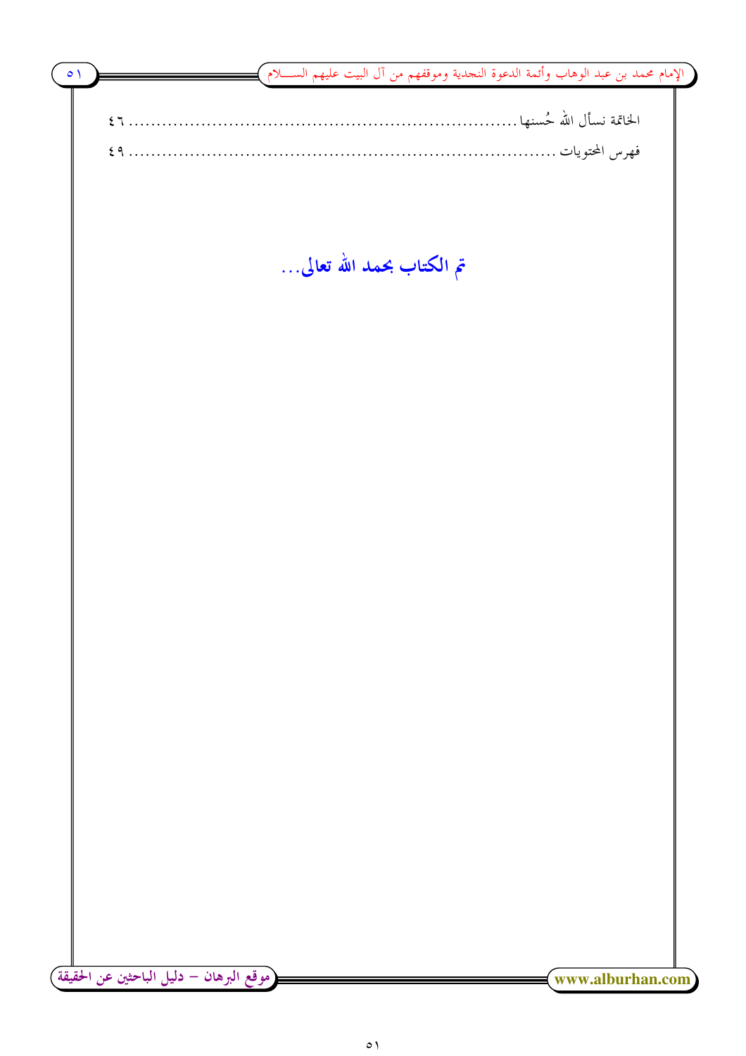الخاتمة نسأل الله حُسنها ........................................................ ٤٦

فهرس المحتويات ............................................................... ٤٩

**تم الكتاب بحمد الله تعالى...**